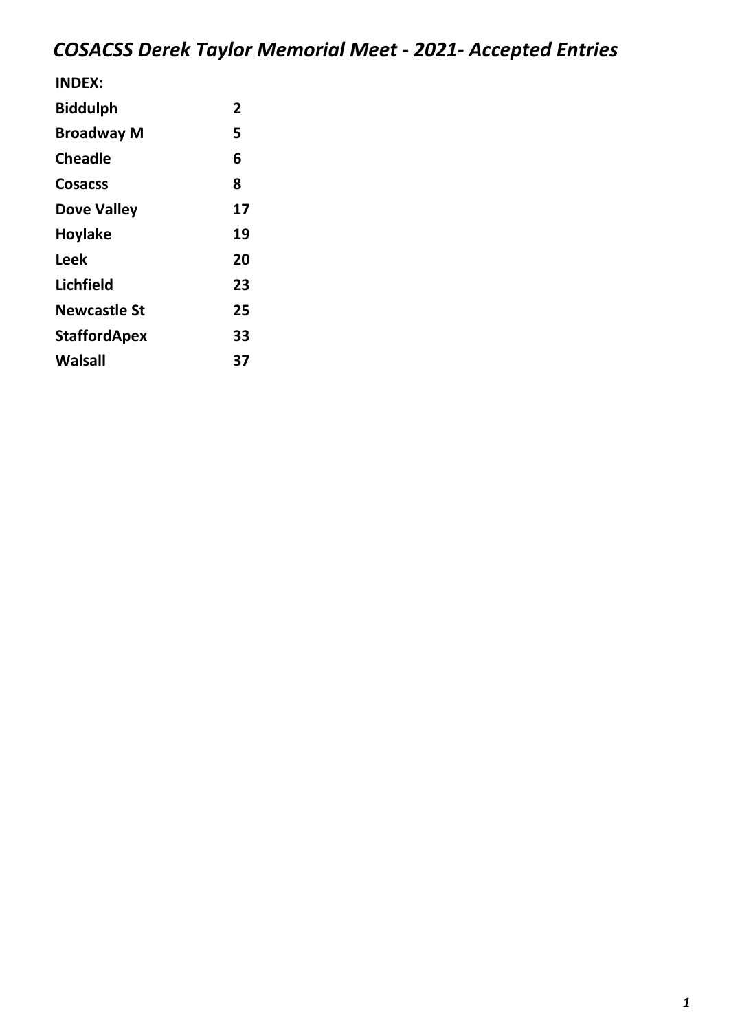# *COSACSS Derek Taylor Memorial Meet - 2021- Accepted Entries*

**INDEX:**

| | |
|---|---|
| **Biddulph** | **2** |
| **Broadway M** | **5** |
| **Cheadle** | **6** |
| **Cosacss** | **8** |
| **Dove Valley** | **17** |
| **Hoylake** | **19** |
| **Leek** | **20** |
| **Lichfield** | **23** |
| **Newcastle St** | **25** |
| **StaffordApex** | **33** |
| **Walsall** | **37** |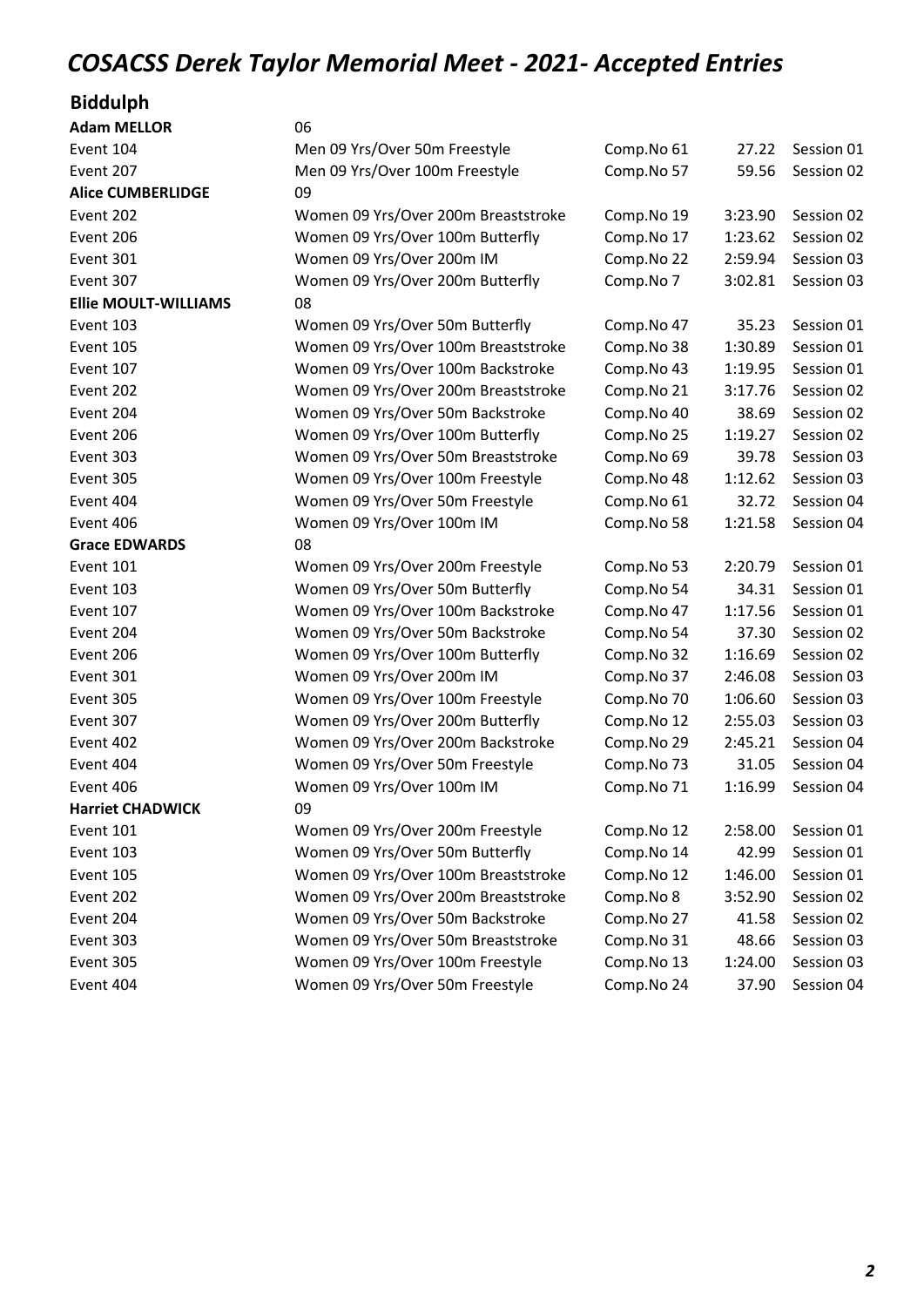# *COSACSS Derek Taylor Memorial Meet - 2021- Accepted Entries*

## Biddulph

| | | | | |
|---|---|---|---|---|
| **Adam MELLOR** | 06 | | | |
| Event 104 | Men 09 Yrs/Over 50m Freestyle | Comp.No 61 | 27.22 | Session 01 |
| Event 207 | Men 09 Yrs/Over 100m Freestyle | Comp.No 57 | 59.56 | Session 02 |
| **Alice CUMBERLIDGE** | 09 | | | |
| Event 202 | Women 09 Yrs/Over 200m Breaststroke | Comp.No 19 | 3:23.90 | Session 02 |
| Event 206 | Women 09 Yrs/Over 100m Butterfly | Comp.No 17 | 1:23.62 | Session 02 |
| Event 301 | Women 09 Yrs/Over 200m IM | Comp.No 22 | 2:59.94 | Session 03 |
| Event 307 | Women 09 Yrs/Over 200m Butterfly | Comp.No 7 | 3:02.81 | Session 03 |
| **Ellie MOULT-WILLIAMS** | 08 | | | |
| Event 103 | Women 09 Yrs/Over 50m Butterfly | Comp.No 47 | 35.23 | Session 01 |
| Event 105 | Women 09 Yrs/Over 100m Breaststroke | Comp.No 38 | 1:30.89 | Session 01 |
| Event 107 | Women 09 Yrs/Over 100m Backstroke | Comp.No 43 | 1:19.95 | Session 01 |
| Event 202 | Women 09 Yrs/Over 200m Breaststroke | Comp.No 21 | 3:17.76 | Session 02 |
| Event 204 | Women 09 Yrs/Over 50m Backstroke | Comp.No 40 | 38.69 | Session 02 |
| Event 206 | Women 09 Yrs/Over 100m Butterfly | Comp.No 25 | 1:19.27 | Session 02 |
| Event 303 | Women 09 Yrs/Over 50m Breaststroke | Comp.No 69 | 39.78 | Session 03 |
| Event 305 | Women 09 Yrs/Over 100m Freestyle | Comp.No 48 | 1:12.62 | Session 03 |
| Event 404 | Women 09 Yrs/Over 50m Freestyle | Comp.No 61 | 32.72 | Session 04 |
| Event 406 | Women 09 Yrs/Over 100m IM | Comp.No 58 | 1:21.58 | Session 04 |
| **Grace EDWARDS** | 08 | | | |
| Event 101 | Women 09 Yrs/Over 200m Freestyle | Comp.No 53 | 2:20.79 | Session 01 |
| Event 103 | Women 09 Yrs/Over 50m Butterfly | Comp.No 54 | 34.31 | Session 01 |
| Event 107 | Women 09 Yrs/Over 100m Backstroke | Comp.No 47 | 1:17.56 | Session 01 |
| Event 204 | Women 09 Yrs/Over 50m Backstroke | Comp.No 54 | 37.30 | Session 02 |
| Event 206 | Women 09 Yrs/Over 100m Butterfly | Comp.No 32 | 1:16.69 | Session 02 |
| Event 301 | Women 09 Yrs/Over 200m IM | Comp.No 37 | 2:46.08 | Session 03 |
| Event 305 | Women 09 Yrs/Over 100m Freestyle | Comp.No 70 | 1:06.60 | Session 03 |
| Event 307 | Women 09 Yrs/Over 200m Butterfly | Comp.No 12 | 2:55.03 | Session 03 |
| Event 402 | Women 09 Yrs/Over 200m Backstroke | Comp.No 29 | 2:45.21 | Session 04 |
| Event 404 | Women 09 Yrs/Over 50m Freestyle | Comp.No 73 | 31.05 | Session 04 |
| Event 406 | Women 09 Yrs/Over 100m IM | Comp.No 71 | 1:16.99 | Session 04 |
| **Harriet CHADWICK** | 09 | | | |
| Event 101 | Women 09 Yrs/Over 200m Freestyle | Comp.No 12 | 2:58.00 | Session 01 |
| Event 103 | Women 09 Yrs/Over 50m Butterfly | Comp.No 14 | 42.99 | Session 01 |
| Event 105 | Women 09 Yrs/Over 100m Breaststroke | Comp.No 12 | 1:46.00 | Session 01 |
| Event 202 | Women 09 Yrs/Over 200m Breaststroke | Comp.No 8 | 3:52.90 | Session 02 |
| Event 204 | Women 09 Yrs/Over 50m Backstroke | Comp.No 27 | 41.58 | Session 02 |
| Event 303 | Women 09 Yrs/Over 50m Breaststroke | Comp.No 31 | 48.66 | Session 03 |
| Event 305 | Women 09 Yrs/Over 100m Freestyle | Comp.No 13 | 1:24.00 | Session 03 |
| Event 404 | Women 09 Yrs/Over 50m Freestyle | Comp.No 24 | 37.90 | Session 04 |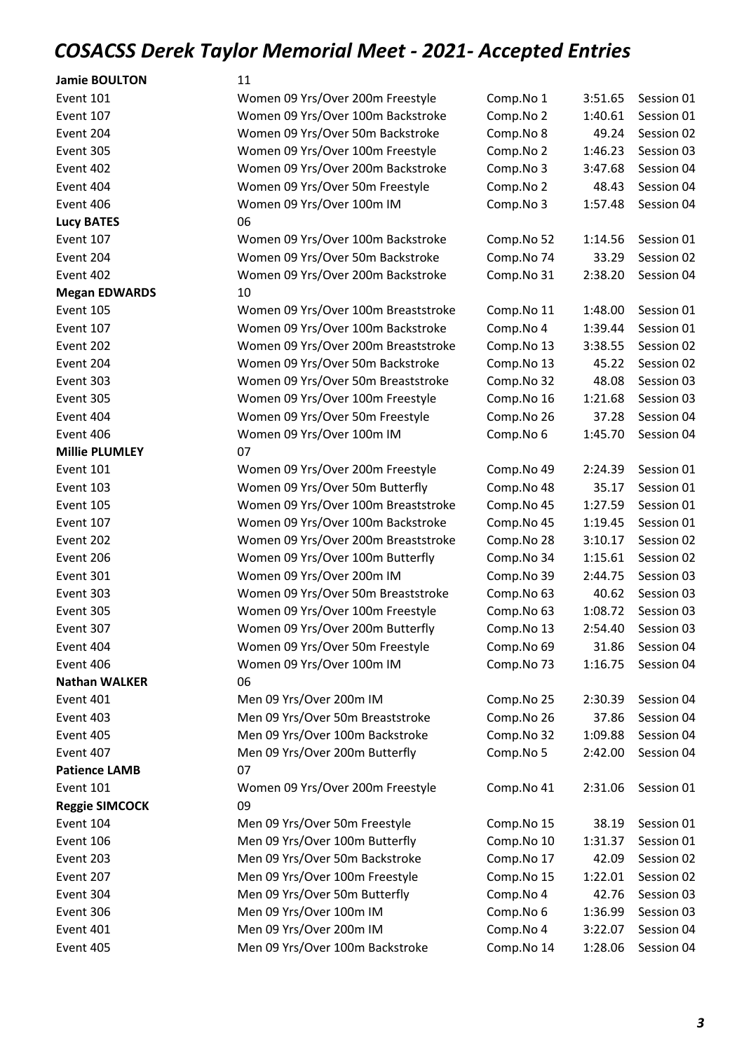# COSACSS Derek Taylor Memorial Meet - 2021- Accepted Entries

| | | | | |
|---|---|---|---|---|
| **Jamie BOULTON** | 11 | | | |
| Event 101 | Women 09 Yrs/Over 200m Freestyle | Comp.No 1 | 3:51.65 | Session 01 |
| Event 107 | Women 09 Yrs/Over 100m Backstroke | Comp.No 2 | 1:40.61 | Session 01 |
| Event 204 | Women 09 Yrs/Over 50m Backstroke | Comp.No 8 | 49.24 | Session 02 |
| Event 305 | Women 09 Yrs/Over 100m Freestyle | Comp.No 2 | 1:46.23 | Session 03 |
| Event 402 | Women 09 Yrs/Over 200m Backstroke | Comp.No 3 | 3:47.68 | Session 04 |
| Event 404 | Women 09 Yrs/Over 50m Freestyle | Comp.No 2 | 48.43 | Session 04 |
| Event 406 | Women 09 Yrs/Over 100m IM | Comp.No 3 | 1:57.48 | Session 04 |
| **Lucy BATES** | 06 | | | |
| Event 107 | Women 09 Yrs/Over 100m Backstroke | Comp.No 52 | 1:14.56 | Session 01 |
| Event 204 | Women 09 Yrs/Over 50m Backstroke | Comp.No 74 | 33.29 | Session 02 |
| Event 402 | Women 09 Yrs/Over 200m Backstroke | Comp.No 31 | 2:38.20 | Session 04 |
| **Megan EDWARDS** | 10 | | | |
| Event 105 | Women 09 Yrs/Over 100m Breaststroke | Comp.No 11 | 1:48.00 | Session 01 |
| Event 107 | Women 09 Yrs/Over 100m Backstroke | Comp.No 4 | 1:39.44 | Session 01 |
| Event 202 | Women 09 Yrs/Over 200m Breaststroke | Comp.No 13 | 3:38.55 | Session 02 |
| Event 204 | Women 09 Yrs/Over 50m Backstroke | Comp.No 13 | 45.22 | Session 02 |
| Event 303 | Women 09 Yrs/Over 50m Breaststroke | Comp.No 32 | 48.08 | Session 03 |
| Event 305 | Women 09 Yrs/Over 100m Freestyle | Comp.No 16 | 1:21.68 | Session 03 |
| Event 404 | Women 09 Yrs/Over 50m Freestyle | Comp.No 26 | 37.28 | Session 04 |
| Event 406 | Women 09 Yrs/Over 100m IM | Comp.No 6 | 1:45.70 | Session 04 |
| **Millie PLUMLEY** | 07 | | | |
| Event 101 | Women 09 Yrs/Over 200m Freestyle | Comp.No 49 | 2:24.39 | Session 01 |
| Event 103 | Women 09 Yrs/Over 50m Butterfly | Comp.No 48 | 35.17 | Session 01 |
| Event 105 | Women 09 Yrs/Over 100m Breaststroke | Comp.No 45 | 1:27.59 | Session 01 |
| Event 107 | Women 09 Yrs/Over 100m Backstroke | Comp.No 45 | 1:19.45 | Session 01 |
| Event 202 | Women 09 Yrs/Over 200m Breaststroke | Comp.No 28 | 3:10.17 | Session 02 |
| Event 206 | Women 09 Yrs/Over 100m Butterfly | Comp.No 34 | 1:15.61 | Session 02 |
| Event 301 | Women 09 Yrs/Over 200m IM | Comp.No 39 | 2:44.75 | Session 03 |
| Event 303 | Women 09 Yrs/Over 50m Breaststroke | Comp.No 63 | 40.62 | Session 03 |
| Event 305 | Women 09 Yrs/Over 100m Freestyle | Comp.No 63 | 1:08.72 | Session 03 |
| Event 307 | Women 09 Yrs/Over 200m Butterfly | Comp.No 13 | 2:54.40 | Session 03 |
| Event 404 | Women 09 Yrs/Over 50m Freestyle | Comp.No 69 | 31.86 | Session 04 |
| Event 406 | Women 09 Yrs/Over 100m IM | Comp.No 73 | 1:16.75 | Session 04 |
| **Nathan WALKER** | 06 | | | |
| Event 401 | Men 09 Yrs/Over 200m IM | Comp.No 25 | 2:30.39 | Session 04 |
| Event 403 | Men 09 Yrs/Over 50m Breaststroke | Comp.No 26 | 37.86 | Session 04 |
| Event 405 | Men 09 Yrs/Over 100m Backstroke | Comp.No 32 | 1:09.88 | Session 04 |
| Event 407 | Men 09 Yrs/Over 200m Butterfly | Comp.No 5 | 2:42.00 | Session 04 |
| **Patience LAMB** | 07 | | | |
| Event 101 | Women 09 Yrs/Over 200m Freestyle | Comp.No 41 | 2:31.06 | Session 01 |
| **Reggie SIMCOCK** | 09 | | | |
| Event 104 | Men 09 Yrs/Over 50m Freestyle | Comp.No 15 | 38.19 | Session 01 |
| Event 106 | Men 09 Yrs/Over 100m Butterfly | Comp.No 10 | 1:31.37 | Session 01 |
| Event 203 | Men 09 Yrs/Over 50m Backstroke | Comp.No 17 | 42.09 | Session 02 |
| Event 207 | Men 09 Yrs/Over 100m Freestyle | Comp.No 15 | 1:22.01 | Session 02 |
| Event 304 | Men 09 Yrs/Over 50m Butterfly | Comp.No 4 | 42.76 | Session 03 |
| Event 306 | Men 09 Yrs/Over 100m IM | Comp.No 6 | 1:36.99 | Session 03 |
| Event 401 | Men 09 Yrs/Over 200m IM | Comp.No 4 | 3:22.07 | Session 04 |
| Event 405 | Men 09 Yrs/Over 100m Backstroke | Comp.No 14 | 1:28.06 | Session 04 |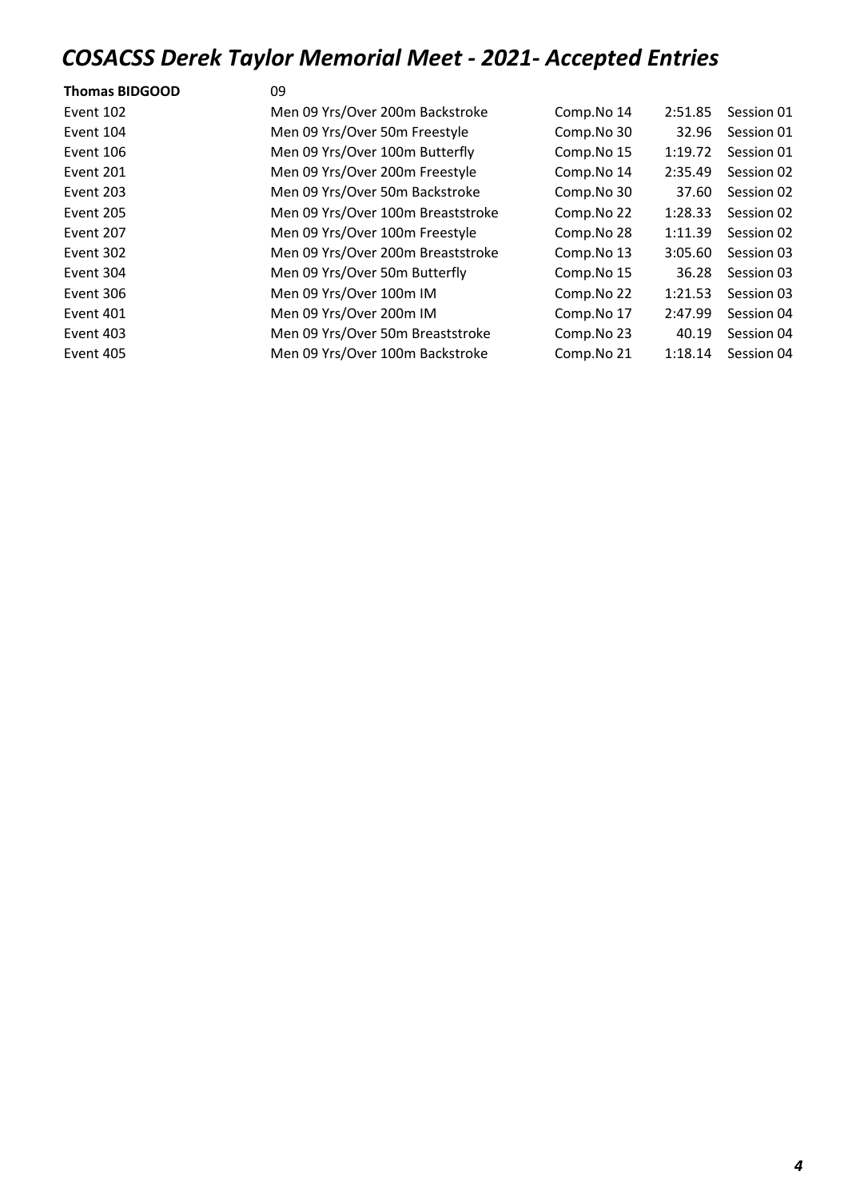# COSACSS Derek Taylor Memorial Meet - 2021- Accepted Entries

**Thomas BIDGOOD** 09

| | | | | |
|---|---|---|---|---|
| Event 102 | Men 09 Yrs/Over 200m Backstroke | Comp.No 14 | 2:51.85 | Session 01 |
| Event 104 | Men 09 Yrs/Over 50m Freestyle | Comp.No 30 | 32.96 | Session 01 |
| Event 106 | Men 09 Yrs/Over 100m Butterfly | Comp.No 15 | 1:19.72 | Session 01 |
| Event 201 | Men 09 Yrs/Over 200m Freestyle | Comp.No 14 | 2:35.49 | Session 02 |
| Event 203 | Men 09 Yrs/Over 50m Backstroke | Comp.No 30 | 37.60 | Session 02 |
| Event 205 | Men 09 Yrs/Over 100m Breaststroke | Comp.No 22 | 1:28.33 | Session 02 |
| Event 207 | Men 09 Yrs/Over 100m Freestyle | Comp.No 28 | 1:11.39 | Session 02 |
| Event 302 | Men 09 Yrs/Over 200m Breaststroke | Comp.No 13 | 3:05.60 | Session 03 |
| Event 304 | Men 09 Yrs/Over 50m Butterfly | Comp.No 15 | 36.28 | Session 03 |
| Event 306 | Men 09 Yrs/Over 100m IM | Comp.No 22 | 1:21.53 | Session 03 |
| Event 401 | Men 09 Yrs/Over 200m IM | Comp.No 17 | 2:47.99 | Session 04 |
| Event 403 | Men 09 Yrs/Over 50m Breaststroke | Comp.No 23 | 40.19 | Session 04 |
| Event 405 | Men 09 Yrs/Over 100m Backstroke | Comp.No 21 | 1:18.14 | Session 04 |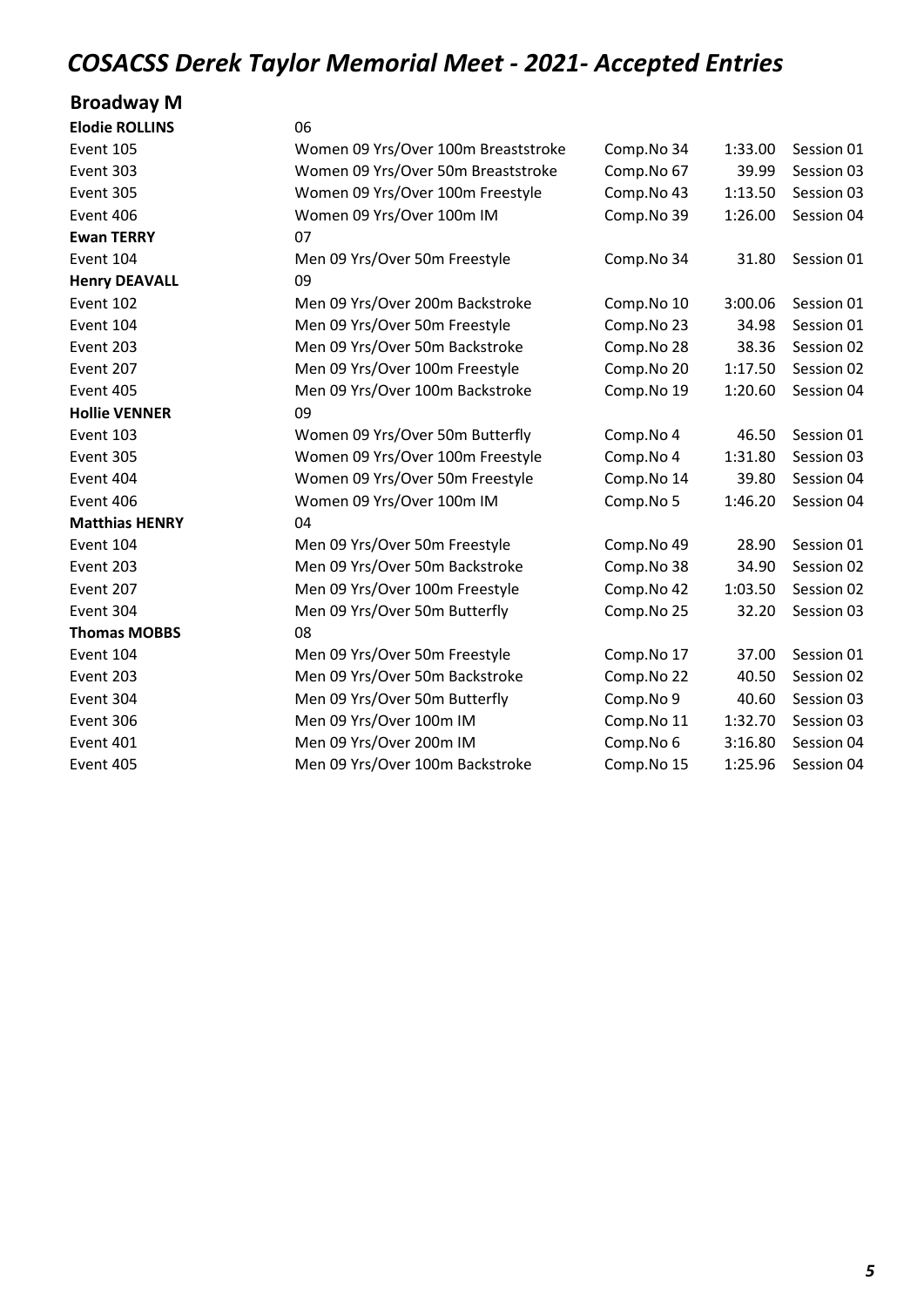# COSACSS Derek Taylor Memorial Meet - 2021- Accepted Entries

## Broadway M

| | | | | |
|---|---|---|---|---|
| **Elodie ROLLINS** | 06 | | | |
| Event 105 | Women 09 Yrs/Over 100m Breaststroke | Comp.No 34 | 1:33.00 | Session 01 |
| Event 303 | Women 09 Yrs/Over 50m Breaststroke | Comp.No 67 | 39.99 | Session 03 |
| Event 305 | Women 09 Yrs/Over 100m Freestyle | Comp.No 43 | 1:13.50 | Session 03 |
| Event 406 | Women 09 Yrs/Over 100m IM | Comp.No 39 | 1:26.00 | Session 04 |
| **Ewan TERRY** | 07 | | | |
| Event 104 | Men 09 Yrs/Over 50m Freestyle | Comp.No 34 | 31.80 | Session 01 |
| **Henry DEAVALL** | 09 | | | |
| Event 102 | Men 09 Yrs/Over 200m Backstroke | Comp.No 10 | 3:00.06 | Session 01 |
| Event 104 | Men 09 Yrs/Over 50m Freestyle | Comp.No 23 | 34.98 | Session 01 |
| Event 203 | Men 09 Yrs/Over 50m Backstroke | Comp.No 28 | 38.36 | Session 02 |
| Event 207 | Men 09 Yrs/Over 100m Freestyle | Comp.No 20 | 1:17.50 | Session 02 |
| Event 405 | Men 09 Yrs/Over 100m Backstroke | Comp.No 19 | 1:20.60 | Session 04 |
| **Hollie VENNER** | 09 | | | |
| Event 103 | Women 09 Yrs/Over 50m Butterfly | Comp.No 4 | 46.50 | Session 01 |
| Event 305 | Women 09 Yrs/Over 100m Freestyle | Comp.No 4 | 1:31.80 | Session 03 |
| Event 404 | Women 09 Yrs/Over 50m Freestyle | Comp.No 14 | 39.80 | Session 04 |
| Event 406 | Women 09 Yrs/Over 100m IM | Comp.No 5 | 1:46.20 | Session 04 |
| **Matthias HENRY** | 04 | | | |
| Event 104 | Men 09 Yrs/Over 50m Freestyle | Comp.No 49 | 28.90 | Session 01 |
| Event 203 | Men 09 Yrs/Over 50m Backstroke | Comp.No 38 | 34.90 | Session 02 |
| Event 207 | Men 09 Yrs/Over 100m Freestyle | Comp.No 42 | 1:03.50 | Session 02 |
| Event 304 | Men 09 Yrs/Over 50m Butterfly | Comp.No 25 | 32.20 | Session 03 |
| **Thomas MOBBS** | 08 | | | |
| Event 104 | Men 09 Yrs/Over 50m Freestyle | Comp.No 17 | 37.00 | Session 01 |
| Event 203 | Men 09 Yrs/Over 50m Backstroke | Comp.No 22 | 40.50 | Session 02 |
| Event 304 | Men 09 Yrs/Over 50m Butterfly | Comp.No 9 | 40.60 | Session 03 |
| Event 306 | Men 09 Yrs/Over 100m IM | Comp.No 11 | 1:32.70 | Session 03 |
| Event 401 | Men 09 Yrs/Over 200m IM | Comp.No 6 | 3:16.80 | Session 04 |
| Event 405 | Men 09 Yrs/Over 100m Backstroke | Comp.No 15 | 1:25.96 | Session 04 |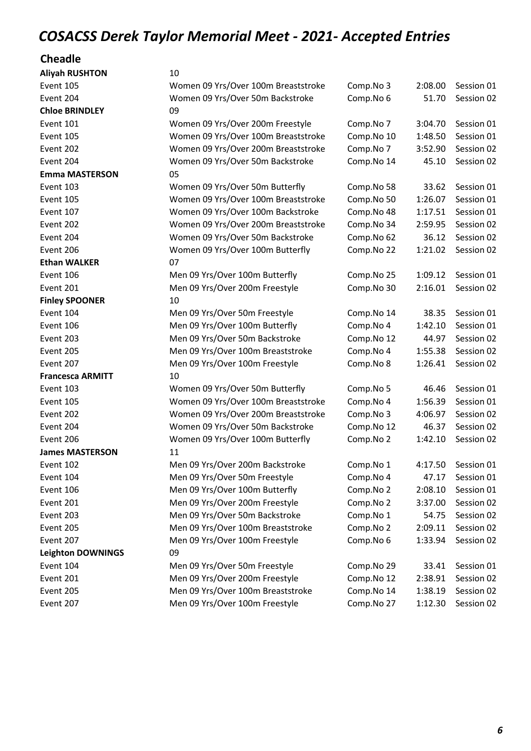# COSACSS Derek Taylor Memorial Meet - 2021- Accepted Entries

## Cheadle

| | | | | |
|---|---|---|---|---|
| **Aliyah RUSHTON** | 10 | | | |
| Event 105 | Women 09 Yrs/Over 100m Breaststroke | Comp.No 3 | 2:08.00 | Session 01 |
| Event 204 | Women 09 Yrs/Over 50m Backstroke | Comp.No 6 | 51.70 | Session 02 |
| **Chloe BRINDLEY** | 09 | | | |
| Event 101 | Women 09 Yrs/Over 200m Freestyle | Comp.No 7 | 3:04.70 | Session 01 |
| Event 105 | Women 09 Yrs/Over 100m Breaststroke | Comp.No 10 | 1:48.50 | Session 01 |
| Event 202 | Women 09 Yrs/Over 200m Breaststroke | Comp.No 7 | 3:52.90 | Session 02 |
| Event 204 | Women 09 Yrs/Over 50m Backstroke | Comp.No 14 | 45.10 | Session 02 |
| **Emma MASTERSON** | 05 | | | |
| Event 103 | Women 09 Yrs/Over 50m Butterfly | Comp.No 58 | 33.62 | Session 01 |
| Event 105 | Women 09 Yrs/Over 100m Breaststroke | Comp.No 50 | 1:26.07 | Session 01 |
| Event 107 | Women 09 Yrs/Over 100m Backstroke | Comp.No 48 | 1:17.51 | Session 01 |
| Event 202 | Women 09 Yrs/Over 200m Breaststroke | Comp.No 34 | 2:59.95 | Session 02 |
| Event 204 | Women 09 Yrs/Over 50m Backstroke | Comp.No 62 | 36.12 | Session 02 |
| Event 206 | Women 09 Yrs/Over 100m Butterfly | Comp.No 22 | 1:21.02 | Session 02 |
| **Ethan WALKER** | 07 | | | |
| Event 106 | Men 09 Yrs/Over 100m Butterfly | Comp.No 25 | 1:09.12 | Session 01 |
| Event 201 | Men 09 Yrs/Over 200m Freestyle | Comp.No 30 | 2:16.01 | Session 02 |
| **Finley SPOONER** | 10 | | | |
| Event 104 | Men 09 Yrs/Over 50m Freestyle | Comp.No 14 | 38.35 | Session 01 |
| Event 106 | Men 09 Yrs/Over 100m Butterfly | Comp.No 4 | 1:42.10 | Session 01 |
| Event 203 | Men 09 Yrs/Over 50m Backstroke | Comp.No 12 | 44.97 | Session 02 |
| Event 205 | Men 09 Yrs/Over 100m Breaststroke | Comp.No 4 | 1:55.38 | Session 02 |
| Event 207 | Men 09 Yrs/Over 100m Freestyle | Comp.No 8 | 1:26.41 | Session 02 |
| **Francesca ARMITT** | 10 | | | |
| Event 103 | Women 09 Yrs/Over 50m Butterfly | Comp.No 5 | 46.46 | Session 01 |
| Event 105 | Women 09 Yrs/Over 100m Breaststroke | Comp.No 4 | 1:56.39 | Session 01 |
| Event 202 | Women 09 Yrs/Over 200m Breaststroke | Comp.No 3 | 4:06.97 | Session 02 |
| Event 204 | Women 09 Yrs/Over 50m Backstroke | Comp.No 12 | 46.37 | Session 02 |
| Event 206 | Women 09 Yrs/Over 100m Butterfly | Comp.No 2 | 1:42.10 | Session 02 |
| **James MASTERSON** | 11 | | | |
| Event 102 | Men 09 Yrs/Over 200m Backstroke | Comp.No 1 | 4:17.50 | Session 01 |
| Event 104 | Men 09 Yrs/Over 50m Freestyle | Comp.No 4 | 47.17 | Session 01 |
| Event 106 | Men 09 Yrs/Over 100m Butterfly | Comp.No 2 | 2:08.10 | Session 01 |
| Event 201 | Men 09 Yrs/Over 200m Freestyle | Comp.No 2 | 3:37.00 | Session 02 |
| Event 203 | Men 09 Yrs/Over 50m Backstroke | Comp.No 1 | 54.75 | Session 02 |
| Event 205 | Men 09 Yrs/Over 100m Breaststroke | Comp.No 2 | 2:09.11 | Session 02 |
| Event 207 | Men 09 Yrs/Over 100m Freestyle | Comp.No 6 | 1:33.94 | Session 02 |
| **Leighton DOWNINGS** | 09 | | | |
| Event 104 | Men 09 Yrs/Over 50m Freestyle | Comp.No 29 | 33.41 | Session 01 |
| Event 201 | Men 09 Yrs/Over 200m Freestyle | Comp.No 12 | 2:38.91 | Session 02 |
| Event 205 | Men 09 Yrs/Over 100m Breaststroke | Comp.No 14 | 1:38.19 | Session 02 |
| Event 207 | Men 09 Yrs/Over 100m Freestyle | Comp.No 27 | 1:12.30 | Session 02 |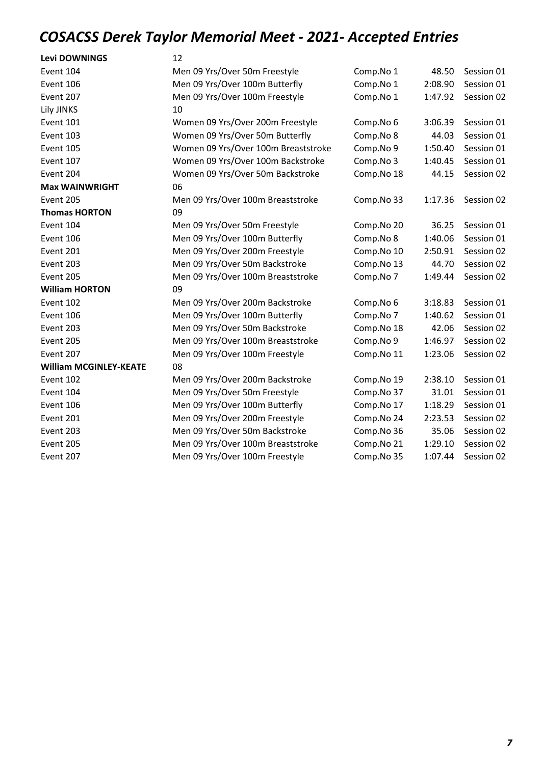# *COSACSS Derek Taylor Memorial Meet - 2021- Accepted Entries*

| | | | | |
|---|---|---|---|---|
| **Levi DOWNINGS** | 12 | | | |
| Event 104 | Men 09 Yrs/Over 50m Freestyle | Comp.No 1 | 48.50 | Session 01 |
| Event 106 | Men 09 Yrs/Over 100m Butterfly | Comp.No 1 | 2:08.90 | Session 01 |
| Event 207 | Men 09 Yrs/Over 100m Freestyle | Comp.No 1 | 1:47.92 | Session 02 |
| Lily JINKS | 10 | | | |
| Event 101 | Women 09 Yrs/Over 200m Freestyle | Comp.No 6 | 3:06.39 | Session 01 |
| Event 103 | Women 09 Yrs/Over 50m Butterfly | Comp.No 8 | 44.03 | Session 01 |
| Event 105 | Women 09 Yrs/Over 100m Breaststroke | Comp.No 9 | 1:50.40 | Session 01 |
| Event 107 | Women 09 Yrs/Over 100m Backstroke | Comp.No 3 | 1:40.45 | Session 01 |
| Event 204 | Women 09 Yrs/Over 50m Backstroke | Comp.No 18 | 44.15 | Session 02 |
| **Max WAINWRIGHT** | 06 | | | |
| Event 205 | Men 09 Yrs/Over 100m Breaststroke | Comp.No 33 | 1:17.36 | Session 02 |
| **Thomas HORTON** | 09 | | | |
| Event 104 | Men 09 Yrs/Over 50m Freestyle | Comp.No 20 | 36.25 | Session 01 |
| Event 106 | Men 09 Yrs/Over 100m Butterfly | Comp.No 8 | 1:40.06 | Session 01 |
| Event 201 | Men 09 Yrs/Over 200m Freestyle | Comp.No 10 | 2:50.91 | Session 02 |
| Event 203 | Men 09 Yrs/Over 50m Backstroke | Comp.No 13 | 44.70 | Session 02 |
| Event 205 | Men 09 Yrs/Over 100m Breaststroke | Comp.No 7 | 1:49.44 | Session 02 |
| **William HORTON** | 09 | | | |
| Event 102 | Men 09 Yrs/Over 200m Backstroke | Comp.No 6 | 3:18.83 | Session 01 |
| Event 106 | Men 09 Yrs/Over 100m Butterfly | Comp.No 7 | 1:40.62 | Session 01 |
| Event 203 | Men 09 Yrs/Over 50m Backstroke | Comp.No 18 | 42.06 | Session 02 |
| Event 205 | Men 09 Yrs/Over 100m Breaststroke | Comp.No 9 | 1:46.97 | Session 02 |
| Event 207 | Men 09 Yrs/Over 100m Freestyle | Comp.No 11 | 1:23.06 | Session 02 |
| **William MCGINLEY-KEATE** | 08 | | | |
| Event 102 | Men 09 Yrs/Over 200m Backstroke | Comp.No 19 | 2:38.10 | Session 01 |
| Event 104 | Men 09 Yrs/Over 50m Freestyle | Comp.No 37 | 31.01 | Session 01 |
| Event 106 | Men 09 Yrs/Over 100m Butterfly | Comp.No 17 | 1:18.29 | Session 01 |
| Event 201 | Men 09 Yrs/Over 200m Freestyle | Comp.No 24 | 2:23.53 | Session 02 |
| Event 203 | Men 09 Yrs/Over 50m Backstroke | Comp.No 36 | 35.06 | Session 02 |
| Event 205 | Men 09 Yrs/Over 100m Breaststroke | Comp.No 21 | 1:29.10 | Session 02 |
| Event 207 | Men 09 Yrs/Over 100m Freestyle | Comp.No 35 | 1:07.44 | Session 02 |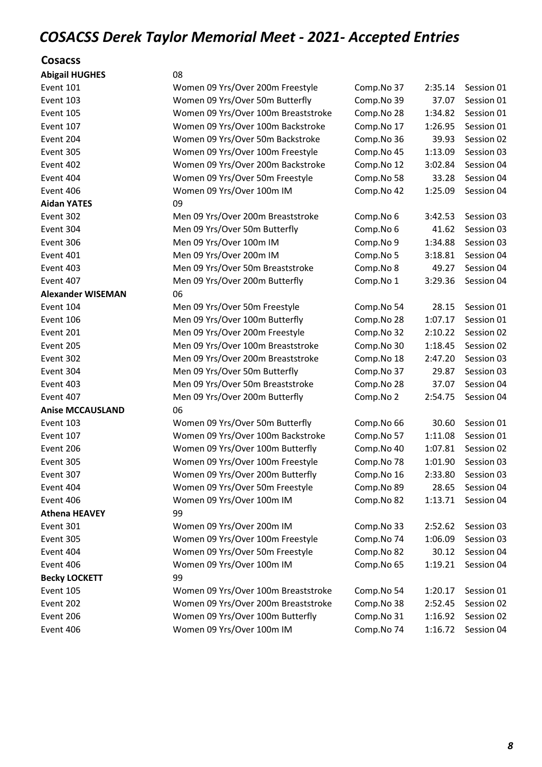# COSACSS Derek Taylor Memorial Meet - 2021- Accepted Entries

## Cosacss

| | | | | |
|---|---|---|---|---|
| **Abigail HUGHES** | 08 | | | |
| Event 101 | Women 09 Yrs/Over 200m Freestyle | Comp.No 37 | 2:35.14 | Session 01 |
| Event 103 | Women 09 Yrs/Over 50m Butterfly | Comp.No 39 | 37.07 | Session 01 |
| Event 105 | Women 09 Yrs/Over 100m Breaststroke | Comp.No 28 | 1:34.82 | Session 01 |
| Event 107 | Women 09 Yrs/Over 100m Backstroke | Comp.No 17 | 1:26.95 | Session 01 |
| Event 204 | Women 09 Yrs/Over 50m Backstroke | Comp.No 36 | 39.93 | Session 02 |
| Event 305 | Women 09 Yrs/Over 100m Freestyle | Comp.No 45 | 1:13.09 | Session 03 |
| Event 402 | Women 09 Yrs/Over 200m Backstroke | Comp.No 12 | 3:02.84 | Session 04 |
| Event 404 | Women 09 Yrs/Over 50m Freestyle | Comp.No 58 | 33.28 | Session 04 |
| Event 406 | Women 09 Yrs/Over 100m IM | Comp.No 42 | 1:25.09 | Session 04 |
| **Aidan YATES** | 09 | | | |
| Event 302 | Men 09 Yrs/Over 200m Breaststroke | Comp.No 6 | 3:42.53 | Session 03 |
| Event 304 | Men 09 Yrs/Over 50m Butterfly | Comp.No 6 | 41.62 | Session 03 |
| Event 306 | Men 09 Yrs/Over 100m IM | Comp.No 9 | 1:34.88 | Session 03 |
| Event 401 | Men 09 Yrs/Over 200m IM | Comp.No 5 | 3:18.81 | Session 04 |
| Event 403 | Men 09 Yrs/Over 50m Breaststroke | Comp.No 8 | 49.27 | Session 04 |
| Event 407 | Men 09 Yrs/Over 200m Butterfly | Comp.No 1 | 3:29.36 | Session 04 |
| **Alexander WISEMAN** | 06 | | | |
| Event 104 | Men 09 Yrs/Over 50m Freestyle | Comp.No 54 | 28.15 | Session 01 |
| Event 106 | Men 09 Yrs/Over 100m Butterfly | Comp.No 28 | 1:07.17 | Session 01 |
| Event 201 | Men 09 Yrs/Over 200m Freestyle | Comp.No 32 | 2:10.22 | Session 02 |
| Event 205 | Men 09 Yrs/Over 100m Breaststroke | Comp.No 30 | 1:18.45 | Session 02 |
| Event 302 | Men 09 Yrs/Over 200m Breaststroke | Comp.No 18 | 2:47.20 | Session 03 |
| Event 304 | Men 09 Yrs/Over 50m Butterfly | Comp.No 37 | 29.87 | Session 03 |
| Event 403 | Men 09 Yrs/Over 50m Breaststroke | Comp.No 28 | 37.07 | Session 04 |
| Event 407 | Men 09 Yrs/Over 200m Butterfly | Comp.No 2 | 2:54.75 | Session 04 |
| **Anise MCCAUSLAND** | 06 | | | |
| Event 103 | Women 09 Yrs/Over 50m Butterfly | Comp.No 66 | 30.60 | Session 01 |
| Event 107 | Women 09 Yrs/Over 100m Backstroke | Comp.No 57 | 1:11.08 | Session 01 |
| Event 206 | Women 09 Yrs/Over 100m Butterfly | Comp.No 40 | 1:07.81 | Session 02 |
| Event 305 | Women 09 Yrs/Over 100m Freestyle | Comp.No 78 | 1:01.90 | Session 03 |
| Event 307 | Women 09 Yrs/Over 200m Butterfly | Comp.No 16 | 2:33.80 | Session 03 |
| Event 404 | Women 09 Yrs/Over 50m Freestyle | Comp.No 89 | 28.65 | Session 04 |
| Event 406 | Women 09 Yrs/Over 100m IM | Comp.No 82 | 1:13.71 | Session 04 |
| **Athena HEAVEY** | 99 | | | |
| Event 301 | Women 09 Yrs/Over 200m IM | Comp.No 33 | 2:52.62 | Session 03 |
| Event 305 | Women 09 Yrs/Over 100m Freestyle | Comp.No 74 | 1:06.09 | Session 03 |
| Event 404 | Women 09 Yrs/Over 50m Freestyle | Comp.No 82 | 30.12 | Session 04 |
| Event 406 | Women 09 Yrs/Over 100m IM | Comp.No 65 | 1:19.21 | Session 04 |
| **Becky LOCKETT** | 99 | | | |
| Event 105 | Women 09 Yrs/Over 100m Breaststroke | Comp.No 54 | 1:20.17 | Session 01 |
| Event 202 | Women 09 Yrs/Over 200m Breaststroke | Comp.No 38 | 2:52.45 | Session 02 |
| Event 206 | Women 09 Yrs/Over 100m Butterfly | Comp.No 31 | 1:16.92 | Session 02 |
| Event 406 | Women 09 Yrs/Over 100m IM | Comp.No 74 | 1:16.72 | Session 04 |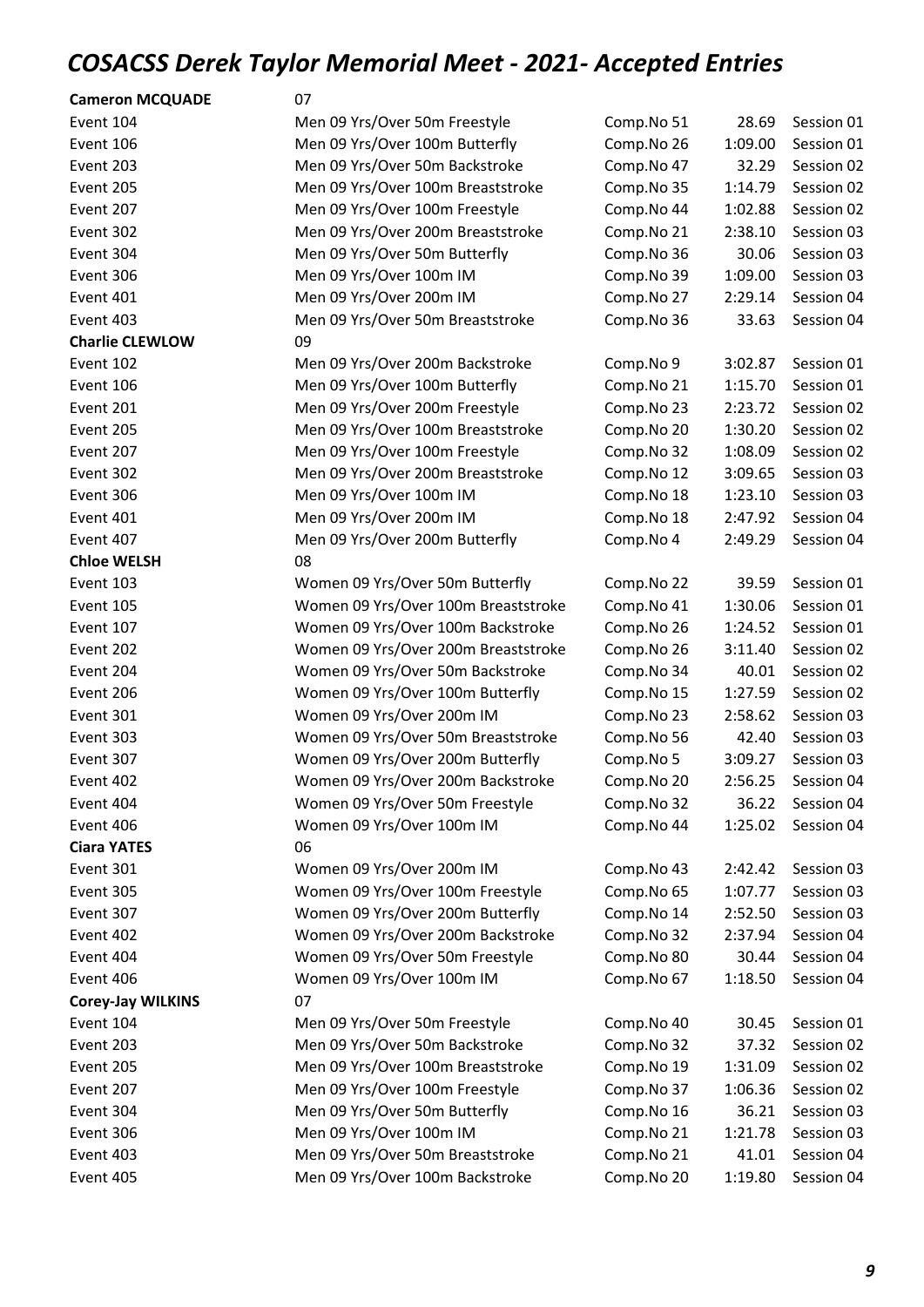# COSACSS Derek Taylor Memorial Meet - 2021- Accepted Entries

| | | | | |
|---|---|---|---|---|
| **Cameron MCQUADE** | 07 | | | |
| Event 104 | Men 09 Yrs/Over 50m Freestyle | Comp.No 51 | 28.69 | Session 01 |
| Event 106 | Men 09 Yrs/Over 100m Butterfly | Comp.No 26 | 1:09.00 | Session 01 |
| Event 203 | Men 09 Yrs/Over 50m Backstroke | Comp.No 47 | 32.29 | Session 02 |
| Event 205 | Men 09 Yrs/Over 100m Breaststroke | Comp.No 35 | 1:14.79 | Session 02 |
| Event 207 | Men 09 Yrs/Over 100m Freestyle | Comp.No 44 | 1:02.88 | Session 02 |
| Event 302 | Men 09 Yrs/Over 200m Breaststroke | Comp.No 21 | 2:38.10 | Session 03 |
| Event 304 | Men 09 Yrs/Over 50m Butterfly | Comp.No 36 | 30.06 | Session 03 |
| Event 306 | Men 09 Yrs/Over 100m IM | Comp.No 39 | 1:09.00 | Session 03 |
| Event 401 | Men 09 Yrs/Over 200m IM | Comp.No 27 | 2:29.14 | Session 04 |
| Event 403 | Men 09 Yrs/Over 50m Breaststroke | Comp.No 36 | 33.63 | Session 04 |
| **Charlie CLEWLOW** | 09 | | | |
| Event 102 | Men 09 Yrs/Over 200m Backstroke | Comp.No 9 | 3:02.87 | Session 01 |
| Event 106 | Men 09 Yrs/Over 100m Butterfly | Comp.No 21 | 1:15.70 | Session 01 |
| Event 201 | Men 09 Yrs/Over 200m Freestyle | Comp.No 23 | 2:23.72 | Session 02 |
| Event 205 | Men 09 Yrs/Over 100m Breaststroke | Comp.No 20 | 1:30.20 | Session 02 |
| Event 207 | Men 09 Yrs/Over 100m Freestyle | Comp.No 32 | 1:08.09 | Session 02 |
| Event 302 | Men 09 Yrs/Over 200m Breaststroke | Comp.No 12 | 3:09.65 | Session 03 |
| Event 306 | Men 09 Yrs/Over 100m IM | Comp.No 18 | 1:23.10 | Session 03 |
| Event 401 | Men 09 Yrs/Over 200m IM | Comp.No 18 | 2:47.92 | Session 04 |
| Event 407 | Men 09 Yrs/Over 200m Butterfly | Comp.No 4 | 2:49.29 | Session 04 |
| **Chloe WELSH** | 08 | | | |
| Event 103 | Women 09 Yrs/Over 50m Butterfly | Comp.No 22 | 39.59 | Session 01 |
| Event 105 | Women 09 Yrs/Over 100m Breaststroke | Comp.No 41 | 1:30.06 | Session 01 |
| Event 107 | Women 09 Yrs/Over 100m Backstroke | Comp.No 26 | 1:24.52 | Session 01 |
| Event 202 | Women 09 Yrs/Over 200m Breaststroke | Comp.No 26 | 3:11.40 | Session 02 |
| Event 204 | Women 09 Yrs/Over 50m Backstroke | Comp.No 34 | 40.01 | Session 02 |
| Event 206 | Women 09 Yrs/Over 100m Butterfly | Comp.No 15 | 1:27.59 | Session 02 |
| Event 301 | Women 09 Yrs/Over 200m IM | Comp.No 23 | 2:58.62 | Session 03 |
| Event 303 | Women 09 Yrs/Over 50m Breaststroke | Comp.No 56 | 42.40 | Session 03 |
| Event 307 | Women 09 Yrs/Over 200m Butterfly | Comp.No 5 | 3:09.27 | Session 03 |
| Event 402 | Women 09 Yrs/Over 200m Backstroke | Comp.No 20 | 2:56.25 | Session 04 |
| Event 404 | Women 09 Yrs/Over 50m Freestyle | Comp.No 32 | 36.22 | Session 04 |
| Event 406 | Women 09 Yrs/Over 100m IM | Comp.No 44 | 1:25.02 | Session 04 |
| **Ciara YATES** | 06 | | | |
| Event 301 | Women 09 Yrs/Over 200m IM | Comp.No 43 | 2:42.42 | Session 03 |
| Event 305 | Women 09 Yrs/Over 100m Freestyle | Comp.No 65 | 1:07.77 | Session 03 |
| Event 307 | Women 09 Yrs/Over 200m Butterfly | Comp.No 14 | 2:52.50 | Session 03 |
| Event 402 | Women 09 Yrs/Over 200m Backstroke | Comp.No 32 | 2:37.94 | Session 04 |
| Event 404 | Women 09 Yrs/Over 50m Freestyle | Comp.No 80 | 30.44 | Session 04 |
| Event 406 | Women 09 Yrs/Over 100m IM | Comp.No 67 | 1:18.50 | Session 04 |
| **Corey-Jay WILKINS** | 07 | | | |
| Event 104 | Men 09 Yrs/Over 50m Freestyle | Comp.No 40 | 30.45 | Session 01 |
| Event 203 | Men 09 Yrs/Over 50m Backstroke | Comp.No 32 | 37.32 | Session 02 |
| Event 205 | Men 09 Yrs/Over 100m Breaststroke | Comp.No 19 | 1:31.09 | Session 02 |
| Event 207 | Men 09 Yrs/Over 100m Freestyle | Comp.No 37 | 1:06.36 | Session 02 |
| Event 304 | Men 09 Yrs/Over 50m Butterfly | Comp.No 16 | 36.21 | Session 03 |
| Event 306 | Men 09 Yrs/Over 100m IM | Comp.No 21 | 1:21.78 | Session 03 |
| Event 403 | Men 09 Yrs/Over 50m Breaststroke | Comp.No 21 | 41.01 | Session 04 |
| Event 405 | Men 09 Yrs/Over 100m Backstroke | Comp.No 20 | 1:19.80 | Session 04 |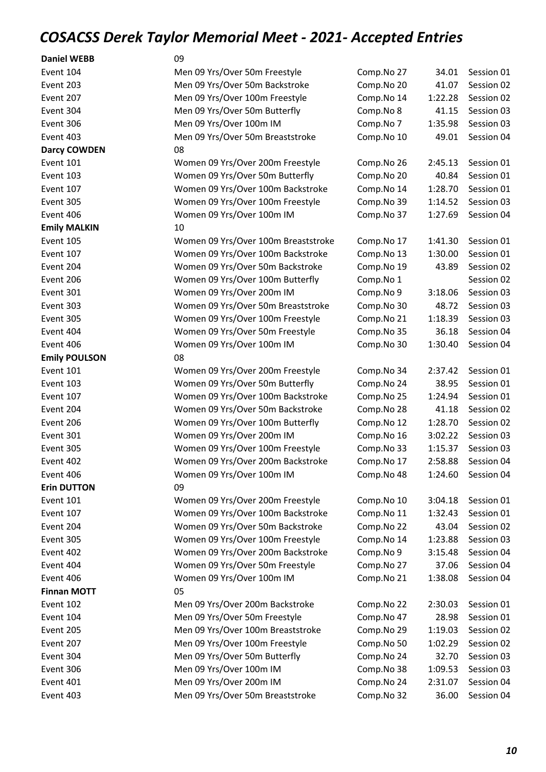# COSACSS Derek Taylor Memorial Meet - 2021- Accepted Entries

| | | | | |
|---|---|---|---|---|
| **Daniel WEBB** | 09 | | | |
| Event 104 | Men 09 Yrs/Over 50m Freestyle | Comp.No 27 | 34.01 | Session 01 |
| Event 203 | Men 09 Yrs/Over 50m Backstroke | Comp.No 20 | 41.07 | Session 02 |
| Event 207 | Men 09 Yrs/Over 100m Freestyle | Comp.No 14 | 1:22.28 | Session 02 |
| Event 304 | Men 09 Yrs/Over 50m Butterfly | Comp.No 8 | 41.15 | Session 03 |
| Event 306 | Men 09 Yrs/Over 100m IM | Comp.No 7 | 1:35.98 | Session 03 |
| Event 403 | Men 09 Yrs/Over 50m Breaststroke | Comp.No 10 | 49.01 | Session 04 |
| **Darcy COWDEN** | 08 | | | |
| Event 101 | Women 09 Yrs/Over 200m Freestyle | Comp.No 26 | 2:45.13 | Session 01 |
| Event 103 | Women 09 Yrs/Over 50m Butterfly | Comp.No 20 | 40.84 | Session 01 |
| Event 107 | Women 09 Yrs/Over 100m Backstroke | Comp.No 14 | 1:28.70 | Session 01 |
| Event 305 | Women 09 Yrs/Over 100m Freestyle | Comp.No 39 | 1:14.52 | Session 03 |
| Event 406 | Women 09 Yrs/Over 100m IM | Comp.No 37 | 1:27.69 | Session 04 |
| **Emily MALKIN** | 10 | | | |
| Event 105 | Women 09 Yrs/Over 100m Breaststroke | Comp.No 17 | 1:41.30 | Session 01 |
| Event 107 | Women 09 Yrs/Over 100m Backstroke | Comp.No 13 | 1:30.00 | Session 01 |
| Event 204 | Women 09 Yrs/Over 50m Backstroke | Comp.No 19 | 43.89 | Session 02 |
| Event 206 | Women 09 Yrs/Over 100m Butterfly | Comp.No 1 | | Session 02 |
| Event 301 | Women 09 Yrs/Over 200m IM | Comp.No 9 | 3:18.06 | Session 03 |
| Event 303 | Women 09 Yrs/Over 50m Breaststroke | Comp.No 30 | 48.72 | Session 03 |
| Event 305 | Women 09 Yrs/Over 100m Freestyle | Comp.No 21 | 1:18.39 | Session 03 |
| Event 404 | Women 09 Yrs/Over 50m Freestyle | Comp.No 35 | 36.18 | Session 04 |
| Event 406 | Women 09 Yrs/Over 100m IM | Comp.No 30 | 1:30.40 | Session 04 |
| **Emily POULSON** | 08 | | | |
| Event 101 | Women 09 Yrs/Over 200m Freestyle | Comp.No 34 | 2:37.42 | Session 01 |
| Event 103 | Women 09 Yrs/Over 50m Butterfly | Comp.No 24 | 38.95 | Session 01 |
| Event 107 | Women 09 Yrs/Over 100m Backstroke | Comp.No 25 | 1:24.94 | Session 01 |
| Event 204 | Women 09 Yrs/Over 50m Backstroke | Comp.No 28 | 41.18 | Session 02 |
| Event 206 | Women 09 Yrs/Over 100m Butterfly | Comp.No 12 | 1:28.70 | Session 02 |
| Event 301 | Women 09 Yrs/Over 200m IM | Comp.No 16 | 3:02.22 | Session 03 |
| Event 305 | Women 09 Yrs/Over 100m Freestyle | Comp.No 33 | 1:15.37 | Session 03 |
| Event 402 | Women 09 Yrs/Over 200m Backstroke | Comp.No 17 | 2:58.88 | Session 04 |
| Event 406 | Women 09 Yrs/Over 100m IM | Comp.No 48 | 1:24.60 | Session 04 |
| **Erin DUTTON** | 09 | | | |
| Event 101 | Women 09 Yrs/Over 200m Freestyle | Comp.No 10 | 3:04.18 | Session 01 |
| Event 107 | Women 09 Yrs/Over 100m Backstroke | Comp.No 11 | 1:32.43 | Session 01 |
| Event 204 | Women 09 Yrs/Over 50m Backstroke | Comp.No 22 | 43.04 | Session 02 |
| Event 305 | Women 09 Yrs/Over 100m Freestyle | Comp.No 14 | 1:23.88 | Session 03 |
| Event 402 | Women 09 Yrs/Over 200m Backstroke | Comp.No 9 | 3:15.48 | Session 04 |
| Event 404 | Women 09 Yrs/Over 50m Freestyle | Comp.No 27 | 37.06 | Session 04 |
| Event 406 | Women 09 Yrs/Over 100m IM | Comp.No 21 | 1:38.08 | Session 04 |
| **Finnan MOTT** | 05 | | | |
| Event 102 | Men 09 Yrs/Over 200m Backstroke | Comp.No 22 | 2:30.03 | Session 01 |
| Event 104 | Men 09 Yrs/Over 50m Freestyle | Comp.No 47 | 28.98 | Session 01 |
| Event 205 | Men 09 Yrs/Over 100m Breaststroke | Comp.No 29 | 1:19.03 | Session 02 |
| Event 207 | Men 09 Yrs/Over 100m Freestyle | Comp.No 50 | 1:02.29 | Session 02 |
| Event 304 | Men 09 Yrs/Over 50m Butterfly | Comp.No 24 | 32.70 | Session 03 |
| Event 306 | Men 09 Yrs/Over 100m IM | Comp.No 38 | 1:09.53 | Session 03 |
| Event 401 | Men 09 Yrs/Over 200m IM | Comp.No 24 | 2:31.07 | Session 04 |
| Event 403 | Men 09 Yrs/Over 50m Breaststroke | Comp.No 32 | 36.00 | Session 04 |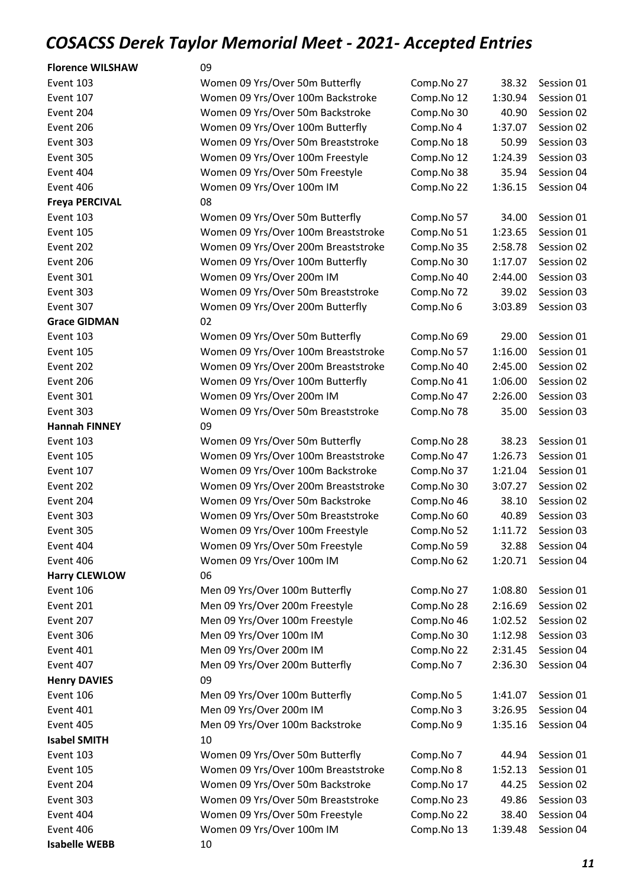# COSACSS Derek Taylor Memorial Meet - 2021- Accepted Entries

| | | | | |
|---|---|---|---|---|
| **Florence WILSHAW** | 09 | | | |
| Event 103 | Women 09 Yrs/Over 50m Butterfly | Comp.No 27 | 38.32 | Session 01 |
| Event 107 | Women 09 Yrs/Over 100m Backstroke | Comp.No 12 | 1:30.94 | Session 01 |
| Event 204 | Women 09 Yrs/Over 50m Backstroke | Comp.No 30 | 40.90 | Session 02 |
| Event 206 | Women 09 Yrs/Over 100m Butterfly | Comp.No 4 | 1:37.07 | Session 02 |
| Event 303 | Women 09 Yrs/Over 50m Breaststroke | Comp.No 18 | 50.99 | Session 03 |
| Event 305 | Women 09 Yrs/Over 100m Freestyle | Comp.No 12 | 1:24.39 | Session 03 |
| Event 404 | Women 09 Yrs/Over 50m Freestyle | Comp.No 38 | 35.94 | Session 04 |
| Event 406 | Women 09 Yrs/Over 100m IM | Comp.No 22 | 1:36.15 | Session 04 |
| **Freya PERCIVAL** | 08 | | | |
| Event 103 | Women 09 Yrs/Over 50m Butterfly | Comp.No 57 | 34.00 | Session 01 |
| Event 105 | Women 09 Yrs/Over 100m Breaststroke | Comp.No 51 | 1:23.65 | Session 01 |
| Event 202 | Women 09 Yrs/Over 200m Breaststroke | Comp.No 35 | 2:58.78 | Session 02 |
| Event 206 | Women 09 Yrs/Over 100m Butterfly | Comp.No 30 | 1:17.07 | Session 02 |
| Event 301 | Women 09 Yrs/Over 200m IM | Comp.No 40 | 2:44.00 | Session 03 |
| Event 303 | Women 09 Yrs/Over 50m Breaststroke | Comp.No 72 | 39.02 | Session 03 |
| Event 307 | Women 09 Yrs/Over 200m Butterfly | Comp.No 6 | 3:03.89 | Session 03 |
| **Grace GIDMAN** | 02 | | | |
| Event 103 | Women 09 Yrs/Over 50m Butterfly | Comp.No 69 | 29.00 | Session 01 |
| Event 105 | Women 09 Yrs/Over 100m Breaststroke | Comp.No 57 | 1:16.00 | Session 01 |
| Event 202 | Women 09 Yrs/Over 200m Breaststroke | Comp.No 40 | 2:45.00 | Session 02 |
| Event 206 | Women 09 Yrs/Over 100m Butterfly | Comp.No 41 | 1:06.00 | Session 02 |
| Event 301 | Women 09 Yrs/Over 200m IM | Comp.No 47 | 2:26.00 | Session 03 |
| Event 303 | Women 09 Yrs/Over 50m Breaststroke | Comp.No 78 | 35.00 | Session 03 |
| **Hannah FINNEY** | 09 | | | |
| Event 103 | Women 09 Yrs/Over 50m Butterfly | Comp.No 28 | 38.23 | Session 01 |
| Event 105 | Women 09 Yrs/Over 100m Breaststroke | Comp.No 47 | 1:26.73 | Session 01 |
| Event 107 | Women 09 Yrs/Over 100m Backstroke | Comp.No 37 | 1:21.04 | Session 01 |
| Event 202 | Women 09 Yrs/Over 200m Breaststroke | Comp.No 30 | 3:07.27 | Session 02 |
| Event 204 | Women 09 Yrs/Over 50m Backstroke | Comp.No 46 | 38.10 | Session 02 |
| Event 303 | Women 09 Yrs/Over 50m Breaststroke | Comp.No 60 | 40.89 | Session 03 |
| Event 305 | Women 09 Yrs/Over 100m Freestyle | Comp.No 52 | 1:11.72 | Session 03 |
| Event 404 | Women 09 Yrs/Over 50m Freestyle | Comp.No 59 | 32.88 | Session 04 |
| Event 406 | Women 09 Yrs/Over 100m IM | Comp.No 62 | 1:20.71 | Session 04 |
| **Harry CLEWLOW** | 06 | | | |
| Event 106 | Men 09 Yrs/Over 100m Butterfly | Comp.No 27 | 1:08.80 | Session 01 |
| Event 201 | Men 09 Yrs/Over 200m Freestyle | Comp.No 28 | 2:16.69 | Session 02 |
| Event 207 | Men 09 Yrs/Over 100m Freestyle | Comp.No 46 | 1:02.52 | Session 02 |
| Event 306 | Men 09 Yrs/Over 100m IM | Comp.No 30 | 1:12.98 | Session 03 |
| Event 401 | Men 09 Yrs/Over 200m IM | Comp.No 22 | 2:31.45 | Session 04 |
| Event 407 | Men 09 Yrs/Over 200m Butterfly | Comp.No 7 | 2:36.30 | Session 04 |
| **Henry DAVIES** | 09 | | | |
| Event 106 | Men 09 Yrs/Over 100m Butterfly | Comp.No 5 | 1:41.07 | Session 01 |
| Event 401 | Men 09 Yrs/Over 200m IM | Comp.No 3 | 3:26.95 | Session 04 |
| Event 405 | Men 09 Yrs/Over 100m Backstroke | Comp.No 9 | 1:35.16 | Session 04 |
| **Isabel SMITH** | 10 | | | |
| Event 103 | Women 09 Yrs/Over 50m Butterfly | Comp.No 7 | 44.94 | Session 01 |
| Event 105 | Women 09 Yrs/Over 100m Breaststroke | Comp.No 8 | 1:52.13 | Session 01 |
| Event 204 | Women 09 Yrs/Over 50m Backstroke | Comp.No 17 | 44.25 | Session 02 |
| Event 303 | Women 09 Yrs/Over 50m Breaststroke | Comp.No 23 | 49.86 | Session 03 |
| Event 404 | Women 09 Yrs/Over 50m Freestyle | Comp.No 22 | 38.40 | Session 04 |
| Event 406 | Women 09 Yrs/Over 100m IM | Comp.No 13 | 1:39.48 | Session 04 |
| **Isabelle WEBB** | 10 | | | |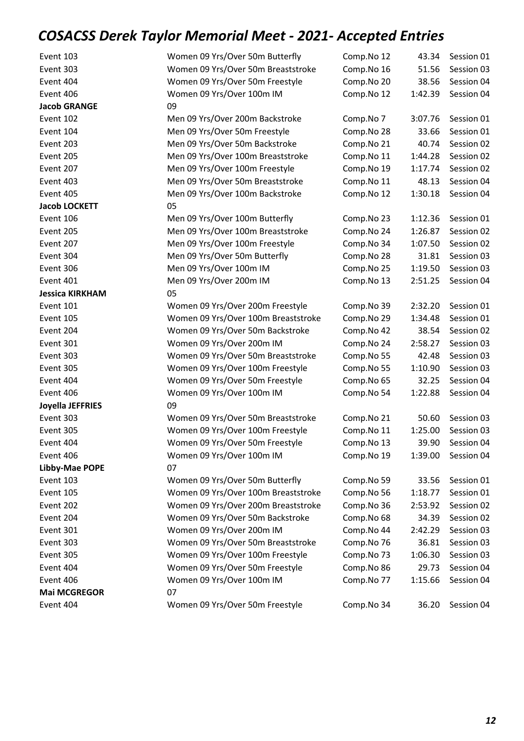# COSACSS Derek Taylor Memorial Meet - 2021- Accepted Entries

| | | | | |
|---|---|---|---|---|
| Event 103 | Women 09 Yrs/Over 50m Butterfly | Comp.No 12 | 43.34 | Session 01 |
| Event 303 | Women 09 Yrs/Over 50m Breaststroke | Comp.No 16 | 51.56 | Session 03 |
| Event 404 | Women 09 Yrs/Over 50m Freestyle | Comp.No 20 | 38.56 | Session 04 |
| Event 406 | Women 09 Yrs/Over 100m IM | Comp.No 12 | 1:42.39 | Session 04 |
| **Jacob GRANGE** | 09 | | | |
| Event 102 | Men 09 Yrs/Over 200m Backstroke | Comp.No 7 | 3:07.76 | Session 01 |
| Event 104 | Men 09 Yrs/Over 50m Freestyle | Comp.No 28 | 33.66 | Session 01 |
| Event 203 | Men 09 Yrs/Over 50m Backstroke | Comp.No 21 | 40.74 | Session 02 |
| Event 205 | Men 09 Yrs/Over 100m Breaststroke | Comp.No 11 | 1:44.28 | Session 02 |
| Event 207 | Men 09 Yrs/Over 100m Freestyle | Comp.No 19 | 1:17.74 | Session 02 |
| Event 403 | Men 09 Yrs/Over 50m Breaststroke | Comp.No 11 | 48.13 | Session 04 |
| Event 405 | Men 09 Yrs/Over 100m Backstroke | Comp.No 12 | 1:30.18 | Session 04 |
| **Jacob LOCKETT** | 05 | | | |
| Event 106 | Men 09 Yrs/Over 100m Butterfly | Comp.No 23 | 1:12.36 | Session 01 |
| Event 205 | Men 09 Yrs/Over 100m Breaststroke | Comp.No 24 | 1:26.87 | Session 02 |
| Event 207 | Men 09 Yrs/Over 100m Freestyle | Comp.No 34 | 1:07.50 | Session 02 |
| Event 304 | Men 09 Yrs/Over 50m Butterfly | Comp.No 28 | 31.81 | Session 03 |
| Event 306 | Men 09 Yrs/Over 100m IM | Comp.No 25 | 1:19.50 | Session 03 |
| Event 401 | Men 09 Yrs/Over 200m IM | Comp.No 13 | 2:51.25 | Session 04 |
| **Jessica KIRKHAM** | 05 | | | |
| Event 101 | Women 09 Yrs/Over 200m Freestyle | Comp.No 39 | 2:32.20 | Session 01 |
| Event 105 | Women 09 Yrs/Over 100m Breaststroke | Comp.No 29 | 1:34.48 | Session 01 |
| Event 204 | Women 09 Yrs/Over 50m Backstroke | Comp.No 42 | 38.54 | Session 02 |
| Event 301 | Women 09 Yrs/Over 200m IM | Comp.No 24 | 2:58.27 | Session 03 |
| Event 303 | Women 09 Yrs/Over 50m Breaststroke | Comp.No 55 | 42.48 | Session 03 |
| Event 305 | Women 09 Yrs/Over 100m Freestyle | Comp.No 55 | 1:10.90 | Session 03 |
| Event 404 | Women 09 Yrs/Over 50m Freestyle | Comp.No 65 | 32.25 | Session 04 |
| Event 406 | Women 09 Yrs/Over 100m IM | Comp.No 54 | 1:22.88 | Session 04 |
| **Joyella JEFFRIES** | 09 | | | |
| Event 303 | Women 09 Yrs/Over 50m Breaststroke | Comp.No 21 | 50.60 | Session 03 |
| Event 305 | Women 09 Yrs/Over 100m Freestyle | Comp.No 11 | 1:25.00 | Session 03 |
| Event 404 | Women 09 Yrs/Over 50m Freestyle | Comp.No 13 | 39.90 | Session 04 |
| Event 406 | Women 09 Yrs/Over 100m IM | Comp.No 19 | 1:39.00 | Session 04 |
| **Libby-Mae POPE** | 07 | | | |
| Event 103 | Women 09 Yrs/Over 50m Butterfly | Comp.No 59 | 33.56 | Session 01 |
| Event 105 | Women 09 Yrs/Over 100m Breaststroke | Comp.No 56 | 1:18.77 | Session 01 |
| Event 202 | Women 09 Yrs/Over 200m Breaststroke | Comp.No 36 | 2:53.92 | Session 02 |
| Event 204 | Women 09 Yrs/Over 50m Backstroke | Comp.No 68 | 34.39 | Session 02 |
| Event 301 | Women 09 Yrs/Over 200m IM | Comp.No 44 | 2:42.29 | Session 03 |
| Event 303 | Women 09 Yrs/Over 50m Breaststroke | Comp.No 76 | 36.81 | Session 03 |
| Event 305 | Women 09 Yrs/Over 100m Freestyle | Comp.No 73 | 1:06.30 | Session 03 |
| Event 404 | Women 09 Yrs/Over 50m Freestyle | Comp.No 86 | 29.73 | Session 04 |
| Event 406 | Women 09 Yrs/Over 100m IM | Comp.No 77 | 1:15.66 | Session 04 |
| **Mai MCGREGOR** | 07 | | | |
| Event 404 | Women 09 Yrs/Over 50m Freestyle | Comp.No 34 | 36.20 | Session 04 |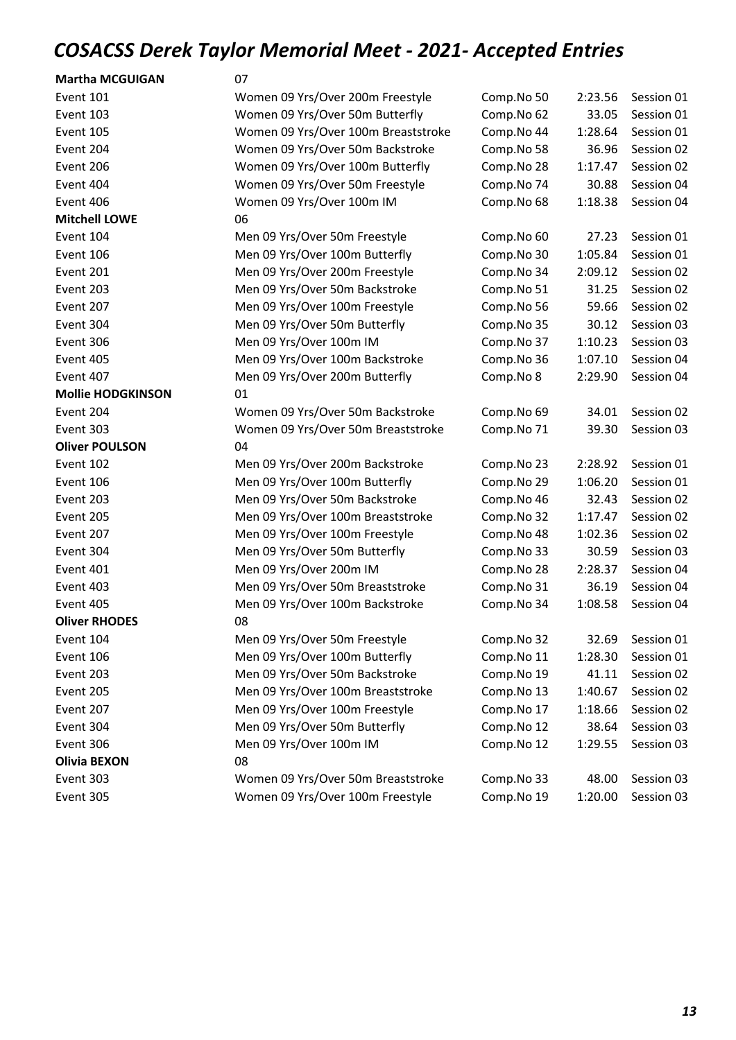# COSACSS Derek Taylor Memorial Meet - 2021- Accepted Entries

| | | | | |
|---|---|---|---|---|
| **Martha MCGUIGAN** | 07 | | | |
| Event 101 | Women 09 Yrs/Over 200m Freestyle | Comp.No 50 | 2:23.56 | Session 01 |
| Event 103 | Women 09 Yrs/Over 50m Butterfly | Comp.No 62 | 33.05 | Session 01 |
| Event 105 | Women 09 Yrs/Over 100m Breaststroke | Comp.No 44 | 1:28.64 | Session 01 |
| Event 204 | Women 09 Yrs/Over 50m Backstroke | Comp.No 58 | 36.96 | Session 02 |
| Event 206 | Women 09 Yrs/Over 100m Butterfly | Comp.No 28 | 1:17.47 | Session 02 |
| Event 404 | Women 09 Yrs/Over 50m Freestyle | Comp.No 74 | 30.88 | Session 04 |
| Event 406 | Women 09 Yrs/Over 100m IM | Comp.No 68 | 1:18.38 | Session 04 |
| **Mitchell LOWE** | 06 | | | |
| Event 104 | Men 09 Yrs/Over 50m Freestyle | Comp.No 60 | 27.23 | Session 01 |
| Event 106 | Men 09 Yrs/Over 100m Butterfly | Comp.No 30 | 1:05.84 | Session 01 |
| Event 201 | Men 09 Yrs/Over 200m Freestyle | Comp.No 34 | 2:09.12 | Session 02 |
| Event 203 | Men 09 Yrs/Over 50m Backstroke | Comp.No 51 | 31.25 | Session 02 |
| Event 207 | Men 09 Yrs/Over 100m Freestyle | Comp.No 56 | 59.66 | Session 02 |
| Event 304 | Men 09 Yrs/Over 50m Butterfly | Comp.No 35 | 30.12 | Session 03 |
| Event 306 | Men 09 Yrs/Over 100m IM | Comp.No 37 | 1:10.23 | Session 03 |
| Event 405 | Men 09 Yrs/Over 100m Backstroke | Comp.No 36 | 1:07.10 | Session 04 |
| Event 407 | Men 09 Yrs/Over 200m Butterfly | Comp.No 8 | 2:29.90 | Session 04 |
| **Mollie HODGKINSON** | 01 | | | |
| Event 204 | Women 09 Yrs/Over 50m Backstroke | Comp.No 69 | 34.01 | Session 02 |
| Event 303 | Women 09 Yrs/Over 50m Breaststroke | Comp.No 71 | 39.30 | Session 03 |
| **Oliver POULSON** | 04 | | | |
| Event 102 | Men 09 Yrs/Over 200m Backstroke | Comp.No 23 | 2:28.92 | Session 01 |
| Event 106 | Men 09 Yrs/Over 100m Butterfly | Comp.No 29 | 1:06.20 | Session 01 |
| Event 203 | Men 09 Yrs/Over 50m Backstroke | Comp.No 46 | 32.43 | Session 02 |
| Event 205 | Men 09 Yrs/Over 100m Breaststroke | Comp.No 32 | 1:17.47 | Session 02 |
| Event 207 | Men 09 Yrs/Over 100m Freestyle | Comp.No 48 | 1:02.36 | Session 02 |
| Event 304 | Men 09 Yrs/Over 50m Butterfly | Comp.No 33 | 30.59 | Session 03 |
| Event 401 | Men 09 Yrs/Over 200m IM | Comp.No 28 | 2:28.37 | Session 04 |
| Event 403 | Men 09 Yrs/Over 50m Breaststroke | Comp.No 31 | 36.19 | Session 04 |
| Event 405 | Men 09 Yrs/Over 100m Backstroke | Comp.No 34 | 1:08.58 | Session 04 |
| **Oliver RHODES** | 08 | | | |
| Event 104 | Men 09 Yrs/Over 50m Freestyle | Comp.No 32 | 32.69 | Session 01 |
| Event 106 | Men 09 Yrs/Over 100m Butterfly | Comp.No 11 | 1:28.30 | Session 01 |
| Event 203 | Men 09 Yrs/Over 50m Backstroke | Comp.No 19 | 41.11 | Session 02 |
| Event 205 | Men 09 Yrs/Over 100m Breaststroke | Comp.No 13 | 1:40.67 | Session 02 |
| Event 207 | Men 09 Yrs/Over 100m Freestyle | Comp.No 17 | 1:18.66 | Session 02 |
| Event 304 | Men 09 Yrs/Over 50m Butterfly | Comp.No 12 | 38.64 | Session 03 |
| Event 306 | Men 09 Yrs/Over 100m IM | Comp.No 12 | 1:29.55 | Session 03 |
| **Olivia BEXON** | 08 | | | |
| Event 303 | Women 09 Yrs/Over 50m Breaststroke | Comp.No 33 | 48.00 | Session 03 |
| Event 305 | Women 09 Yrs/Over 100m Freestyle | Comp.No 19 | 1:20.00 | Session 03 |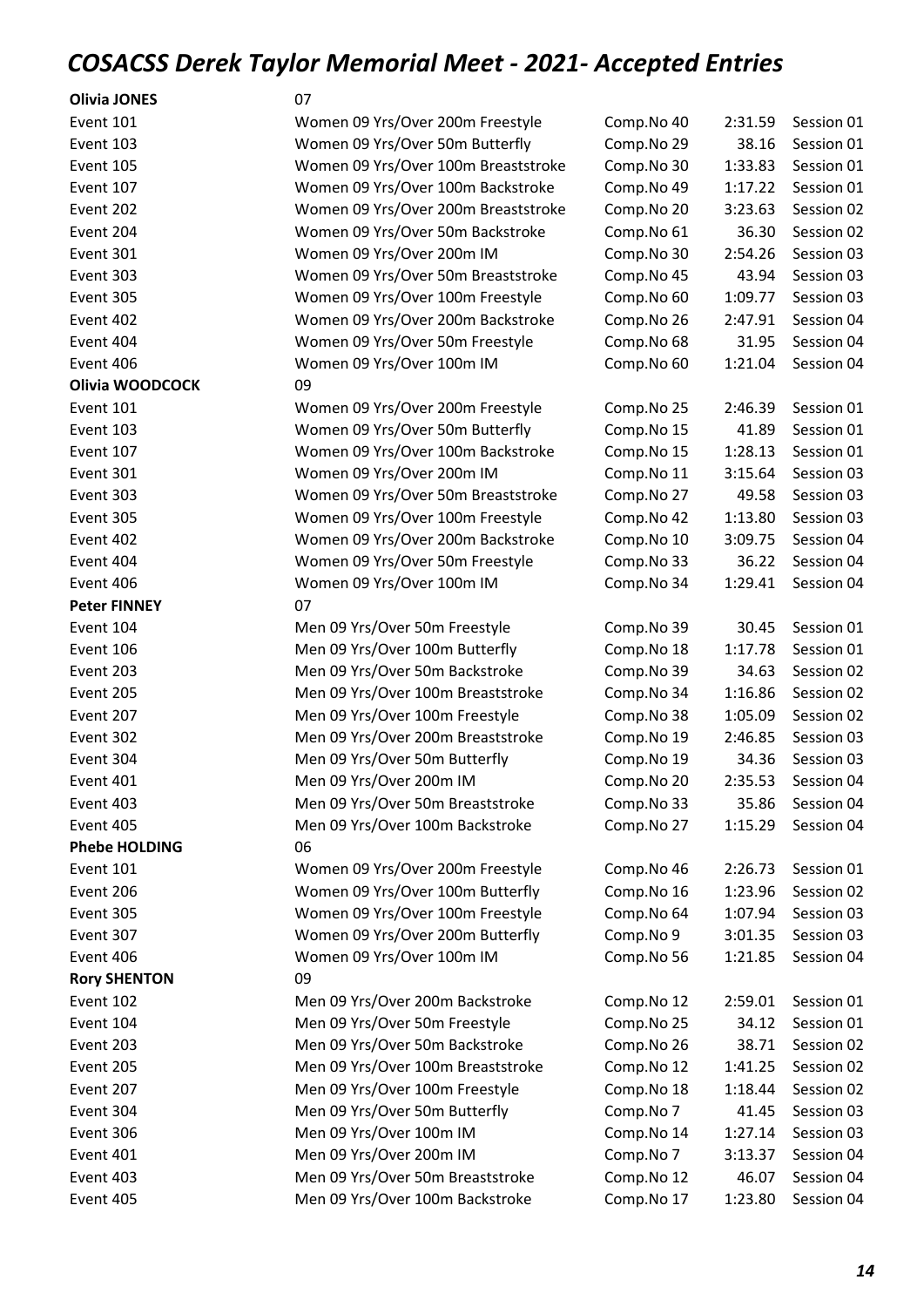# COSACSS Derek Taylor Memorial Meet - 2021- Accepted Entries

| | | | | |
|---|---|---|---|---|
| **Olivia JONES** | 07 | | | |
| Event 101 | Women 09 Yrs/Over 200m Freestyle | Comp.No 40 | 2:31.59 | Session 01 |
| Event 103 | Women 09 Yrs/Over 50m Butterfly | Comp.No 29 | 38.16 | Session 01 |
| Event 105 | Women 09 Yrs/Over 100m Breaststroke | Comp.No 30 | 1:33.83 | Session 01 |
| Event 107 | Women 09 Yrs/Over 100m Backstroke | Comp.No 49 | 1:17.22 | Session 01 |
| Event 202 | Women 09 Yrs/Over 200m Breaststroke | Comp.No 20 | 3:23.63 | Session 02 |
| Event 204 | Women 09 Yrs/Over 50m Backstroke | Comp.No 61 | 36.30 | Session 02 |
| Event 301 | Women 09 Yrs/Over 200m IM | Comp.No 30 | 2:54.26 | Session 03 |
| Event 303 | Women 09 Yrs/Over 50m Breaststroke | Comp.No 45 | 43.94 | Session 03 |
| Event 305 | Women 09 Yrs/Over 100m Freestyle | Comp.No 60 | 1:09.77 | Session 03 |
| Event 402 | Women 09 Yrs/Over 200m Backstroke | Comp.No 26 | 2:47.91 | Session 04 |
| Event 404 | Women 09 Yrs/Over 50m Freestyle | Comp.No 68 | 31.95 | Session 04 |
| Event 406 | Women 09 Yrs/Over 100m IM | Comp.No 60 | 1:21.04 | Session 04 |
| **Olivia WOODCOCK** | 09 | | | |
| Event 101 | Women 09 Yrs/Over 200m Freestyle | Comp.No 25 | 2:46.39 | Session 01 |
| Event 103 | Women 09 Yrs/Over 50m Butterfly | Comp.No 15 | 41.89 | Session 01 |
| Event 107 | Women 09 Yrs/Over 100m Backstroke | Comp.No 15 | 1:28.13 | Session 01 |
| Event 301 | Women 09 Yrs/Over 200m IM | Comp.No 11 | 3:15.64 | Session 03 |
| Event 303 | Women 09 Yrs/Over 50m Breaststroke | Comp.No 27 | 49.58 | Session 03 |
| Event 305 | Women 09 Yrs/Over 100m Freestyle | Comp.No 42 | 1:13.80 | Session 03 |
| Event 402 | Women 09 Yrs/Over 200m Backstroke | Comp.No 10 | 3:09.75 | Session 04 |
| Event 404 | Women 09 Yrs/Over 50m Freestyle | Comp.No 33 | 36.22 | Session 04 |
| Event 406 | Women 09 Yrs/Over 100m IM | Comp.No 34 | 1:29.41 | Session 04 |
| **Peter FINNEY** | 07 | | | |
| Event 104 | Men 09 Yrs/Over 50m Freestyle | Comp.No 39 | 30.45 | Session 01 |
| Event 106 | Men 09 Yrs/Over 100m Butterfly | Comp.No 18 | 1:17.78 | Session 01 |
| Event 203 | Men 09 Yrs/Over 50m Backstroke | Comp.No 39 | 34.63 | Session 02 |
| Event 205 | Men 09 Yrs/Over 100m Breaststroke | Comp.No 34 | 1:16.86 | Session 02 |
| Event 207 | Men 09 Yrs/Over 100m Freestyle | Comp.No 38 | 1:05.09 | Session 02 |
| Event 302 | Men 09 Yrs/Over 200m Breaststroke | Comp.No 19 | 2:46.85 | Session 03 |
| Event 304 | Men 09 Yrs/Over 50m Butterfly | Comp.No 19 | 34.36 | Session 03 |
| Event 401 | Men 09 Yrs/Over 200m IM | Comp.No 20 | 2:35.53 | Session 04 |
| Event 403 | Men 09 Yrs/Over 50m Breaststroke | Comp.No 33 | 35.86 | Session 04 |
| Event 405 | Men 09 Yrs/Over 100m Backstroke | Comp.No 27 | 1:15.29 | Session 04 |
| **Phebe HOLDING** | 06 | | | |
| Event 101 | Women 09 Yrs/Over 200m Freestyle | Comp.No 46 | 2:26.73 | Session 01 |
| Event 206 | Women 09 Yrs/Over 100m Butterfly | Comp.No 16 | 1:23.96 | Session 02 |
| Event 305 | Women 09 Yrs/Over 100m Freestyle | Comp.No 64 | 1:07.94 | Session 03 |
| Event 307 | Women 09 Yrs/Over 200m Butterfly | Comp.No 9 | 3:01.35 | Session 03 |
| Event 406 | Women 09 Yrs/Over 100m IM | Comp.No 56 | 1:21.85 | Session 04 |
| **Rory SHENTON** | 09 | | | |
| Event 102 | Men 09 Yrs/Over 200m Backstroke | Comp.No 12 | 2:59.01 | Session 01 |
| Event 104 | Men 09 Yrs/Over 50m Freestyle | Comp.No 25 | 34.12 | Session 01 |
| Event 203 | Men 09 Yrs/Over 50m Backstroke | Comp.No 26 | 38.71 | Session 02 |
| Event 205 | Men 09 Yrs/Over 100m Breaststroke | Comp.No 12 | 1:41.25 | Session 02 |
| Event 207 | Men 09 Yrs/Over 100m Freestyle | Comp.No 18 | 1:18.44 | Session 02 |
| Event 304 | Men 09 Yrs/Over 50m Butterfly | Comp.No 7 | 41.45 | Session 03 |
| Event 306 | Men 09 Yrs/Over 100m IM | Comp.No 14 | 1:27.14 | Session 03 |
| Event 401 | Men 09 Yrs/Over 200m IM | Comp.No 7 | 3:13.37 | Session 04 |
| Event 403 | Men 09 Yrs/Over 50m Breaststroke | Comp.No 12 | 46.07 | Session 04 |
| Event 405 | Men 09 Yrs/Over 100m Backstroke | Comp.No 17 | 1:23.80 | Session 04 |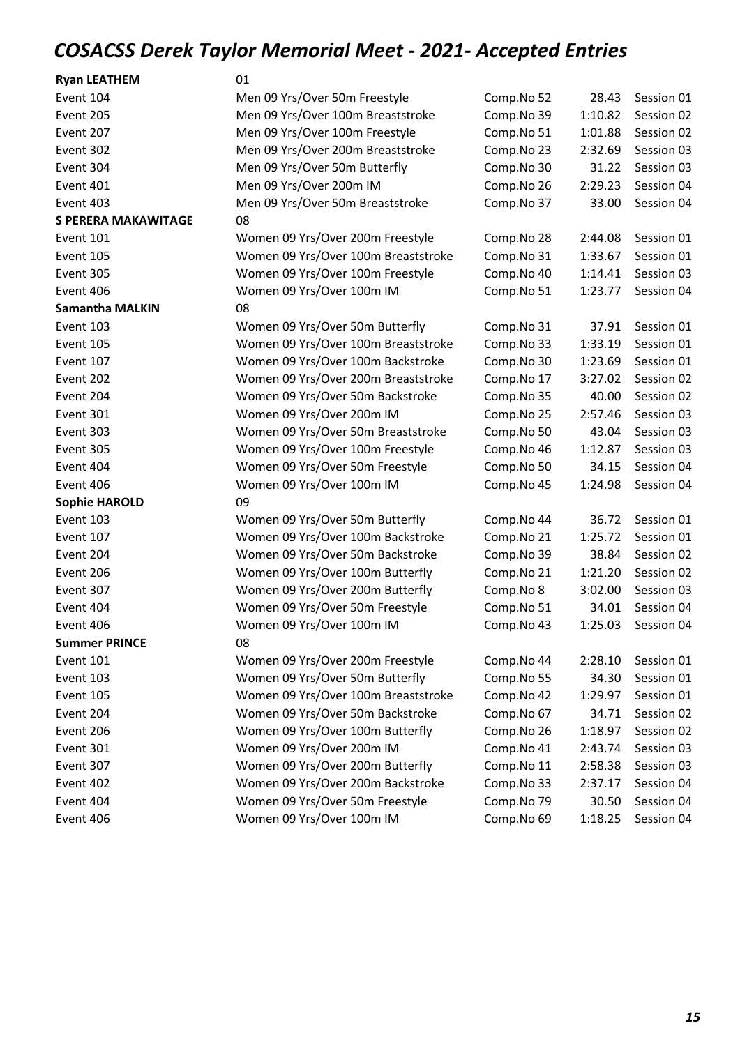# COSACSS Derek Taylor Memorial Meet - 2021- Accepted Entries

| | | | | |
|---|---|---|---|---|
| **Ryan LEATHEM** | 01 | | | |
| Event 104 | Men 09 Yrs/Over 50m Freestyle | Comp.No 52 | 28.43 | Session 01 |
| Event 205 | Men 09 Yrs/Over 100m Breaststroke | Comp.No 39 | 1:10.82 | Session 02 |
| Event 207 | Men 09 Yrs/Over 100m Freestyle | Comp.No 51 | 1:01.88 | Session 02 |
| Event 302 | Men 09 Yrs/Over 200m Breaststroke | Comp.No 23 | 2:32.69 | Session 03 |
| Event 304 | Men 09 Yrs/Over 50m Butterfly | Comp.No 30 | 31.22 | Session 03 |
| Event 401 | Men 09 Yrs/Over 200m IM | Comp.No 26 | 2:29.23 | Session 04 |
| Event 403 | Men 09 Yrs/Over 50m Breaststroke | Comp.No 37 | 33.00 | Session 04 |
| **S PERERA MAKAWITAGE** | 08 | | | |
| Event 101 | Women 09 Yrs/Over 200m Freestyle | Comp.No 28 | 2:44.08 | Session 01 |
| Event 105 | Women 09 Yrs/Over 100m Breaststroke | Comp.No 31 | 1:33.67 | Session 01 |
| Event 305 | Women 09 Yrs/Over 100m Freestyle | Comp.No 40 | 1:14.41 | Session 03 |
| Event 406 | Women 09 Yrs/Over 100m IM | Comp.No 51 | 1:23.77 | Session 04 |
| **Samantha MALKIN** | 08 | | | |
| Event 103 | Women 09 Yrs/Over 50m Butterfly | Comp.No 31 | 37.91 | Session 01 |
| Event 105 | Women 09 Yrs/Over 100m Breaststroke | Comp.No 33 | 1:33.19 | Session 01 |
| Event 107 | Women 09 Yrs/Over 100m Backstroke | Comp.No 30 | 1:23.69 | Session 01 |
| Event 202 | Women 09 Yrs/Over 200m Breaststroke | Comp.No 17 | 3:27.02 | Session 02 |
| Event 204 | Women 09 Yrs/Over 50m Backstroke | Comp.No 35 | 40.00 | Session 02 |
| Event 301 | Women 09 Yrs/Over 200m IM | Comp.No 25 | 2:57.46 | Session 03 |
| Event 303 | Women 09 Yrs/Over 50m Breaststroke | Comp.No 50 | 43.04 | Session 03 |
| Event 305 | Women 09 Yrs/Over 100m Freestyle | Comp.No 46 | 1:12.87 | Session 03 |
| Event 404 | Women 09 Yrs/Over 50m Freestyle | Comp.No 50 | 34.15 | Session 04 |
| Event 406 | Women 09 Yrs/Over 100m IM | Comp.No 45 | 1:24.98 | Session 04 |
| **Sophie HAROLD** | 09 | | | |
| Event 103 | Women 09 Yrs/Over 50m Butterfly | Comp.No 44 | 36.72 | Session 01 |
| Event 107 | Women 09 Yrs/Over 100m Backstroke | Comp.No 21 | 1:25.72 | Session 01 |
| Event 204 | Women 09 Yrs/Over 50m Backstroke | Comp.No 39 | 38.84 | Session 02 |
| Event 206 | Women 09 Yrs/Over 100m Butterfly | Comp.No 21 | 1:21.20 | Session 02 |
| Event 307 | Women 09 Yrs/Over 200m Butterfly | Comp.No 8 | 3:02.00 | Session 03 |
| Event 404 | Women 09 Yrs/Over 50m Freestyle | Comp.No 51 | 34.01 | Session 04 |
| Event 406 | Women 09 Yrs/Over 100m IM | Comp.No 43 | 1:25.03 | Session 04 |
| **Summer PRINCE** | 08 | | | |
| Event 101 | Women 09 Yrs/Over 200m Freestyle | Comp.No 44 | 2:28.10 | Session 01 |
| Event 103 | Women 09 Yrs/Over 50m Butterfly | Comp.No 55 | 34.30 | Session 01 |
| Event 105 | Women 09 Yrs/Over 100m Breaststroke | Comp.No 42 | 1:29.97 | Session 01 |
| Event 204 | Women 09 Yrs/Over 50m Backstroke | Comp.No 67 | 34.71 | Session 02 |
| Event 206 | Women 09 Yrs/Over 100m Butterfly | Comp.No 26 | 1:18.97 | Session 02 |
| Event 301 | Women 09 Yrs/Over 200m IM | Comp.No 41 | 2:43.74 | Session 03 |
| Event 307 | Women 09 Yrs/Over 200m Butterfly | Comp.No 11 | 2:58.38 | Session 03 |
| Event 402 | Women 09 Yrs/Over 200m Backstroke | Comp.No 33 | 2:37.17 | Session 04 |
| Event 404 | Women 09 Yrs/Over 50m Freestyle | Comp.No 79 | 30.50 | Session 04 |
| Event 406 | Women 09 Yrs/Over 100m IM | Comp.No 69 | 1:18.25 | Session 04 |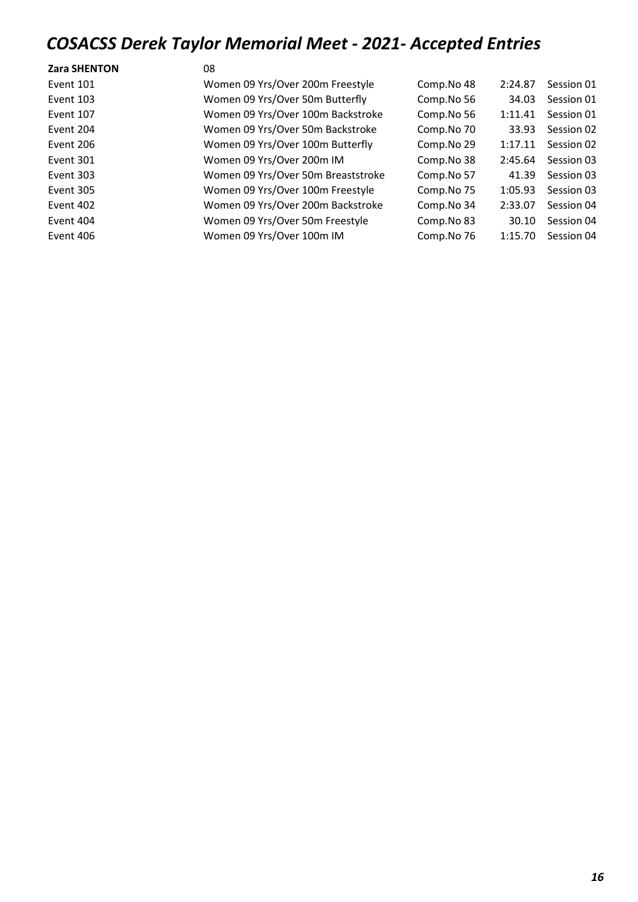# COSACSS Derek Taylor Memorial Meet - 2021- Accepted Entries

**Zara SHENTON** 08

| | | | | |
|---|---|---|---|---|
| Event 101 | Women 09 Yrs/Over 200m Freestyle | Comp.No 48 | 2:24.87 | Session 01 |
| Event 103 | Women 09 Yrs/Over 50m Butterfly | Comp.No 56 | 34.03 | Session 01 |
| Event 107 | Women 09 Yrs/Over 100m Backstroke | Comp.No 56 | 1:11.41 | Session 01 |
| Event 204 | Women 09 Yrs/Over 50m Backstroke | Comp.No 70 | 33.93 | Session 02 |
| Event 206 | Women 09 Yrs/Over 100m Butterfly | Comp.No 29 | 1:17.11 | Session 02 |
| Event 301 | Women 09 Yrs/Over 200m IM | Comp.No 38 | 2:45.64 | Session 03 |
| Event 303 | Women 09 Yrs/Over 50m Breaststroke | Comp.No 57 | 41.39 | Session 03 |
| Event 305 | Women 09 Yrs/Over 100m Freestyle | Comp.No 75 | 1:05.93 | Session 03 |
| Event 402 | Women 09 Yrs/Over 200m Backstroke | Comp.No 34 | 2:33.07 | Session 04 |
| Event 404 | Women 09 Yrs/Over 50m Freestyle | Comp.No 83 | 30.10 | Session 04 |
| Event 406 | Women 09 Yrs/Over 100m IM | Comp.No 76 | 1:15.70 | Session 04 |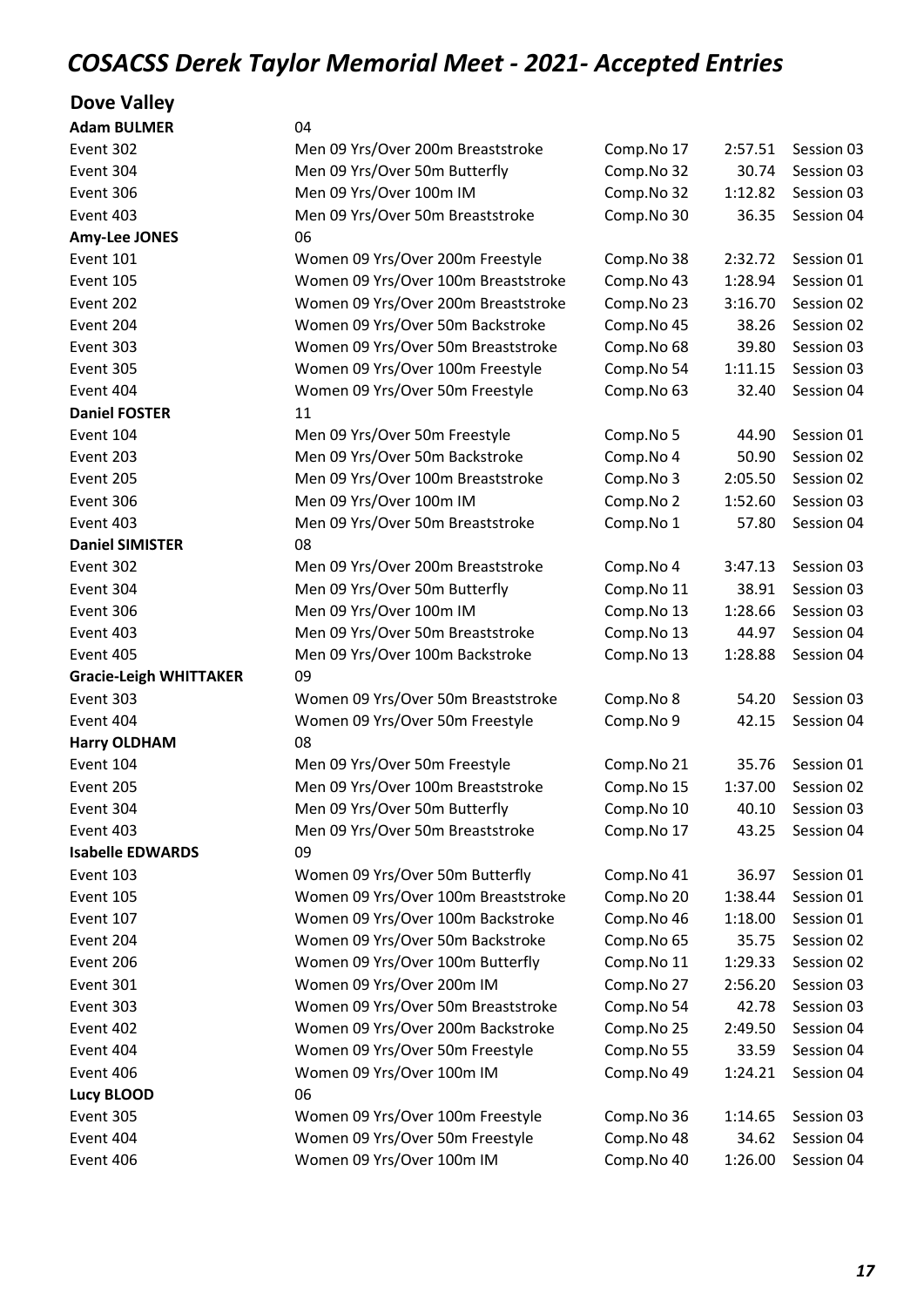# COSACSS Derek Taylor Memorial Meet - 2021- Accepted Entries

## Dove Valley

| | | | | |
|---|---|---|---|---|
| **Adam BULMER** | 04 | | | |
| Event 302 | Men 09 Yrs/Over 200m Breaststroke | Comp.No 17 | 2:57.51 | Session 03 |
| Event 304 | Men 09 Yrs/Over 50m Butterfly | Comp.No 32 | 30.74 | Session 03 |
| Event 306 | Men 09 Yrs/Over 100m IM | Comp.No 32 | 1:12.82 | Session 03 |
| Event 403 | Men 09 Yrs/Over 50m Breaststroke | Comp.No 30 | 36.35 | Session 04 |
| **Amy-Lee JONES** | 06 | | | |
| Event 101 | Women 09 Yrs/Over 200m Freestyle | Comp.No 38 | 2:32.72 | Session 01 |
| Event 105 | Women 09 Yrs/Over 100m Breaststroke | Comp.No 43 | 1:28.94 | Session 01 |
| Event 202 | Women 09 Yrs/Over 200m Breaststroke | Comp.No 23 | 3:16.70 | Session 02 |
| Event 204 | Women 09 Yrs/Over 50m Backstroke | Comp.No 45 | 38.26 | Session 02 |
| Event 303 | Women 09 Yrs/Over 50m Breaststroke | Comp.No 68 | 39.80 | Session 03 |
| Event 305 | Women 09 Yrs/Over 100m Freestyle | Comp.No 54 | 1:11.15 | Session 03 |
| Event 404 | Women 09 Yrs/Over 50m Freestyle | Comp.No 63 | 32.40 | Session 04 |
| **Daniel FOSTER** | 11 | | | |
| Event 104 | Men 09 Yrs/Over 50m Freestyle | Comp.No 5 | 44.90 | Session 01 |
| Event 203 | Men 09 Yrs/Over 50m Backstroke | Comp.No 4 | 50.90 | Session 02 |
| Event 205 | Men 09 Yrs/Over 100m Breaststroke | Comp.No 3 | 2:05.50 | Session 02 |
| Event 306 | Men 09 Yrs/Over 100m IM | Comp.No 2 | 1:52.60 | Session 03 |
| Event 403 | Men 09 Yrs/Over 50m Breaststroke | Comp.No 1 | 57.80 | Session 04 |
| **Daniel SIMISTER** | 08 | | | |
| Event 302 | Men 09 Yrs/Over 200m Breaststroke | Comp.No 4 | 3:47.13 | Session 03 |
| Event 304 | Men 09 Yrs/Over 50m Butterfly | Comp.No 11 | 38.91 | Session 03 |
| Event 306 | Men 09 Yrs/Over 100m IM | Comp.No 13 | 1:28.66 | Session 03 |
| Event 403 | Men 09 Yrs/Over 50m Breaststroke | Comp.No 13 | 44.97 | Session 04 |
| Event 405 | Men 09 Yrs/Over 100m Backstroke | Comp.No 13 | 1:28.88 | Session 04 |
| **Gracie-Leigh WHITTAKER** | 09 | | | |
| Event 303 | Women 09 Yrs/Over 50m Breaststroke | Comp.No 8 | 54.20 | Session 03 |
| Event 404 | Women 09 Yrs/Over 50m Freestyle | Comp.No 9 | 42.15 | Session 04 |
| **Harry OLDHAM** | 08 | | | |
| Event 104 | Men 09 Yrs/Over 50m Freestyle | Comp.No 21 | 35.76 | Session 01 |
| Event 205 | Men 09 Yrs/Over 100m Breaststroke | Comp.No 15 | 1:37.00 | Session 02 |
| Event 304 | Men 09 Yrs/Over 50m Butterfly | Comp.No 10 | 40.10 | Session 03 |
| Event 403 | Men 09 Yrs/Over 50m Breaststroke | Comp.No 17 | 43.25 | Session 04 |
| **Isabelle EDWARDS** | 09 | | | |
| Event 103 | Women 09 Yrs/Over 50m Butterfly | Comp.No 41 | 36.97 | Session 01 |
| Event 105 | Women 09 Yrs/Over 100m Breaststroke | Comp.No 20 | 1:38.44 | Session 01 |
| Event 107 | Women 09 Yrs/Over 100m Backstroke | Comp.No 46 | 1:18.00 | Session 01 |
| Event 204 | Women 09 Yrs/Over 50m Backstroke | Comp.No 65 | 35.75 | Session 02 |
| Event 206 | Women 09 Yrs/Over 100m Butterfly | Comp.No 11 | 1:29.33 | Session 02 |
| Event 301 | Women 09 Yrs/Over 200m IM | Comp.No 27 | 2:56.20 | Session 03 |
| Event 303 | Women 09 Yrs/Over 50m Breaststroke | Comp.No 54 | 42.78 | Session 03 |
| Event 402 | Women 09 Yrs/Over 200m Backstroke | Comp.No 25 | 2:49.50 | Session 04 |
| Event 404 | Women 09 Yrs/Over 50m Freestyle | Comp.No 55 | 33.59 | Session 04 |
| Event 406 | Women 09 Yrs/Over 100m IM | Comp.No 49 | 1:24.21 | Session 04 |
| **Lucy BLOOD** | 06 | | | |
| Event 305 | Women 09 Yrs/Over 100m Freestyle | Comp.No 36 | 1:14.65 | Session 03 |
| Event 404 | Women 09 Yrs/Over 50m Freestyle | Comp.No 48 | 34.62 | Session 04 |
| Event 406 | Women 09 Yrs/Over 100m IM | Comp.No 40 | 1:26.00 | Session 04 |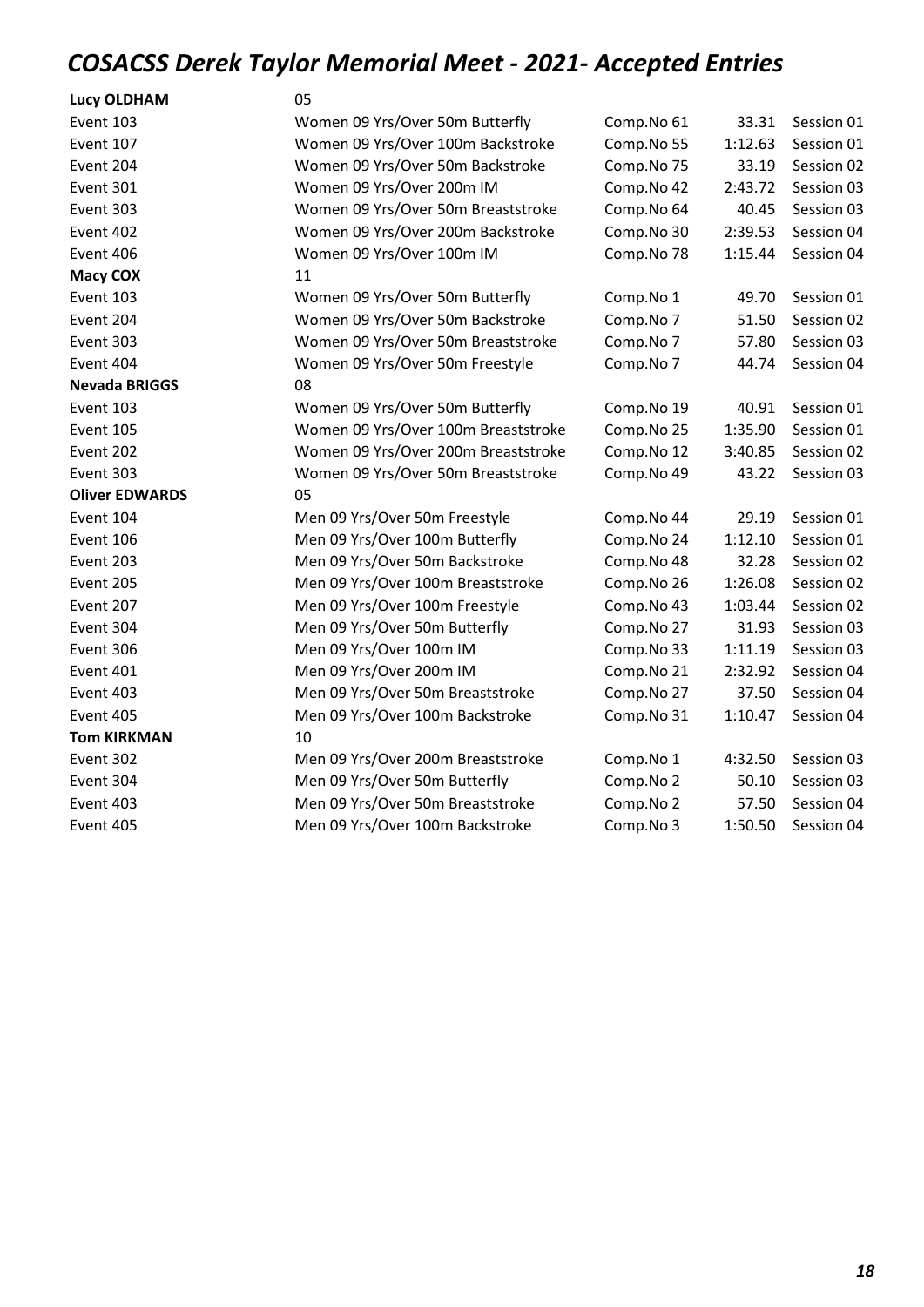# COSACSS Derek Taylor Memorial Meet - 2021- Accepted Entries

| | | | | |
|---|---|---|---|---|
| **Lucy OLDHAM** | 05 | | | |
| Event 103 | Women 09 Yrs/Over 50m Butterfly | Comp.No 61 | 33.31 | Session 01 |
| Event 107 | Women 09 Yrs/Over 100m Backstroke | Comp.No 55 | 1:12.63 | Session 01 |
| Event 204 | Women 09 Yrs/Over 50m Backstroke | Comp.No 75 | 33.19 | Session 02 |
| Event 301 | Women 09 Yrs/Over 200m IM | Comp.No 42 | 2:43.72 | Session 03 |
| Event 303 | Women 09 Yrs/Over 50m Breaststroke | Comp.No 64 | 40.45 | Session 03 |
| Event 402 | Women 09 Yrs/Over 200m Backstroke | Comp.No 30 | 2:39.53 | Session 04 |
| Event 406 | Women 09 Yrs/Over 100m IM | Comp.No 78 | 1:15.44 | Session 04 |
| **Macy COX** | 11 | | | |
| Event 103 | Women 09 Yrs/Over 50m Butterfly | Comp.No 1 | 49.70 | Session 01 |
| Event 204 | Women 09 Yrs/Over 50m Backstroke | Comp.No 7 | 51.50 | Session 02 |
| Event 303 | Women 09 Yrs/Over 50m Breaststroke | Comp.No 7 | 57.80 | Session 03 |
| Event 404 | Women 09 Yrs/Over 50m Freestyle | Comp.No 7 | 44.74 | Session 04 |
| **Nevada BRIGGS** | 08 | | | |
| Event 103 | Women 09 Yrs/Over 50m Butterfly | Comp.No 19 | 40.91 | Session 01 |
| Event 105 | Women 09 Yrs/Over 100m Breaststroke | Comp.No 25 | 1:35.90 | Session 01 |
| Event 202 | Women 09 Yrs/Over 200m Breaststroke | Comp.No 12 | 3:40.85 | Session 02 |
| Event 303 | Women 09 Yrs/Over 50m Breaststroke | Comp.No 49 | 43.22 | Session 03 |
| **Oliver EDWARDS** | 05 | | | |
| Event 104 | Men 09 Yrs/Over 50m Freestyle | Comp.No 44 | 29.19 | Session 01 |
| Event 106 | Men 09 Yrs/Over 100m Butterfly | Comp.No 24 | 1:12.10 | Session 01 |
| Event 203 | Men 09 Yrs/Over 50m Backstroke | Comp.No 48 | 32.28 | Session 02 |
| Event 205 | Men 09 Yrs/Over 100m Breaststroke | Comp.No 26 | 1:26.08 | Session 02 |
| Event 207 | Men 09 Yrs/Over 100m Freestyle | Comp.No 43 | 1:03.44 | Session 02 |
| Event 304 | Men 09 Yrs/Over 50m Butterfly | Comp.No 27 | 31.93 | Session 03 |
| Event 306 | Men 09 Yrs/Over 100m IM | Comp.No 33 | 1:11.19 | Session 03 |
| Event 401 | Men 09 Yrs/Over 200m IM | Comp.No 21 | 2:32.92 | Session 04 |
| Event 403 | Men 09 Yrs/Over 50m Breaststroke | Comp.No 27 | 37.50 | Session 04 |
| Event 405 | Men 09 Yrs/Over 100m Backstroke | Comp.No 31 | 1:10.47 | Session 04 |
| **Tom KIRKMAN** | 10 | | | |
| Event 302 | Men 09 Yrs/Over 200m Breaststroke | Comp.No 1 | 4:32.50 | Session 03 |
| Event 304 | Men 09 Yrs/Over 50m Butterfly | Comp.No 2 | 50.10 | Session 03 |
| Event 403 | Men 09 Yrs/Over 50m Breaststroke | Comp.No 2 | 57.50 | Session 04 |
| Event 405 | Men 09 Yrs/Over 100m Backstroke | Comp.No 3 | 1:50.50 | Session 04 |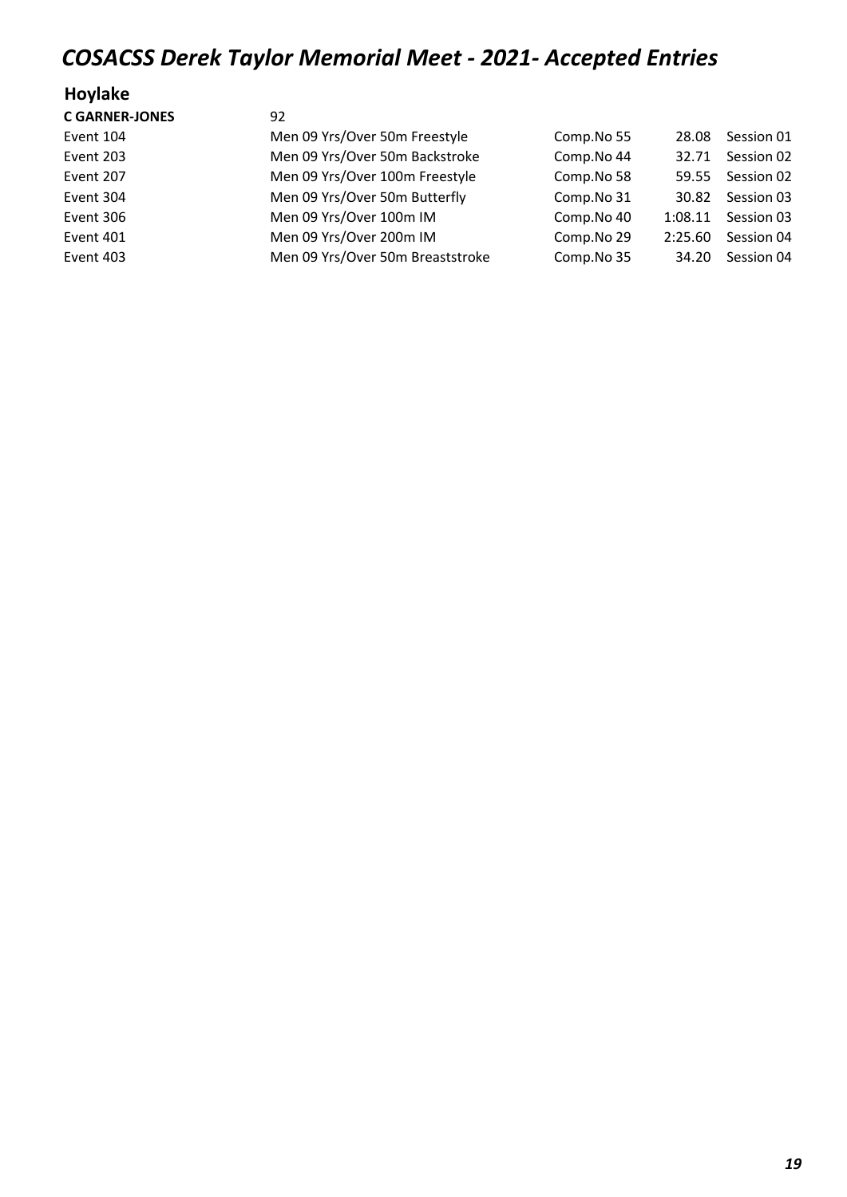# COSACSS Derek Taylor Memorial Meet - 2021- Accepted Entries

## Hoylake

**C GARNER-JONES** 92

| | | | | |
|---|---|---|---|---|
| Event 104 | Men 09 Yrs/Over 50m Freestyle | Comp.No 55 | 28.08 | Session 01 |
| Event 203 | Men 09 Yrs/Over 50m Backstroke | Comp.No 44 | 32.71 | Session 02 |
| Event 207 | Men 09 Yrs/Over 100m Freestyle | Comp.No 58 | 59.55 | Session 02 |
| Event 304 | Men 09 Yrs/Over 50m Butterfly | Comp.No 31 | 30.82 | Session 03 |
| Event 306 | Men 09 Yrs/Over 100m IM | Comp.No 40 | 1:08.11 | Session 03 |
| Event 401 | Men 09 Yrs/Over 200m IM | Comp.No 29 | 2:25.60 | Session 04 |
| Event 403 | Men 09 Yrs/Over 50m Breaststroke | Comp.No 35 | 34.20 | Session 04 |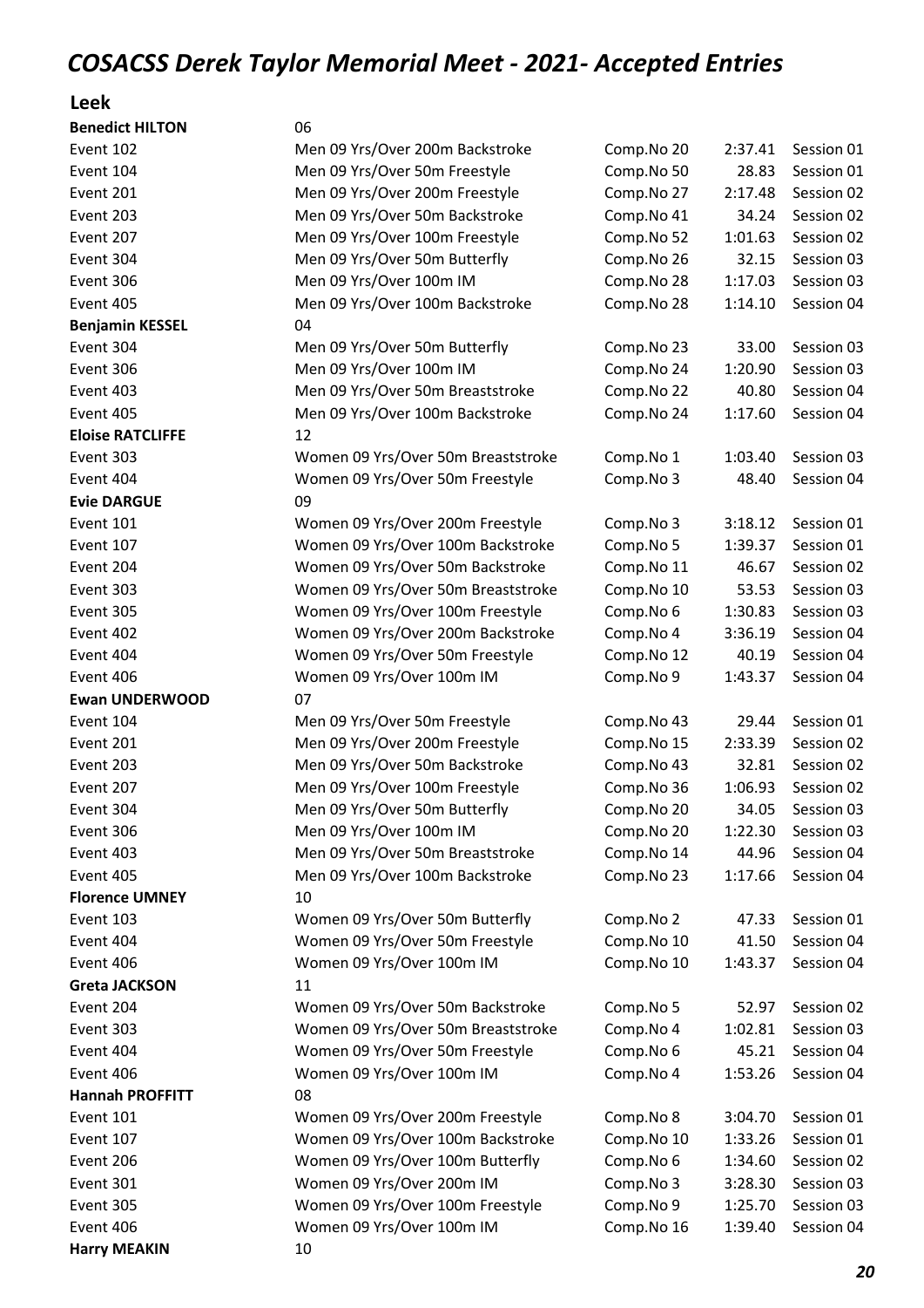# COSACSS Derek Taylor Memorial Meet - 2021- Accepted Entries

## Leek

| | | | | |
|---|---|---|---|---|
| **Benedict HILTON** | 06 | | | |
| Event 102 | Men 09 Yrs/Over 200m Backstroke | Comp.No 20 | 2:37.41 | Session 01 |
| Event 104 | Men 09 Yrs/Over 50m Freestyle | Comp.No 50 | 28.83 | Session 01 |
| Event 201 | Men 09 Yrs/Over 200m Freestyle | Comp.No 27 | 2:17.48 | Session 02 |
| Event 203 | Men 09 Yrs/Over 50m Backstroke | Comp.No 41 | 34.24 | Session 02 |
| Event 207 | Men 09 Yrs/Over 100m Freestyle | Comp.No 52 | 1:01.63 | Session 02 |
| Event 304 | Men 09 Yrs/Over 50m Butterfly | Comp.No 26 | 32.15 | Session 03 |
| Event 306 | Men 09 Yrs/Over 100m IM | Comp.No 28 | 1:17.03 | Session 03 |
| Event 405 | Men 09 Yrs/Over 100m Backstroke | Comp.No 28 | 1:14.10 | Session 04 |
| **Benjamin KESSEL** | 04 | | | |
| Event 304 | Men 09 Yrs/Over 50m Butterfly | Comp.No 23 | 33.00 | Session 03 |
| Event 306 | Men 09 Yrs/Over 100m IM | Comp.No 24 | 1:20.90 | Session 03 |
| Event 403 | Men 09 Yrs/Over 50m Breaststroke | Comp.No 22 | 40.80 | Session 04 |
| Event 405 | Men 09 Yrs/Over 100m Backstroke | Comp.No 24 | 1:17.60 | Session 04 |
| **Eloise RATCLIFFE** | 12 | | | |
| Event 303 | Women 09 Yrs/Over 50m Breaststroke | Comp.No 1 | 1:03.40 | Session 03 |
| Event 404 | Women 09 Yrs/Over 50m Freestyle | Comp.No 3 | 48.40 | Session 04 |
| **Evie DARGUE** | 09 | | | |
| Event 101 | Women 09 Yrs/Over 200m Freestyle | Comp.No 3 | 3:18.12 | Session 01 |
| Event 107 | Women 09 Yrs/Over 100m Backstroke | Comp.No 5 | 1:39.37 | Session 01 |
| Event 204 | Women 09 Yrs/Over 50m Backstroke | Comp.No 11 | 46.67 | Session 02 |
| Event 303 | Women 09 Yrs/Over 50m Breaststroke | Comp.No 10 | 53.53 | Session 03 |
| Event 305 | Women 09 Yrs/Over 100m Freestyle | Comp.No 6 | 1:30.83 | Session 03 |
| Event 402 | Women 09 Yrs/Over 200m Backstroke | Comp.No 4 | 3:36.19 | Session 04 |
| Event 404 | Women 09 Yrs/Over 50m Freestyle | Comp.No 12 | 40.19 | Session 04 |
| Event 406 | Women 09 Yrs/Over 100m IM | Comp.No 9 | 1:43.37 | Session 04 |
| **Ewan UNDERWOOD** | 07 | | | |
| Event 104 | Men 09 Yrs/Over 50m Freestyle | Comp.No 43 | 29.44 | Session 01 |
| Event 201 | Men 09 Yrs/Over 200m Freestyle | Comp.No 15 | 2:33.39 | Session 02 |
| Event 203 | Men 09 Yrs/Over 50m Backstroke | Comp.No 43 | 32.81 | Session 02 |
| Event 207 | Men 09 Yrs/Over 100m Freestyle | Comp.No 36 | 1:06.93 | Session 02 |
| Event 304 | Men 09 Yrs/Over 50m Butterfly | Comp.No 20 | 34.05 | Session 03 |
| Event 306 | Men 09 Yrs/Over 100m IM | Comp.No 20 | 1:22.30 | Session 03 |
| Event 403 | Men 09 Yrs/Over 50m Breaststroke | Comp.No 14 | 44.96 | Session 04 |
| Event 405 | Men 09 Yrs/Over 100m Backstroke | Comp.No 23 | 1:17.66 | Session 04 |
| **Florence UMNEY** | 10 | | | |
| Event 103 | Women 09 Yrs/Over 50m Butterfly | Comp.No 2 | 47.33 | Session 01 |
| Event 404 | Women 09 Yrs/Over 50m Freestyle | Comp.No 10 | 41.50 | Session 04 |
| Event 406 | Women 09 Yrs/Over 100m IM | Comp.No 10 | 1:43.37 | Session 04 |
| **Greta JACKSON** | 11 | | | |
| Event 204 | Women 09 Yrs/Over 50m Backstroke | Comp.No 5 | 52.97 | Session 02 |
| Event 303 | Women 09 Yrs/Over 50m Breaststroke | Comp.No 4 | 1:02.81 | Session 03 |
| Event 404 | Women 09 Yrs/Over 50m Freestyle | Comp.No 6 | 45.21 | Session 04 |
| Event 406 | Women 09 Yrs/Over 100m IM | Comp.No 4 | 1:53.26 | Session 04 |
| **Hannah PROFFITT** | 08 | | | |
| Event 101 | Women 09 Yrs/Over 200m Freestyle | Comp.No 8 | 3:04.70 | Session 01 |
| Event 107 | Women 09 Yrs/Over 100m Backstroke | Comp.No 10 | 1:33.26 | Session 01 |
| Event 206 | Women 09 Yrs/Over 100m Butterfly | Comp.No 6 | 1:34.60 | Session 02 |
| Event 301 | Women 09 Yrs/Over 200m IM | Comp.No 3 | 3:28.30 | Session 03 |
| Event 305 | Women 09 Yrs/Over 100m Freestyle | Comp.No 9 | 1:25.70 | Session 03 |
| Event 406 | Women 09 Yrs/Over 100m IM | Comp.No 16 | 1:39.40 | Session 04 |
| **Harry MEAKIN** | 10 | | | |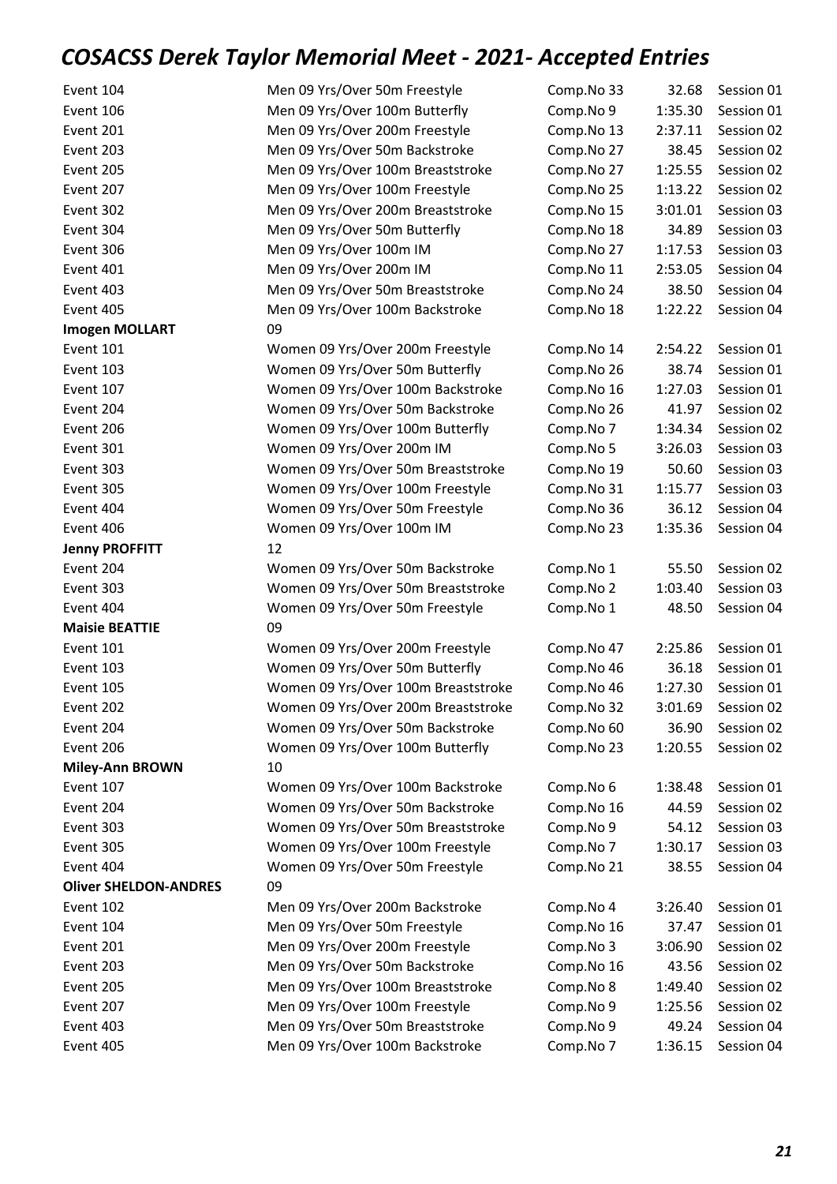# COSACSS Derek Taylor Memorial Meet - 2021- Accepted Entries

| | | | | |
|---|---|---|---|---|
| Event 104 | Men 09 Yrs/Over 50m Freestyle | Comp.No 33 | 32.68 | Session 01 |
| Event 106 | Men 09 Yrs/Over 100m Butterfly | Comp.No 9 | 1:35.30 | Session 01 |
| Event 201 | Men 09 Yrs/Over 200m Freestyle | Comp.No 13 | 2:37.11 | Session 02 |
| Event 203 | Men 09 Yrs/Over 50m Backstroke | Comp.No 27 | 38.45 | Session 02 |
| Event 205 | Men 09 Yrs/Over 100m Breaststroke | Comp.No 27 | 1:25.55 | Session 02 |
| Event 207 | Men 09 Yrs/Over 100m Freestyle | Comp.No 25 | 1:13.22 | Session 02 |
| Event 302 | Men 09 Yrs/Over 200m Breaststroke | Comp.No 15 | 3:01.01 | Session 03 |
| Event 304 | Men 09 Yrs/Over 50m Butterfly | Comp.No 18 | 34.89 | Session 03 |
| Event 306 | Men 09 Yrs/Over 100m IM | Comp.No 27 | 1:17.53 | Session 03 |
| Event 401 | Men 09 Yrs/Over 200m IM | Comp.No 11 | 2:53.05 | Session 04 |
| Event 403 | Men 09 Yrs/Over 50m Breaststroke | Comp.No 24 | 38.50 | Session 04 |
| Event 405 | Men 09 Yrs/Over 100m Backstroke | Comp.No 18 | 1:22.22 | Session 04 |
| **Imogen MOLLART** | 09 | | | |
| Event 101 | Women 09 Yrs/Over 200m Freestyle | Comp.No 14 | 2:54.22 | Session 01 |
| Event 103 | Women 09 Yrs/Over 50m Butterfly | Comp.No 26 | 38.74 | Session 01 |
| Event 107 | Women 09 Yrs/Over 100m Backstroke | Comp.No 16 | 1:27.03 | Session 01 |
| Event 204 | Women 09 Yrs/Over 50m Backstroke | Comp.No 26 | 41.97 | Session 02 |
| Event 206 | Women 09 Yrs/Over 100m Butterfly | Comp.No 7 | 1:34.34 | Session 02 |
| Event 301 | Women 09 Yrs/Over 200m IM | Comp.No 5 | 3:26.03 | Session 03 |
| Event 303 | Women 09 Yrs/Over 50m Breaststroke | Comp.No 19 | 50.60 | Session 03 |
| Event 305 | Women 09 Yrs/Over 100m Freestyle | Comp.No 31 | 1:15.77 | Session 03 |
| Event 404 | Women 09 Yrs/Over 50m Freestyle | Comp.No 36 | 36.12 | Session 04 |
| Event 406 | Women 09 Yrs/Over 100m IM | Comp.No 23 | 1:35.36 | Session 04 |
| **Jenny PROFFITT** | 12 | | | |
| Event 204 | Women 09 Yrs/Over 50m Backstroke | Comp.No 1 | 55.50 | Session 02 |
| Event 303 | Women 09 Yrs/Over 50m Breaststroke | Comp.No 2 | 1:03.40 | Session 03 |
| Event 404 | Women 09 Yrs/Over 50m Freestyle | Comp.No 1 | 48.50 | Session 04 |
| **Maisie BEATTIE** | 09 | | | |
| Event 101 | Women 09 Yrs/Over 200m Freestyle | Comp.No 47 | 2:25.86 | Session 01 |
| Event 103 | Women 09 Yrs/Over 50m Butterfly | Comp.No 46 | 36.18 | Session 01 |
| Event 105 | Women 09 Yrs/Over 100m Breaststroke | Comp.No 46 | 1:27.30 | Session 01 |
| Event 202 | Women 09 Yrs/Over 200m Breaststroke | Comp.No 32 | 3:01.69 | Session 02 |
| Event 204 | Women 09 Yrs/Over 50m Backstroke | Comp.No 60 | 36.90 | Session 02 |
| Event 206 | Women 09 Yrs/Over 100m Butterfly | Comp.No 23 | 1:20.55 | Session 02 |
| **Miley-Ann BROWN** | 10 | | | |
| Event 107 | Women 09 Yrs/Over 100m Backstroke | Comp.No 6 | 1:38.48 | Session 01 |
| Event 204 | Women 09 Yrs/Over 50m Backstroke | Comp.No 16 | 44.59 | Session 02 |
| Event 303 | Women 09 Yrs/Over 50m Breaststroke | Comp.No 9 | 54.12 | Session 03 |
| Event 305 | Women 09 Yrs/Over 100m Freestyle | Comp.No 7 | 1:30.17 | Session 03 |
| Event 404 | Women 09 Yrs/Over 50m Freestyle | Comp.No 21 | 38.55 | Session 04 |
| **Oliver SHELDON-ANDRES** | 09 | | | |
| Event 102 | Men 09 Yrs/Over 200m Backstroke | Comp.No 4 | 3:26.40 | Session 01 |
| Event 104 | Men 09 Yrs/Over 50m Freestyle | Comp.No 16 | 37.47 | Session 01 |
| Event 201 | Men 09 Yrs/Over 200m Freestyle | Comp.No 3 | 3:06.90 | Session 02 |
| Event 203 | Men 09 Yrs/Over 50m Backstroke | Comp.No 16 | 43.56 | Session 02 |
| Event 205 | Men 09 Yrs/Over 100m Breaststroke | Comp.No 8 | 1:49.40 | Session 02 |
| Event 207 | Men 09 Yrs/Over 100m Freestyle | Comp.No 9 | 1:25.56 | Session 02 |
| Event 403 | Men 09 Yrs/Over 50m Breaststroke | Comp.No 9 | 49.24 | Session 04 |
| Event 405 | Men 09 Yrs/Over 100m Backstroke | Comp.No 7 | 1:36.15 | Session 04 |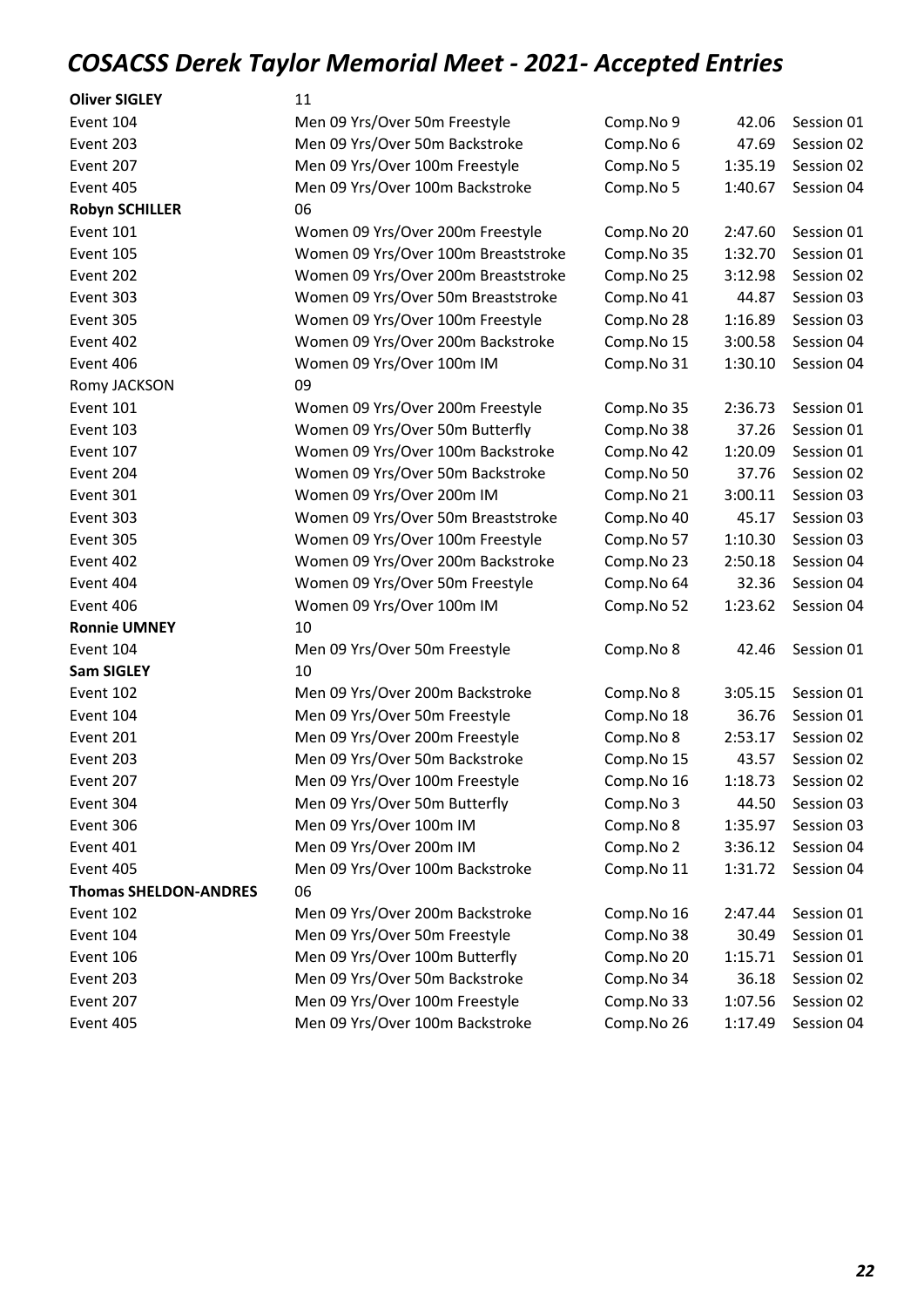# COSACSS Derek Taylor Memorial Meet - 2021- Accepted Entries

| | | | | |
|---|---|---|---|---|
| **Oliver SIGLEY** | 11 | | | |
| Event 104 | Men 09 Yrs/Over 50m Freestyle | Comp.No 9 | 42.06 | Session 01 |
| Event 203 | Men 09 Yrs/Over 50m Backstroke | Comp.No 6 | 47.69 | Session 02 |
| Event 207 | Men 09 Yrs/Over 100m Freestyle | Comp.No 5 | 1:35.19 | Session 02 |
| Event 405 | Men 09 Yrs/Over 100m Backstroke | Comp.No 5 | 1:40.67 | Session 04 |
| **Robyn SCHILLER** | 06 | | | |
| Event 101 | Women 09 Yrs/Over 200m Freestyle | Comp.No 20 | 2:47.60 | Session 01 |
| Event 105 | Women 09 Yrs/Over 100m Breaststroke | Comp.No 35 | 1:32.70 | Session 01 |
| Event 202 | Women 09 Yrs/Over 200m Breaststroke | Comp.No 25 | 3:12.98 | Session 02 |
| Event 303 | Women 09 Yrs/Over 50m Breaststroke | Comp.No 41 | 44.87 | Session 03 |
| Event 305 | Women 09 Yrs/Over 100m Freestyle | Comp.No 28 | 1:16.89 | Session 03 |
| Event 402 | Women 09 Yrs/Over 200m Backstroke | Comp.No 15 | 3:00.58 | Session 04 |
| Event 406 | Women 09 Yrs/Over 100m IM | Comp.No 31 | 1:30.10 | Session 04 |
| Romy JACKSON | 09 | | | |
| Event 101 | Women 09 Yrs/Over 200m Freestyle | Comp.No 35 | 2:36.73 | Session 01 |
| Event 103 | Women 09 Yrs/Over 50m Butterfly | Comp.No 38 | 37.26 | Session 01 |
| Event 107 | Women 09 Yrs/Over 100m Backstroke | Comp.No 42 | 1:20.09 | Session 01 |
| Event 204 | Women 09 Yrs/Over 50m Backstroke | Comp.No 50 | 37.76 | Session 02 |
| Event 301 | Women 09 Yrs/Over 200m IM | Comp.No 21 | 3:00.11 | Session 03 |
| Event 303 | Women 09 Yrs/Over 50m Breaststroke | Comp.No 40 | 45.17 | Session 03 |
| Event 305 | Women 09 Yrs/Over 100m Freestyle | Comp.No 57 | 1:10.30 | Session 03 |
| Event 402 | Women 09 Yrs/Over 200m Backstroke | Comp.No 23 | 2:50.18 | Session 04 |
| Event 404 | Women 09 Yrs/Over 50m Freestyle | Comp.No 64 | 32.36 | Session 04 |
| Event 406 | Women 09 Yrs/Over 100m IM | Comp.No 52 | 1:23.62 | Session 04 |
| **Ronnie UMNEY** | 10 | | | |
| Event 104 | Men 09 Yrs/Over 50m Freestyle | Comp.No 8 | 42.46 | Session 01 |
| **Sam SIGLEY** | 10 | | | |
| Event 102 | Men 09 Yrs/Over 200m Backstroke | Comp.No 8 | 3:05.15 | Session 01 |
| Event 104 | Men 09 Yrs/Over 50m Freestyle | Comp.No 18 | 36.76 | Session 01 |
| Event 201 | Men 09 Yrs/Over 200m Freestyle | Comp.No 8 | 2:53.17 | Session 02 |
| Event 203 | Men 09 Yrs/Over 50m Backstroke | Comp.No 15 | 43.57 | Session 02 |
| Event 207 | Men 09 Yrs/Over 100m Freestyle | Comp.No 16 | 1:18.73 | Session 02 |
| Event 304 | Men 09 Yrs/Over 50m Butterfly | Comp.No 3 | 44.50 | Session 03 |
| Event 306 | Men 09 Yrs/Over 100m IM | Comp.No 8 | 1:35.97 | Session 03 |
| Event 401 | Men 09 Yrs/Over 200m IM | Comp.No 2 | 3:36.12 | Session 04 |
| Event 405 | Men 09 Yrs/Over 100m Backstroke | Comp.No 11 | 1:31.72 | Session 04 |
| **Thomas SHELDON-ANDRES** | 06 | | | |
| Event 102 | Men 09 Yrs/Over 200m Backstroke | Comp.No 16 | 2:47.44 | Session 01 |
| Event 104 | Men 09 Yrs/Over 50m Freestyle | Comp.No 38 | 30.49 | Session 01 |
| Event 106 | Men 09 Yrs/Over 100m Butterfly | Comp.No 20 | 1:15.71 | Session 01 |
| Event 203 | Men 09 Yrs/Over 50m Backstroke | Comp.No 34 | 36.18 | Session 02 |
| Event 207 | Men 09 Yrs/Over 100m Freestyle | Comp.No 33 | 1:07.56 | Session 02 |
| Event 405 | Men 09 Yrs/Over 100m Backstroke | Comp.No 26 | 1:17.49 | Session 04 |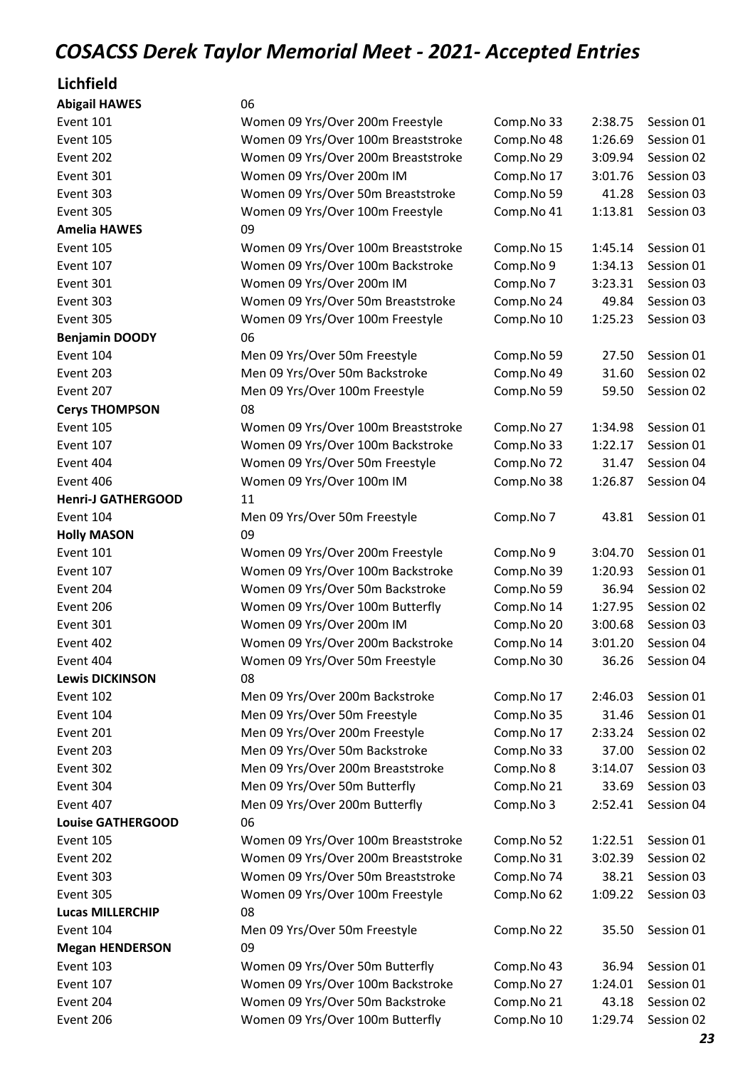# *COSACSS Derek Taylor Memorial Meet - 2021- Accepted Entries*

## Lichfield

| | | | | |
|---|---|---|---|---|
| **Abigail HAWES** | 06 | | | |
| Event 101 | Women 09 Yrs/Over 200m Freestyle | Comp.No 33 | 2:38.75 | Session 01 |
| Event 105 | Women 09 Yrs/Over 100m Breaststroke | Comp.No 48 | 1:26.69 | Session 01 |
| Event 202 | Women 09 Yrs/Over 200m Breaststroke | Comp.No 29 | 3:09.94 | Session 02 |
| Event 301 | Women 09 Yrs/Over 200m IM | Comp.No 17 | 3:01.76 | Session 03 |
| Event 303 | Women 09 Yrs/Over 50m Breaststroke | Comp.No 59 | 41.28 | Session 03 |
| Event 305 | Women 09 Yrs/Over 100m Freestyle | Comp.No 41 | 1:13.81 | Session 03 |
| **Amelia HAWES** | 09 | | | |
| Event 105 | Women 09 Yrs/Over 100m Breaststroke | Comp.No 15 | 1:45.14 | Session 01 |
| Event 107 | Women 09 Yrs/Over 100m Backstroke | Comp.No 9 | 1:34.13 | Session 01 |
| Event 301 | Women 09 Yrs/Over 200m IM | Comp.No 7 | 3:23.31 | Session 03 |
| Event 303 | Women 09 Yrs/Over 50m Breaststroke | Comp.No 24 | 49.84 | Session 03 |
| Event 305 | Women 09 Yrs/Over 100m Freestyle | Comp.No 10 | 1:25.23 | Session 03 |
| **Benjamin DOODY** | 06 | | | |
| Event 104 | Men 09 Yrs/Over 50m Freestyle | Comp.No 59 | 27.50 | Session 01 |
| Event 203 | Men 09 Yrs/Over 50m Backstroke | Comp.No 49 | 31.60 | Session 02 |
| Event 207 | Men 09 Yrs/Over 100m Freestyle | Comp.No 59 | 59.50 | Session 02 |
| **Cerys THOMPSON** | 08 | | | |
| Event 105 | Women 09 Yrs/Over 100m Breaststroke | Comp.No 27 | 1:34.98 | Session 01 |
| Event 107 | Women 09 Yrs/Over 100m Backstroke | Comp.No 33 | 1:22.17 | Session 01 |
| Event 404 | Women 09 Yrs/Over 50m Freestyle | Comp.No 72 | 31.47 | Session 04 |
| Event 406 | Women 09 Yrs/Over 100m IM | Comp.No 38 | 1:26.87 | Session 04 |
| **Henri-J GATHERGOOD** | 11 | | | |
| Event 104 | Men 09 Yrs/Over 50m Freestyle | Comp.No 7 | 43.81 | Session 01 |
| **Holly MASON** | 09 | | | |
| Event 101 | Women 09 Yrs/Over 200m Freestyle | Comp.No 9 | 3:04.70 | Session 01 |
| Event 107 | Women 09 Yrs/Over 100m Backstroke | Comp.No 39 | 1:20.93 | Session 01 |
| Event 204 | Women 09 Yrs/Over 50m Backstroke | Comp.No 59 | 36.94 | Session 02 |
| Event 206 | Women 09 Yrs/Over 100m Butterfly | Comp.No 14 | 1:27.95 | Session 02 |
| Event 301 | Women 09 Yrs/Over 200m IM | Comp.No 20 | 3:00.68 | Session 03 |
| Event 402 | Women 09 Yrs/Over 200m Backstroke | Comp.No 14 | 3:01.20 | Session 04 |
| Event 404 | Women 09 Yrs/Over 50m Freestyle | Comp.No 30 | 36.26 | Session 04 |
| **Lewis DICKINSON** | 08 | | | |
| Event 102 | Men 09 Yrs/Over 200m Backstroke | Comp.No 17 | 2:46.03 | Session 01 |
| Event 104 | Men 09 Yrs/Over 50m Freestyle | Comp.No 35 | 31.46 | Session 01 |
| Event 201 | Men 09 Yrs/Over 200m Freestyle | Comp.No 17 | 2:33.24 | Session 02 |
| Event 203 | Men 09 Yrs/Over 50m Backstroke | Comp.No 33 | 37.00 | Session 02 |
| Event 302 | Men 09 Yrs/Over 200m Breaststroke | Comp.No 8 | 3:14.07 | Session 03 |
| Event 304 | Men 09 Yrs/Over 50m Butterfly | Comp.No 21 | 33.69 | Session 03 |
| Event 407 | Men 09 Yrs/Over 200m Butterfly | Comp.No 3 | 2:52.41 | Session 04 |
| **Louise GATHERGOOD** | 06 | | | |
| Event 105 | Women 09 Yrs/Over 100m Breaststroke | Comp.No 52 | 1:22.51 | Session 01 |
| Event 202 | Women 09 Yrs/Over 200m Breaststroke | Comp.No 31 | 3:02.39 | Session 02 |
| Event 303 | Women 09 Yrs/Over 50m Breaststroke | Comp.No 74 | 38.21 | Session 03 |
| Event 305 | Women 09 Yrs/Over 100m Freestyle | Comp.No 62 | 1:09.22 | Session 03 |
| **Lucas MILLERCHIP** | 08 | | | |
| Event 104 | Men 09 Yrs/Over 50m Freestyle | Comp.No 22 | 35.50 | Session 01 |
| **Megan HENDERSON** | 09 | | | |
| Event 103 | Women 09 Yrs/Over 50m Butterfly | Comp.No 43 | 36.94 | Session 01 |
| Event 107 | Women 09 Yrs/Over 100m Backstroke | Comp.No 27 | 1:24.01 | Session 01 |
| Event 204 | Women 09 Yrs/Over 50m Backstroke | Comp.No 21 | 43.18 | Session 02 |
| Event 206 | Women 09 Yrs/Over 100m Butterfly | Comp.No 10 | 1:29.74 | Session 02 |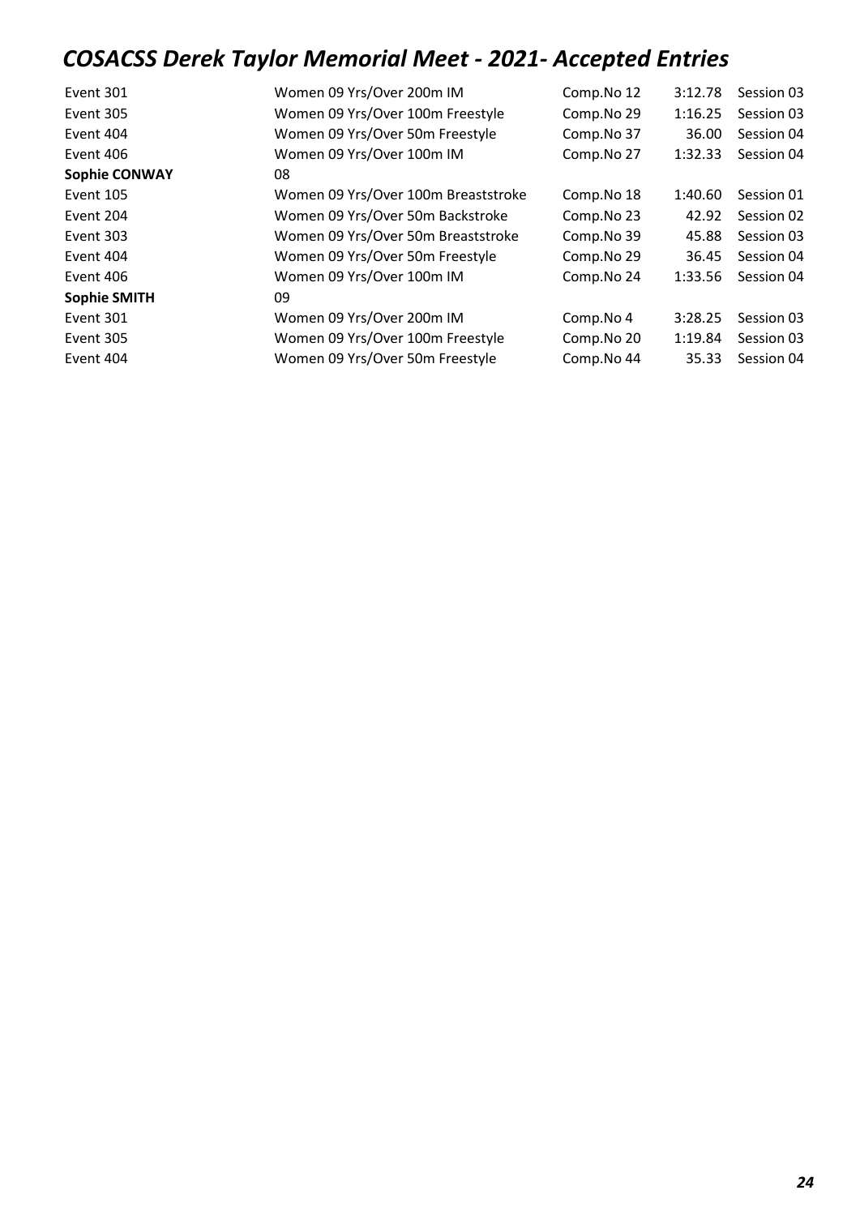# COSACSS Derek Taylor Memorial Meet - 2021- Accepted Entries

| | | | | |
|---|---|---|---|---|
| Event 301 | Women 09 Yrs/Over 200m IM | Comp.No 12 | 3:12.78 | Session 03 |
| Event 305 | Women 09 Yrs/Over 100m Freestyle | Comp.No 29 | 1:16.25 | Session 03 |
| Event 404 | Women 09 Yrs/Over 50m Freestyle | Comp.No 37 | 36.00 | Session 04 |
| Event 406 | Women 09 Yrs/Over 100m IM | Comp.No 27 | 1:32.33 | Session 04 |
| **Sophie CONWAY** | 08 | | | |
| Event 105 | Women 09 Yrs/Over 100m Breaststroke | Comp.No 18 | 1:40.60 | Session 01 |
| Event 204 | Women 09 Yrs/Over 50m Backstroke | Comp.No 23 | 42.92 | Session 02 |
| Event 303 | Women 09 Yrs/Over 50m Breaststroke | Comp.No 39 | 45.88 | Session 03 |
| Event 404 | Women 09 Yrs/Over 50m Freestyle | Comp.No 29 | 36.45 | Session 04 |
| Event 406 | Women 09 Yrs/Over 100m IM | Comp.No 24 | 1:33.56 | Session 04 |
| **Sophie SMITH** | 09 | | | |
| Event 301 | Women 09 Yrs/Over 200m IM | Comp.No 4 | 3:28.25 | Session 03 |
| Event 305 | Women 09 Yrs/Over 100m Freestyle | Comp.No 20 | 1:19.84 | Session 03 |
| Event 404 | Women 09 Yrs/Over 50m Freestyle | Comp.No 44 | 35.33 | Session 04 |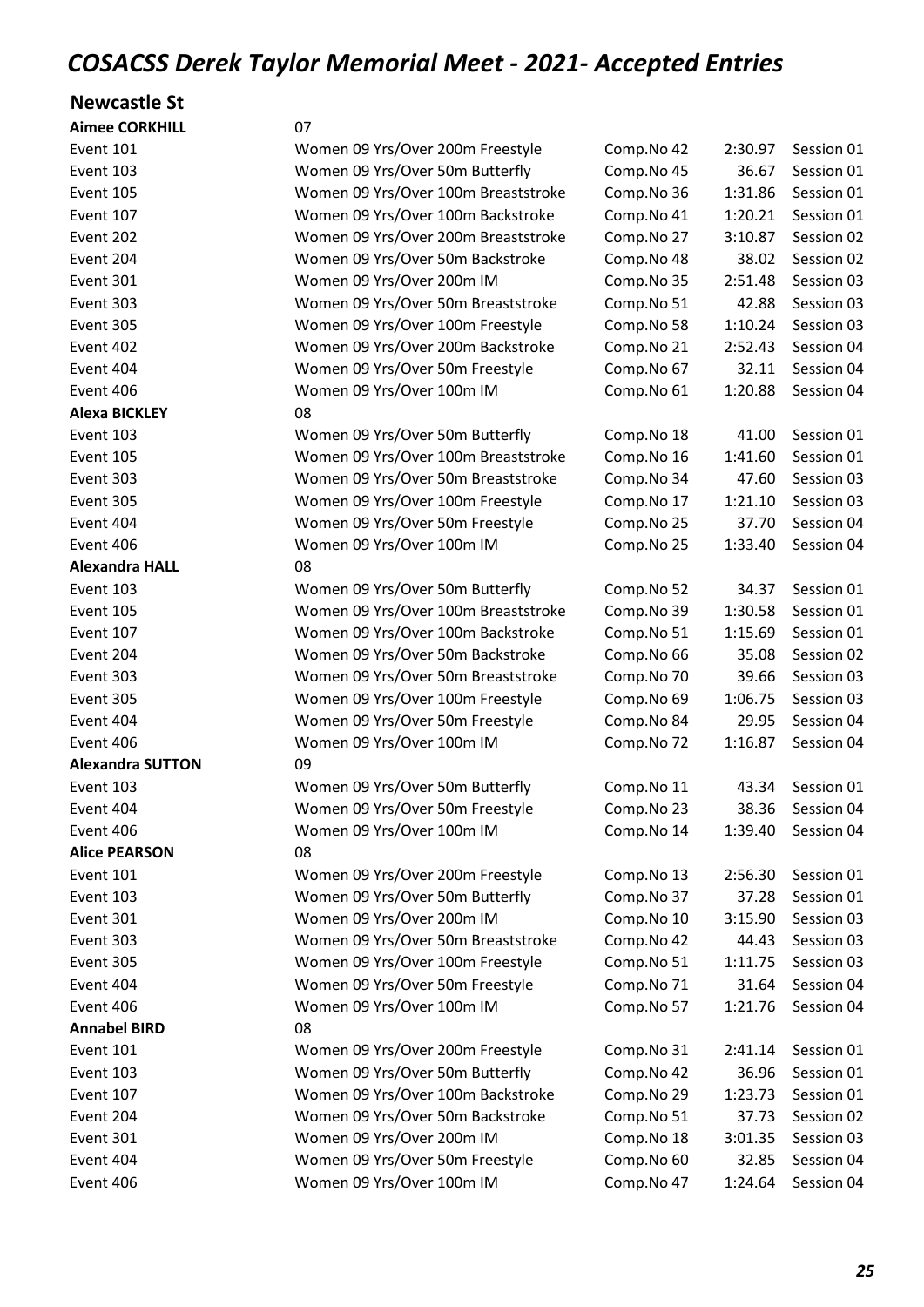# COSACSS Derek Taylor Memorial Meet - 2021- Accepted Entries

## Newcastle St

| | | | | |
|---|---|---|---|---|
| **Aimee CORKHILL** | 07 | | | |
| Event 101 | Women 09 Yrs/Over 200m Freestyle | Comp.No 42 | 2:30.97 | Session 01 |
| Event 103 | Women 09 Yrs/Over 50m Butterfly | Comp.No 45 | 36.67 | Session 01 |
| Event 105 | Women 09 Yrs/Over 100m Breaststroke | Comp.No 36 | 1:31.86 | Session 01 |
| Event 107 | Women 09 Yrs/Over 100m Backstroke | Comp.No 41 | 1:20.21 | Session 01 |
| Event 202 | Women 09 Yrs/Over 200m Breaststroke | Comp.No 27 | 3:10.87 | Session 02 |
| Event 204 | Women 09 Yrs/Over 50m Backstroke | Comp.No 48 | 38.02 | Session 02 |
| Event 301 | Women 09 Yrs/Over 200m IM | Comp.No 35 | 2:51.48 | Session 03 |
| Event 303 | Women 09 Yrs/Over 50m Breaststroke | Comp.No 51 | 42.88 | Session 03 |
| Event 305 | Women 09 Yrs/Over 100m Freestyle | Comp.No 58 | 1:10.24 | Session 03 |
| Event 402 | Women 09 Yrs/Over 200m Backstroke | Comp.No 21 | 2:52.43 | Session 04 |
| Event 404 | Women 09 Yrs/Over 50m Freestyle | Comp.No 67 | 32.11 | Session 04 |
| Event 406 | Women 09 Yrs/Over 100m IM | Comp.No 61 | 1:20.88 | Session 04 |
| **Alexa BICKLEY** | 08 | | | |
| Event 103 | Women 09 Yrs/Over 50m Butterfly | Comp.No 18 | 41.00 | Session 01 |
| Event 105 | Women 09 Yrs/Over 100m Breaststroke | Comp.No 16 | 1:41.60 | Session 01 |
| Event 303 | Women 09 Yrs/Over 50m Breaststroke | Comp.No 34 | 47.60 | Session 03 |
| Event 305 | Women 09 Yrs/Over 100m Freestyle | Comp.No 17 | 1:21.10 | Session 03 |
| Event 404 | Women 09 Yrs/Over 50m Freestyle | Comp.No 25 | 37.70 | Session 04 |
| Event 406 | Women 09 Yrs/Over 100m IM | Comp.No 25 | 1:33.40 | Session 04 |
| **Alexandra HALL** | 08 | | | |
| Event 103 | Women 09 Yrs/Over 50m Butterfly | Comp.No 52 | 34.37 | Session 01 |
| Event 105 | Women 09 Yrs/Over 100m Breaststroke | Comp.No 39 | 1:30.58 | Session 01 |
| Event 107 | Women 09 Yrs/Over 100m Backstroke | Comp.No 51 | 1:15.69 | Session 01 |
| Event 204 | Women 09 Yrs/Over 50m Backstroke | Comp.No 66 | 35.08 | Session 02 |
| Event 303 | Women 09 Yrs/Over 50m Breaststroke | Comp.No 70 | 39.66 | Session 03 |
| Event 305 | Women 09 Yrs/Over 100m Freestyle | Comp.No 69 | 1:06.75 | Session 03 |
| Event 404 | Women 09 Yrs/Over 50m Freestyle | Comp.No 84 | 29.95 | Session 04 |
| Event 406 | Women 09 Yrs/Over 100m IM | Comp.No 72 | 1:16.87 | Session 04 |
| **Alexandra SUTTON** | 09 | | | |
| Event 103 | Women 09 Yrs/Over 50m Butterfly | Comp.No 11 | 43.34 | Session 01 |
| Event 404 | Women 09 Yrs/Over 50m Freestyle | Comp.No 23 | 38.36 | Session 04 |
| Event 406 | Women 09 Yrs/Over 100m IM | Comp.No 14 | 1:39.40 | Session 04 |
| **Alice PEARSON** | 08 | | | |
| Event 101 | Women 09 Yrs/Over 200m Freestyle | Comp.No 13 | 2:56.30 | Session 01 |
| Event 103 | Women 09 Yrs/Over 50m Butterfly | Comp.No 37 | 37.28 | Session 01 |
| Event 301 | Women 09 Yrs/Over 200m IM | Comp.No 10 | 3:15.90 | Session 03 |
| Event 303 | Women 09 Yrs/Over 50m Breaststroke | Comp.No 42 | 44.43 | Session 03 |
| Event 305 | Women 09 Yrs/Over 100m Freestyle | Comp.No 51 | 1:11.75 | Session 03 |
| Event 404 | Women 09 Yrs/Over 50m Freestyle | Comp.No 71 | 31.64 | Session 04 |
| Event 406 | Women 09 Yrs/Over 100m IM | Comp.No 57 | 1:21.76 | Session 04 |
| **Annabel BIRD** | 08 | | | |
| Event 101 | Women 09 Yrs/Over 200m Freestyle | Comp.No 31 | 2:41.14 | Session 01 |
| Event 103 | Women 09 Yrs/Over 50m Butterfly | Comp.No 42 | 36.96 | Session 01 |
| Event 107 | Women 09 Yrs/Over 100m Backstroke | Comp.No 29 | 1:23.73 | Session 01 |
| Event 204 | Women 09 Yrs/Over 50m Backstroke | Comp.No 51 | 37.73 | Session 02 |
| Event 301 | Women 09 Yrs/Over 200m IM | Comp.No 18 | 3:01.35 | Session 03 |
| Event 404 | Women 09 Yrs/Over 50m Freestyle | Comp.No 60 | 32.85 | Session 04 |
| Event 406 | Women 09 Yrs/Over 100m IM | Comp.No 47 | 1:24.64 | Session 04 |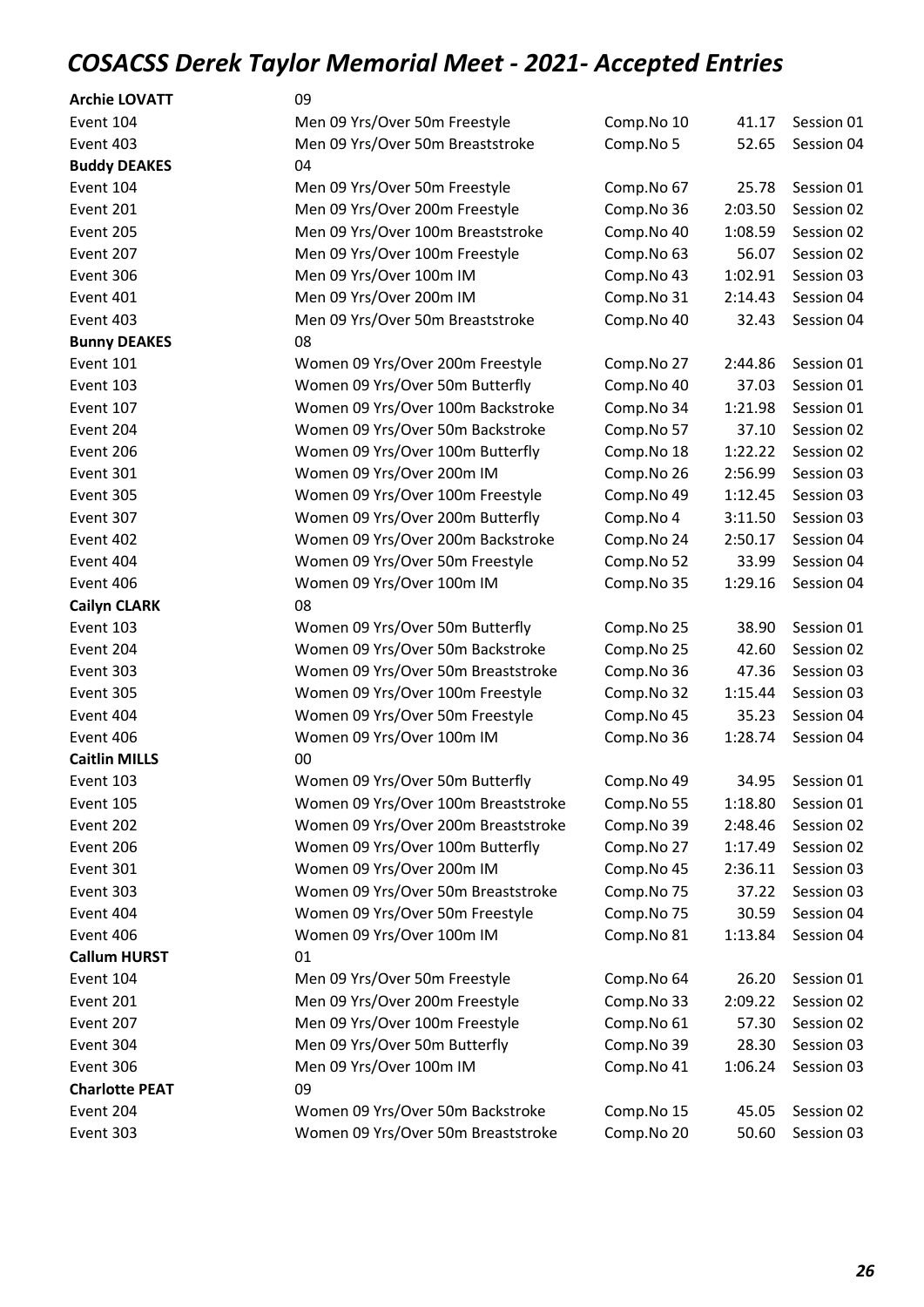# COSACSS Derek Taylor Memorial Meet - 2021- Accepted Entries

| | | | | |
|---|---|---|---|---|
| **Archie LOVATT** | 09 | | | |
| Event 104 | Men 09 Yrs/Over 50m Freestyle | Comp.No 10 | 41.17 | Session 01 |
| Event 403 | Men 09 Yrs/Over 50m Breaststroke | Comp.No 5 | 52.65 | Session 04 |
| **Buddy DEAKES** | 04 | | | |
| Event 104 | Men 09 Yrs/Over 50m Freestyle | Comp.No 67 | 25.78 | Session 01 |
| Event 201 | Men 09 Yrs/Over 200m Freestyle | Comp.No 36 | 2:03.50 | Session 02 |
| Event 205 | Men 09 Yrs/Over 100m Breaststroke | Comp.No 40 | 1:08.59 | Session 02 |
| Event 207 | Men 09 Yrs/Over 100m Freestyle | Comp.No 63 | 56.07 | Session 02 |
| Event 306 | Men 09 Yrs/Over 100m IM | Comp.No 43 | 1:02.91 | Session 03 |
| Event 401 | Men 09 Yrs/Over 200m IM | Comp.No 31 | 2:14.43 | Session 04 |
| Event 403 | Men 09 Yrs/Over 50m Breaststroke | Comp.No 40 | 32.43 | Session 04 |
| **Bunny DEAKES** | 08 | | | |
| Event 101 | Women 09 Yrs/Over 200m Freestyle | Comp.No 27 | 2:44.86 | Session 01 |
| Event 103 | Women 09 Yrs/Over 50m Butterfly | Comp.No 40 | 37.03 | Session 01 |
| Event 107 | Women 09 Yrs/Over 100m Backstroke | Comp.No 34 | 1:21.98 | Session 01 |
| Event 204 | Women 09 Yrs/Over 50m Backstroke | Comp.No 57 | 37.10 | Session 02 |
| Event 206 | Women 09 Yrs/Over 100m Butterfly | Comp.No 18 | 1:22.22 | Session 02 |
| Event 301 | Women 09 Yrs/Over 200m IM | Comp.No 26 | 2:56.99 | Session 03 |
| Event 305 | Women 09 Yrs/Over 100m Freestyle | Comp.No 49 | 1:12.45 | Session 03 |
| Event 307 | Women 09 Yrs/Over 200m Butterfly | Comp.No 4 | 3:11.50 | Session 03 |
| Event 402 | Women 09 Yrs/Over 200m Backstroke | Comp.No 24 | 2:50.17 | Session 04 |
| Event 404 | Women 09 Yrs/Over 50m Freestyle | Comp.No 52 | 33.99 | Session 04 |
| Event 406 | Women 09 Yrs/Over 100m IM | Comp.No 35 | 1:29.16 | Session 04 |
| **Cailyn CLARK** | 08 | | | |
| Event 103 | Women 09 Yrs/Over 50m Butterfly | Comp.No 25 | 38.90 | Session 01 |
| Event 204 | Women 09 Yrs/Over 50m Backstroke | Comp.No 25 | 42.60 | Session 02 |
| Event 303 | Women 09 Yrs/Over 50m Breaststroke | Comp.No 36 | 47.36 | Session 03 |
| Event 305 | Women 09 Yrs/Over 100m Freestyle | Comp.No 32 | 1:15.44 | Session 03 |
| Event 404 | Women 09 Yrs/Over 50m Freestyle | Comp.No 45 | 35.23 | Session 04 |
| Event 406 | Women 09 Yrs/Over 100m IM | Comp.No 36 | 1:28.74 | Session 04 |
| **Caitlin MILLS** | 00 | | | |
| Event 103 | Women 09 Yrs/Over 50m Butterfly | Comp.No 49 | 34.95 | Session 01 |
| Event 105 | Women 09 Yrs/Over 100m Breaststroke | Comp.No 55 | 1:18.80 | Session 01 |
| Event 202 | Women 09 Yrs/Over 200m Breaststroke | Comp.No 39 | 2:48.46 | Session 02 |
| Event 206 | Women 09 Yrs/Over 100m Butterfly | Comp.No 27 | 1:17.49 | Session 02 |
| Event 301 | Women 09 Yrs/Over 200m IM | Comp.No 45 | 2:36.11 | Session 03 |
| Event 303 | Women 09 Yrs/Over 50m Breaststroke | Comp.No 75 | 37.22 | Session 03 |
| Event 404 | Women 09 Yrs/Over 50m Freestyle | Comp.No 75 | 30.59 | Session 04 |
| Event 406 | Women 09 Yrs/Over 100m IM | Comp.No 81 | 1:13.84 | Session 04 |
| **Callum HURST** | 01 | | | |
| Event 104 | Men 09 Yrs/Over 50m Freestyle | Comp.No 64 | 26.20 | Session 01 |
| Event 201 | Men 09 Yrs/Over 200m Freestyle | Comp.No 33 | 2:09.22 | Session 02 |
| Event 207 | Men 09 Yrs/Over 100m Freestyle | Comp.No 61 | 57.30 | Session 02 |
| Event 304 | Men 09 Yrs/Over 50m Butterfly | Comp.No 39 | 28.30 | Session 03 |
| Event 306 | Men 09 Yrs/Over 100m IM | Comp.No 41 | 1:06.24 | Session 03 |
| **Charlotte PEAT** | 09 | | | |
| Event 204 | Women 09 Yrs/Over 50m Backstroke | Comp.No 15 | 45.05 | Session 02 |
| Event 303 | Women 09 Yrs/Over 50m Breaststroke | Comp.No 20 | 50.60 | Session 03 |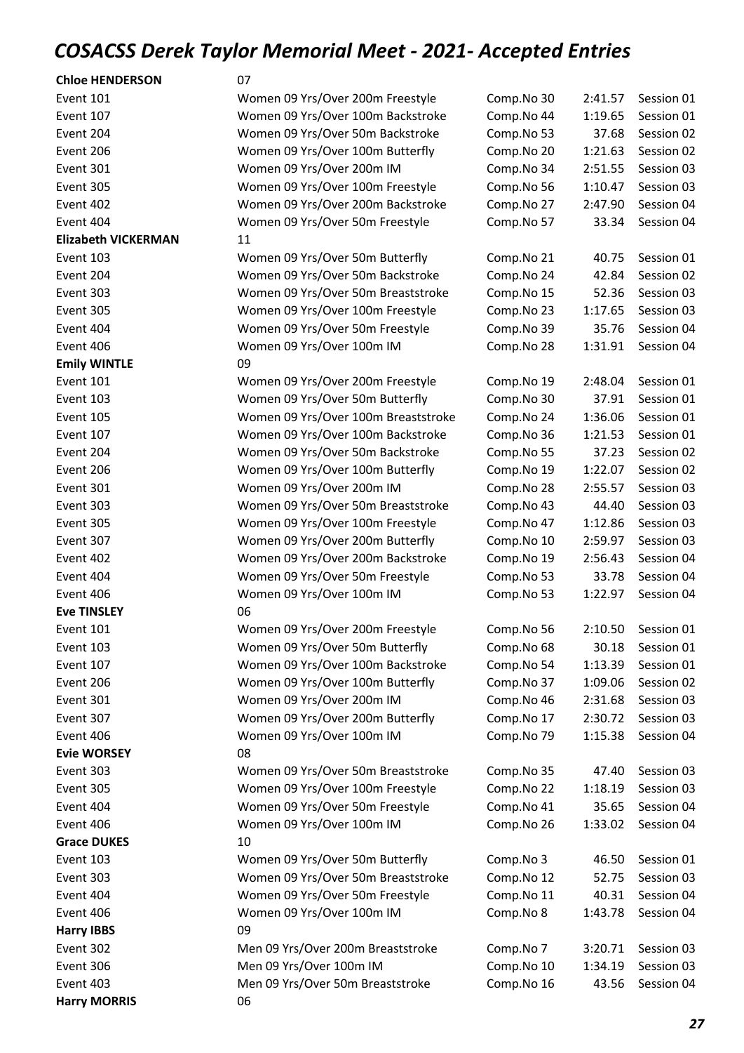# COSACSS Derek Taylor Memorial Meet - 2021- Accepted Entries

| | | | | |
|---|---|---|---|---|
| **Chloe HENDERSON** | 07 | | | |
| Event 101 | Women 09 Yrs/Over 200m Freestyle | Comp.No 30 | 2:41.57 | Session 01 |
| Event 107 | Women 09 Yrs/Over 100m Backstroke | Comp.No 44 | 1:19.65 | Session 01 |
| Event 204 | Women 09 Yrs/Over 50m Backstroke | Comp.No 53 | 37.68 | Session 02 |
| Event 206 | Women 09 Yrs/Over 100m Butterfly | Comp.No 20 | 1:21.63 | Session 02 |
| Event 301 | Women 09 Yrs/Over 200m IM | Comp.No 34 | 2:51.55 | Session 03 |
| Event 305 | Women 09 Yrs/Over 100m Freestyle | Comp.No 56 | 1:10.47 | Session 03 |
| Event 402 | Women 09 Yrs/Over 200m Backstroke | Comp.No 27 | 2:47.90 | Session 04 |
| Event 404 | Women 09 Yrs/Over 50m Freestyle | Comp.No 57 | 33.34 | Session 04 |
| **Elizabeth VICKERMAN** | 11 | | | |
| Event 103 | Women 09 Yrs/Over 50m Butterfly | Comp.No 21 | 40.75 | Session 01 |
| Event 204 | Women 09 Yrs/Over 50m Backstroke | Comp.No 24 | 42.84 | Session 02 |
| Event 303 | Women 09 Yrs/Over 50m Breaststroke | Comp.No 15 | 52.36 | Session 03 |
| Event 305 | Women 09 Yrs/Over 100m Freestyle | Comp.No 23 | 1:17.65 | Session 03 |
| Event 404 | Women 09 Yrs/Over 50m Freestyle | Comp.No 39 | 35.76 | Session 04 |
| Event 406 | Women 09 Yrs/Over 100m IM | Comp.No 28 | 1:31.91 | Session 04 |
| **Emily WINTLE** | 09 | | | |
| Event 101 | Women 09 Yrs/Over 200m Freestyle | Comp.No 19 | 2:48.04 | Session 01 |
| Event 103 | Women 09 Yrs/Over 50m Butterfly | Comp.No 30 | 37.91 | Session 01 |
| Event 105 | Women 09 Yrs/Over 100m Breaststroke | Comp.No 24 | 1:36.06 | Session 01 |
| Event 107 | Women 09 Yrs/Over 100m Backstroke | Comp.No 36 | 1:21.53 | Session 01 |
| Event 204 | Women 09 Yrs/Over 50m Backstroke | Comp.No 55 | 37.23 | Session 02 |
| Event 206 | Women 09 Yrs/Over 100m Butterfly | Comp.No 19 | 1:22.07 | Session 02 |
| Event 301 | Women 09 Yrs/Over 200m IM | Comp.No 28 | 2:55.57 | Session 03 |
| Event 303 | Women 09 Yrs/Over 50m Breaststroke | Comp.No 43 | 44.40 | Session 03 |
| Event 305 | Women 09 Yrs/Over 100m Freestyle | Comp.No 47 | 1:12.86 | Session 03 |
| Event 307 | Women 09 Yrs/Over 200m Butterfly | Comp.No 10 | 2:59.97 | Session 03 |
| Event 402 | Women 09 Yrs/Over 200m Backstroke | Comp.No 19 | 2:56.43 | Session 04 |
| Event 404 | Women 09 Yrs/Over 50m Freestyle | Comp.No 53 | 33.78 | Session 04 |
| Event 406 | Women 09 Yrs/Over 100m IM | Comp.No 53 | 1:22.97 | Session 04 |
| **Eve TINSLEY** | 06 | | | |
| Event 101 | Women 09 Yrs/Over 200m Freestyle | Comp.No 56 | 2:10.50 | Session 01 |
| Event 103 | Women 09 Yrs/Over 50m Butterfly | Comp.No 68 | 30.18 | Session 01 |
| Event 107 | Women 09 Yrs/Over 100m Backstroke | Comp.No 54 | 1:13.39 | Session 01 |
| Event 206 | Women 09 Yrs/Over 100m Butterfly | Comp.No 37 | 1:09.06 | Session 02 |
| Event 301 | Women 09 Yrs/Over 200m IM | Comp.No 46 | 2:31.68 | Session 03 |
| Event 307 | Women 09 Yrs/Over 200m Butterfly | Comp.No 17 | 2:30.72 | Session 03 |
| Event 406 | Women 09 Yrs/Over 100m IM | Comp.No 79 | 1:15.38 | Session 04 |
| **Evie WORSEY** | 08 | | | |
| Event 303 | Women 09 Yrs/Over 50m Breaststroke | Comp.No 35 | 47.40 | Session 03 |
| Event 305 | Women 09 Yrs/Over 100m Freestyle | Comp.No 22 | 1:18.19 | Session 03 |
| Event 404 | Women 09 Yrs/Over 50m Freestyle | Comp.No 41 | 35.65 | Session 04 |
| Event 406 | Women 09 Yrs/Over 100m IM | Comp.No 26 | 1:33.02 | Session 04 |
| **Grace DUKES** | 10 | | | |
| Event 103 | Women 09 Yrs/Over 50m Butterfly | Comp.No 3 | 46.50 | Session 01 |
| Event 303 | Women 09 Yrs/Over 50m Breaststroke | Comp.No 12 | 52.75 | Session 03 |
| Event 404 | Women 09 Yrs/Over 50m Freestyle | Comp.No 11 | 40.31 | Session 04 |
| Event 406 | Women 09 Yrs/Over 100m IM | Comp.No 8 | 1:43.78 | Session 04 |
| **Harry IBBS** | 09 | | | |
| Event 302 | Men 09 Yrs/Over 200m Breaststroke | Comp.No 7 | 3:20.71 | Session 03 |
| Event 306 | Men 09 Yrs/Over 100m IM | Comp.No 10 | 1:34.19 | Session 03 |
| Event 403 | Men 09 Yrs/Over 50m Breaststroke | Comp.No 16 | 43.56 | Session 04 |
| **Harry MORRIS** | 06 | | | |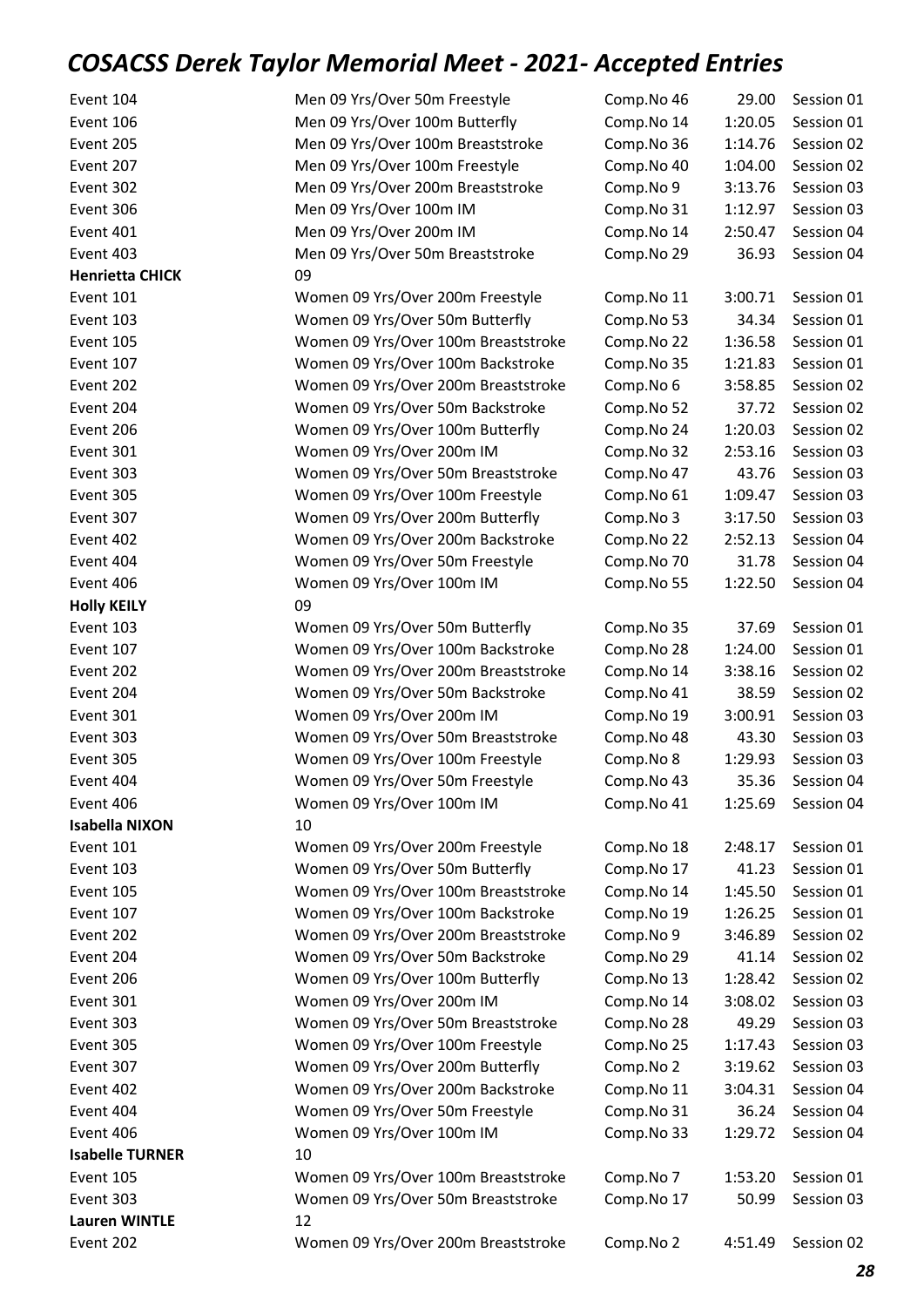# COSACSS Derek Taylor Memorial Meet - 2021- Accepted Entries

| | | | | |
|---|---|---|---|---|
| Event 104 | Men 09 Yrs/Over 50m Freestyle | Comp.No 46 | 29.00 | Session 01 |
| Event 106 | Men 09 Yrs/Over 100m Butterfly | Comp.No 14 | 1:20.05 | Session 01 |
| Event 205 | Men 09 Yrs/Over 100m Breaststroke | Comp.No 36 | 1:14.76 | Session 02 |
| Event 207 | Men 09 Yrs/Over 100m Freestyle | Comp.No 40 | 1:04.00 | Session 02 |
| Event 302 | Men 09 Yrs/Over 200m Breaststroke | Comp.No 9 | 3:13.76 | Session 03 |
| Event 306 | Men 09 Yrs/Over 100m IM | Comp.No 31 | 1:12.97 | Session 03 |
| Event 401 | Men 09 Yrs/Over 200m IM | Comp.No 14 | 2:50.47 | Session 04 |
| Event 403 | Men 09 Yrs/Over 50m Breaststroke | Comp.No 29 | 36.93 | Session 04 |
| **Henrietta CHICK** | 09 | | | |
| Event 101 | Women 09 Yrs/Over 200m Freestyle | Comp.No 11 | 3:00.71 | Session 01 |
| Event 103 | Women 09 Yrs/Over 50m Butterfly | Comp.No 53 | 34.34 | Session 01 |
| Event 105 | Women 09 Yrs/Over 100m Breaststroke | Comp.No 22 | 1:36.58 | Session 01 |
| Event 107 | Women 09 Yrs/Over 100m Backstroke | Comp.No 35 | 1:21.83 | Session 01 |
| Event 202 | Women 09 Yrs/Over 200m Breaststroke | Comp.No 6 | 3:58.85 | Session 02 |
| Event 204 | Women 09 Yrs/Over 50m Backstroke | Comp.No 52 | 37.72 | Session 02 |
| Event 206 | Women 09 Yrs/Over 100m Butterfly | Comp.No 24 | 1:20.03 | Session 02 |
| Event 301 | Women 09 Yrs/Over 200m IM | Comp.No 32 | 2:53.16 | Session 03 |
| Event 303 | Women 09 Yrs/Over 50m Breaststroke | Comp.No 47 | 43.76 | Session 03 |
| Event 305 | Women 09 Yrs/Over 100m Freestyle | Comp.No 61 | 1:09.47 | Session 03 |
| Event 307 | Women 09 Yrs/Over 200m Butterfly | Comp.No 3 | 3:17.50 | Session 03 |
| Event 402 | Women 09 Yrs/Over 200m Backstroke | Comp.No 22 | 2:52.13 | Session 04 |
| Event 404 | Women 09 Yrs/Over 50m Freestyle | Comp.No 70 | 31.78 | Session 04 |
| Event 406 | Women 09 Yrs/Over 100m IM | Comp.No 55 | 1:22.50 | Session 04 |
| **Holly KEILY** | 09 | | | |
| Event 103 | Women 09 Yrs/Over 50m Butterfly | Comp.No 35 | 37.69 | Session 01 |
| Event 107 | Women 09 Yrs/Over 100m Backstroke | Comp.No 28 | 1:24.00 | Session 01 |
| Event 202 | Women 09 Yrs/Over 200m Breaststroke | Comp.No 14 | 3:38.16 | Session 02 |
| Event 204 | Women 09 Yrs/Over 50m Backstroke | Comp.No 41 | 38.59 | Session 02 |
| Event 301 | Women 09 Yrs/Over 200m IM | Comp.No 19 | 3:00.91 | Session 03 |
| Event 303 | Women 09 Yrs/Over 50m Breaststroke | Comp.No 48 | 43.30 | Session 03 |
| Event 305 | Women 09 Yrs/Over 100m Freestyle | Comp.No 8 | 1:29.93 | Session 03 |
| Event 404 | Women 09 Yrs/Over 50m Freestyle | Comp.No 43 | 35.36 | Session 04 |
| Event 406 | Women 09 Yrs/Over 100m IM | Comp.No 41 | 1:25.69 | Session 04 |
| **Isabella NIXON** | 10 | | | |
| Event 101 | Women 09 Yrs/Over 200m Freestyle | Comp.No 18 | 2:48.17 | Session 01 |
| Event 103 | Women 09 Yrs/Over 50m Butterfly | Comp.No 17 | 41.23 | Session 01 |
| Event 105 | Women 09 Yrs/Over 100m Breaststroke | Comp.No 14 | 1:45.50 | Session 01 |
| Event 107 | Women 09 Yrs/Over 100m Backstroke | Comp.No 19 | 1:26.25 | Session 01 |
| Event 202 | Women 09 Yrs/Over 200m Breaststroke | Comp.No 9 | 3:46.89 | Session 02 |
| Event 204 | Women 09 Yrs/Over 50m Backstroke | Comp.No 29 | 41.14 | Session 02 |
| Event 206 | Women 09 Yrs/Over 100m Butterfly | Comp.No 13 | 1:28.42 | Session 02 |
| Event 301 | Women 09 Yrs/Over 200m IM | Comp.No 14 | 3:08.02 | Session 03 |
| Event 303 | Women 09 Yrs/Over 50m Breaststroke | Comp.No 28 | 49.29 | Session 03 |
| Event 305 | Women 09 Yrs/Over 100m Freestyle | Comp.No 25 | 1:17.43 | Session 03 |
| Event 307 | Women 09 Yrs/Over 200m Butterfly | Comp.No 2 | 3:19.62 | Session 03 |
| Event 402 | Women 09 Yrs/Over 200m Backstroke | Comp.No 11 | 3:04.31 | Session 04 |
| Event 404 | Women 09 Yrs/Over 50m Freestyle | Comp.No 31 | 36.24 | Session 04 |
| Event 406 | Women 09 Yrs/Over 100m IM | Comp.No 33 | 1:29.72 | Session 04 |
| **Isabelle TURNER** | 10 | | | |
| Event 105 | Women 09 Yrs/Over 100m Breaststroke | Comp.No 7 | 1:53.20 | Session 01 |
| Event 303 | Women 09 Yrs/Over 50m Breaststroke | Comp.No 17 | 50.99 | Session 03 |
| **Lauren WINTLE** | 12 | | | |
| Event 202 | Women 09 Yrs/Over 200m Breaststroke | Comp.No 2 | 4:51.49 | Session 02 |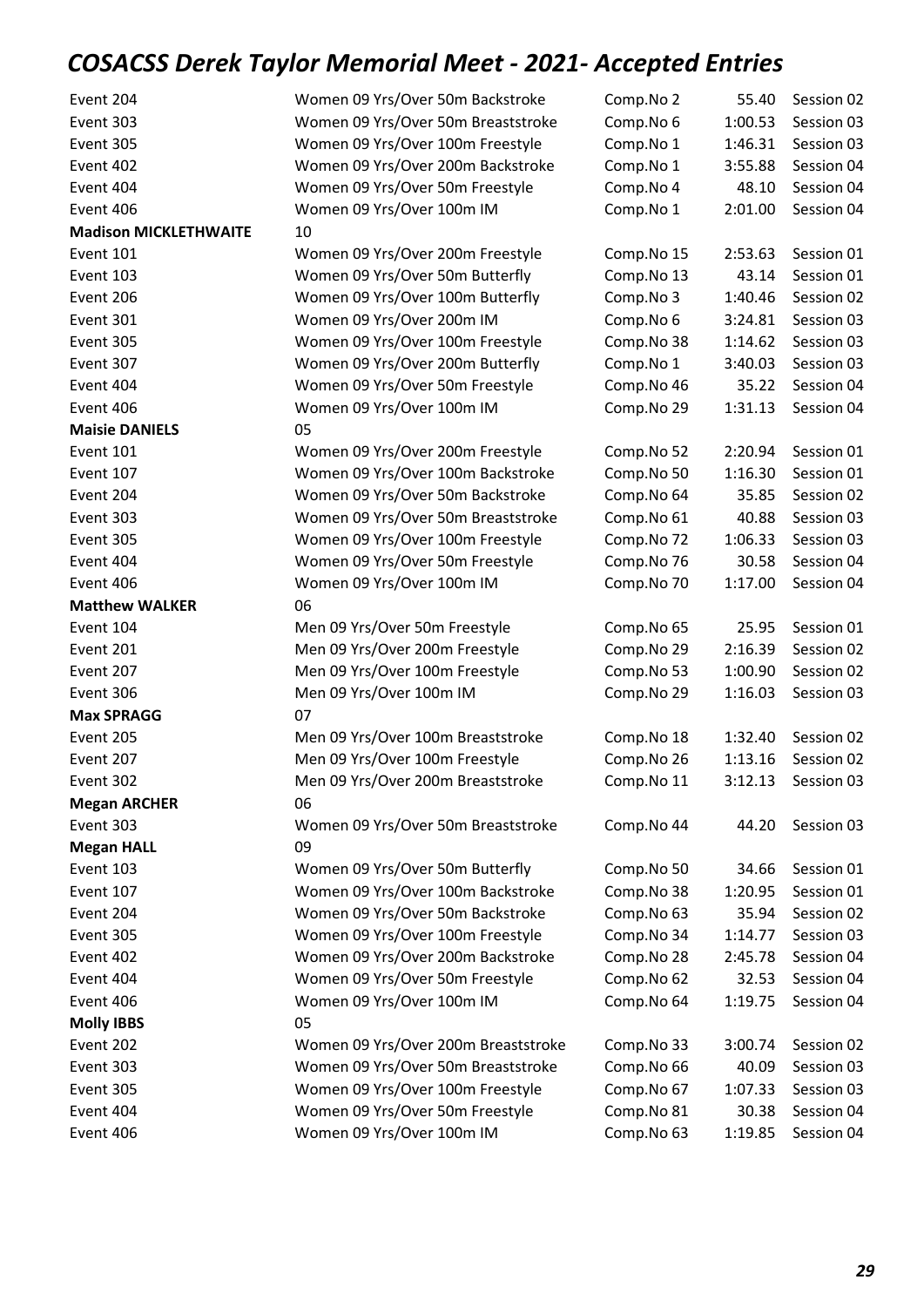# COSACSS Derek Taylor Memorial Meet - 2021- Accepted Entries

| | | | | |
|---|---|---|---|---|
| Event 204 | Women 09 Yrs/Over 50m Backstroke | Comp.No 2 | 55.40 | Session 02 |
| Event 303 | Women 09 Yrs/Over 50m Breaststroke | Comp.No 6 | 1:00.53 | Session 03 |
| Event 305 | Women 09 Yrs/Over 100m Freestyle | Comp.No 1 | 1:46.31 | Session 03 |
| Event 402 | Women 09 Yrs/Over 200m Backstroke | Comp.No 1 | 3:55.88 | Session 04 |
| Event 404 | Women 09 Yrs/Over 50m Freestyle | Comp.No 4 | 48.10 | Session 04 |
| Event 406 | Women 09 Yrs/Over 100m IM | Comp.No 1 | 2:01.00 | Session 04 |
| **Madison MICKLETHWAITE** | 10 | | | |
| Event 101 | Women 09 Yrs/Over 200m Freestyle | Comp.No 15 | 2:53.63 | Session 01 |
| Event 103 | Women 09 Yrs/Over 50m Butterfly | Comp.No 13 | 43.14 | Session 01 |
| Event 206 | Women 09 Yrs/Over 100m Butterfly | Comp.No 3 | 1:40.46 | Session 02 |
| Event 301 | Women 09 Yrs/Over 200m IM | Comp.No 6 | 3:24.81 | Session 03 |
| Event 305 | Women 09 Yrs/Over 100m Freestyle | Comp.No 38 | 1:14.62 | Session 03 |
| Event 307 | Women 09 Yrs/Over 200m Butterfly | Comp.No 1 | 3:40.03 | Session 03 |
| Event 404 | Women 09 Yrs/Over 50m Freestyle | Comp.No 46 | 35.22 | Session 04 |
| Event 406 | Women 09 Yrs/Over 100m IM | Comp.No 29 | 1:31.13 | Session 04 |
| **Maisie DANIELS** | 05 | | | |
| Event 101 | Women 09 Yrs/Over 200m Freestyle | Comp.No 52 | 2:20.94 | Session 01 |
| Event 107 | Women 09 Yrs/Over 100m Backstroke | Comp.No 50 | 1:16.30 | Session 01 |
| Event 204 | Women 09 Yrs/Over 50m Backstroke | Comp.No 64 | 35.85 | Session 02 |
| Event 303 | Women 09 Yrs/Over 50m Breaststroke | Comp.No 61 | 40.88 | Session 03 |
| Event 305 | Women 09 Yrs/Over 100m Freestyle | Comp.No 72 | 1:06.33 | Session 03 |
| Event 404 | Women 09 Yrs/Over 50m Freestyle | Comp.No 76 | 30.58 | Session 04 |
| Event 406 | Women 09 Yrs/Over 100m IM | Comp.No 70 | 1:17.00 | Session 04 |
| **Matthew WALKER** | 06 | | | |
| Event 104 | Men 09 Yrs/Over 50m Freestyle | Comp.No 65 | 25.95 | Session 01 |
| Event 201 | Men 09 Yrs/Over 200m Freestyle | Comp.No 29 | 2:16.39 | Session 02 |
| Event 207 | Men 09 Yrs/Over 100m Freestyle | Comp.No 53 | 1:00.90 | Session 02 |
| Event 306 | Men 09 Yrs/Over 100m IM | Comp.No 29 | 1:16.03 | Session 03 |
| **Max SPRAGG** | 07 | | | |
| Event 205 | Men 09 Yrs/Over 100m Breaststroke | Comp.No 18 | 1:32.40 | Session 02 |
| Event 207 | Men 09 Yrs/Over 100m Freestyle | Comp.No 26 | 1:13.16 | Session 02 |
| Event 302 | Men 09 Yrs/Over 200m Breaststroke | Comp.No 11 | 3:12.13 | Session 03 |
| **Megan ARCHER** | 06 | | | |
| Event 303 | Women 09 Yrs/Over 50m Breaststroke | Comp.No 44 | 44.20 | Session 03 |
| **Megan HALL** | 09 | | | |
| Event 103 | Women 09 Yrs/Over 50m Butterfly | Comp.No 50 | 34.66 | Session 01 |
| Event 107 | Women 09 Yrs/Over 100m Backstroke | Comp.No 38 | 1:20.95 | Session 01 |
| Event 204 | Women 09 Yrs/Over 50m Backstroke | Comp.No 63 | 35.94 | Session 02 |
| Event 305 | Women 09 Yrs/Over 100m Freestyle | Comp.No 34 | 1:14.77 | Session 03 |
| Event 402 | Women 09 Yrs/Over 200m Backstroke | Comp.No 28 | 2:45.78 | Session 04 |
| Event 404 | Women 09 Yrs/Over 50m Freestyle | Comp.No 62 | 32.53 | Session 04 |
| Event 406 | Women 09 Yrs/Over 100m IM | Comp.No 64 | 1:19.75 | Session 04 |
| **Molly IBBS** | 05 | | | |
| Event 202 | Women 09 Yrs/Over 200m Breaststroke | Comp.No 33 | 3:00.74 | Session 02 |
| Event 303 | Women 09 Yrs/Over 50m Breaststroke | Comp.No 66 | 40.09 | Session 03 |
| Event 305 | Women 09 Yrs/Over 100m Freestyle | Comp.No 67 | 1:07.33 | Session 03 |
| Event 404 | Women 09 Yrs/Over 50m Freestyle | Comp.No 81 | 30.38 | Session 04 |
| Event 406 | Women 09 Yrs/Over 100m IM | Comp.No 63 | 1:19.85 | Session 04 |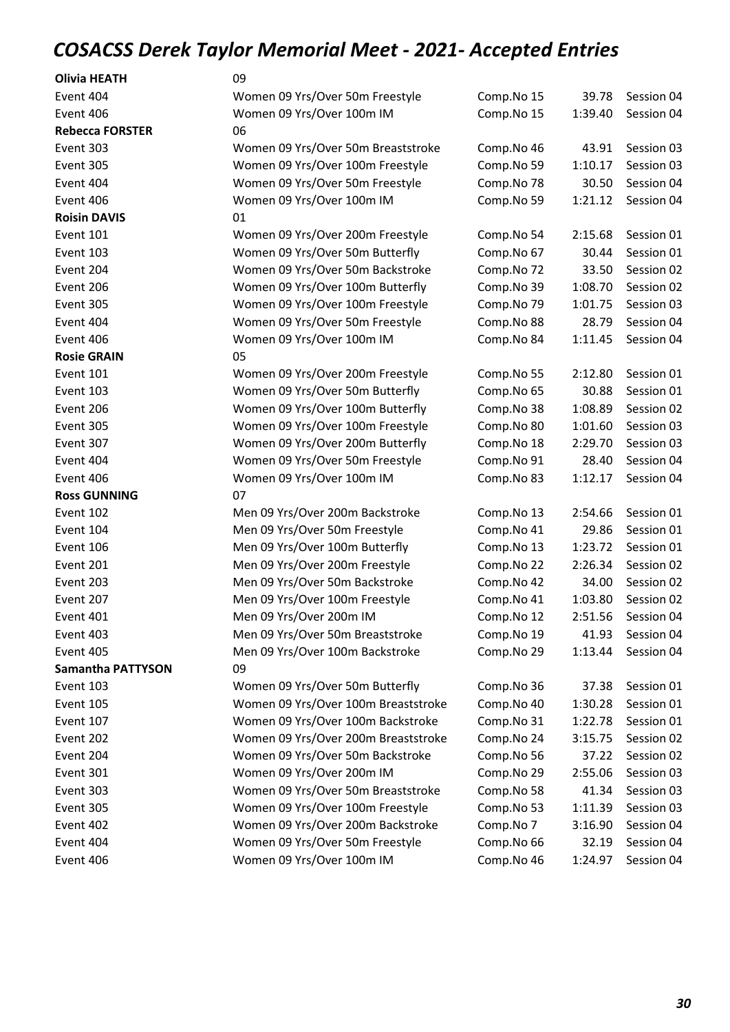# COSACSS Derek Taylor Memorial Meet - 2021- Accepted Entries

| | | | | |
|---|---|---|---|---|
| **Olivia HEATH** | 09 | | | |
| Event 404 | Women 09 Yrs/Over 50m Freestyle | Comp.No 15 | 39.78 | Session 04 |
| Event 406 | Women 09 Yrs/Over 100m IM | Comp.No 15 | 1:39.40 | Session 04 |
| **Rebecca FORSTER** | 06 | | | |
| Event 303 | Women 09 Yrs/Over 50m Breaststroke | Comp.No 46 | 43.91 | Session 03 |
| Event 305 | Women 09 Yrs/Over 100m Freestyle | Comp.No 59 | 1:10.17 | Session 03 |
| Event 404 | Women 09 Yrs/Over 50m Freestyle | Comp.No 78 | 30.50 | Session 04 |
| Event 406 | Women 09 Yrs/Over 100m IM | Comp.No 59 | 1:21.12 | Session 04 |
| **Roisin DAVIS** | 01 | | | |
| Event 101 | Women 09 Yrs/Over 200m Freestyle | Comp.No 54 | 2:15.68 | Session 01 |
| Event 103 | Women 09 Yrs/Over 50m Butterfly | Comp.No 67 | 30.44 | Session 01 |
| Event 204 | Women 09 Yrs/Over 50m Backstroke | Comp.No 72 | 33.50 | Session 02 |
| Event 206 | Women 09 Yrs/Over 100m Butterfly | Comp.No 39 | 1:08.70 | Session 02 |
| Event 305 | Women 09 Yrs/Over 100m Freestyle | Comp.No 79 | 1:01.75 | Session 03 |
| Event 404 | Women 09 Yrs/Over 50m Freestyle | Comp.No 88 | 28.79 | Session 04 |
| Event 406 | Women 09 Yrs/Over 100m IM | Comp.No 84 | 1:11.45 | Session 04 |
| **Rosie GRAIN** | 05 | | | |
| Event 101 | Women 09 Yrs/Over 200m Freestyle | Comp.No 55 | 2:12.80 | Session 01 |
| Event 103 | Women 09 Yrs/Over 50m Butterfly | Comp.No 65 | 30.88 | Session 01 |
| Event 206 | Women 09 Yrs/Over 100m Butterfly | Comp.No 38 | 1:08.89 | Session 02 |
| Event 305 | Women 09 Yrs/Over 100m Freestyle | Comp.No 80 | 1:01.60 | Session 03 |
| Event 307 | Women 09 Yrs/Over 200m Butterfly | Comp.No 18 | 2:29.70 | Session 03 |
| Event 404 | Women 09 Yrs/Over 50m Freestyle | Comp.No 91 | 28.40 | Session 04 |
| Event 406 | Women 09 Yrs/Over 100m IM | Comp.No 83 | 1:12.17 | Session 04 |
| **Ross GUNNING** | 07 | | | |
| Event 102 | Men 09 Yrs/Over 200m Backstroke | Comp.No 13 | 2:54.66 | Session 01 |
| Event 104 | Men 09 Yrs/Over 50m Freestyle | Comp.No 41 | 29.86 | Session 01 |
| Event 106 | Men 09 Yrs/Over 100m Butterfly | Comp.No 13 | 1:23.72 | Session 01 |
| Event 201 | Men 09 Yrs/Over 200m Freestyle | Comp.No 22 | 2:26.34 | Session 02 |
| Event 203 | Men 09 Yrs/Over 50m Backstroke | Comp.No 42 | 34.00 | Session 02 |
| Event 207 | Men 09 Yrs/Over 100m Freestyle | Comp.No 41 | 1:03.80 | Session 02 |
| Event 401 | Men 09 Yrs/Over 200m IM | Comp.No 12 | 2:51.56 | Session 04 |
| Event 403 | Men 09 Yrs/Over 50m Breaststroke | Comp.No 19 | 41.93 | Session 04 |
| Event 405 | Men 09 Yrs/Over 100m Backstroke | Comp.No 29 | 1:13.44 | Session 04 |
| **Samantha PATTYSON** | 09 | | | |
| Event 103 | Women 09 Yrs/Over 50m Butterfly | Comp.No 36 | 37.38 | Session 01 |
| Event 105 | Women 09 Yrs/Over 100m Breaststroke | Comp.No 40 | 1:30.28 | Session 01 |
| Event 107 | Women 09 Yrs/Over 100m Backstroke | Comp.No 31 | 1:22.78 | Session 01 |
| Event 202 | Women 09 Yrs/Over 200m Breaststroke | Comp.No 24 | 3:15.75 | Session 02 |
| Event 204 | Women 09 Yrs/Over 50m Backstroke | Comp.No 56 | 37.22 | Session 02 |
| Event 301 | Women 09 Yrs/Over 200m IM | Comp.No 29 | 2:55.06 | Session 03 |
| Event 303 | Women 09 Yrs/Over 50m Breaststroke | Comp.No 58 | 41.34 | Session 03 |
| Event 305 | Women 09 Yrs/Over 100m Freestyle | Comp.No 53 | 1:11.39 | Session 03 |
| Event 402 | Women 09 Yrs/Over 200m Backstroke | Comp.No 7 | 3:16.90 | Session 04 |
| Event 404 | Women 09 Yrs/Over 50m Freestyle | Comp.No 66 | 32.19 | Session 04 |
| Event 406 | Women 09 Yrs/Over 100m IM | Comp.No 46 | 1:24.97 | Session 04 |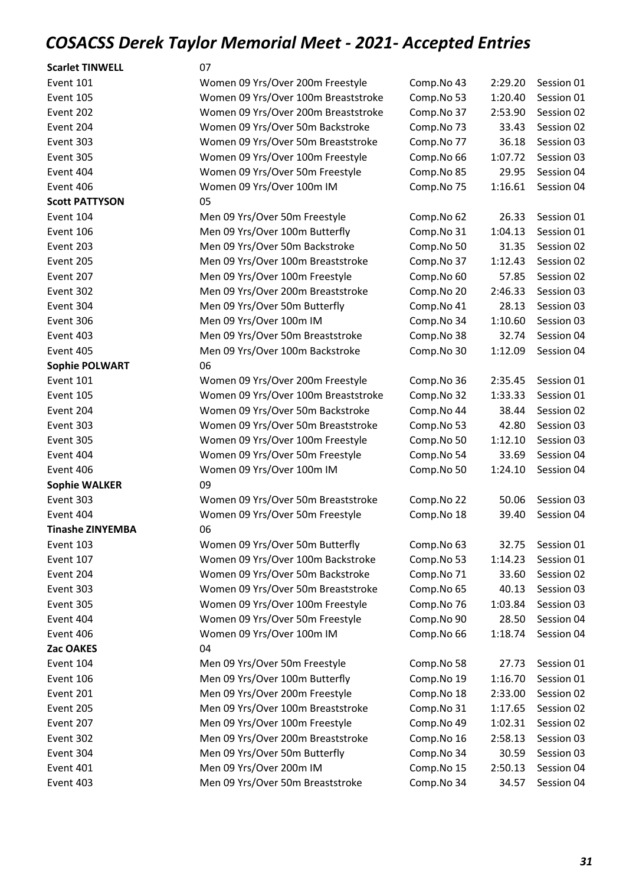# COSACSS Derek Taylor Memorial Meet - 2021- Accepted Entries

| | | | | |
|---|---|---|---|---|
| **Scarlet TINWELL** | 07 | | | |
| Event 101 | Women 09 Yrs/Over 200m Freestyle | Comp.No 43 | 2:29.20 | Session 01 |
| Event 105 | Women 09 Yrs/Over 100m Breaststroke | Comp.No 53 | 1:20.40 | Session 01 |
| Event 202 | Women 09 Yrs/Over 200m Breaststroke | Comp.No 37 | 2:53.90 | Session 02 |
| Event 204 | Women 09 Yrs/Over 50m Backstroke | Comp.No 73 | 33.43 | Session 02 |
| Event 303 | Women 09 Yrs/Over 50m Breaststroke | Comp.No 77 | 36.18 | Session 03 |
| Event 305 | Women 09 Yrs/Over 100m Freestyle | Comp.No 66 | 1:07.72 | Session 03 |
| Event 404 | Women 09 Yrs/Over 50m Freestyle | Comp.No 85 | 29.95 | Session 04 |
| Event 406 | Women 09 Yrs/Over 100m IM | Comp.No 75 | 1:16.61 | Session 04 |
| **Scott PATTYSON** | 05 | | | |
| Event 104 | Men 09 Yrs/Over 50m Freestyle | Comp.No 62 | 26.33 | Session 01 |
| Event 106 | Men 09 Yrs/Over 100m Butterfly | Comp.No 31 | 1:04.13 | Session 01 |
| Event 203 | Men 09 Yrs/Over 50m Backstroke | Comp.No 50 | 31.35 | Session 02 |
| Event 205 | Men 09 Yrs/Over 100m Breaststroke | Comp.No 37 | 1:12.43 | Session 02 |
| Event 207 | Men 09 Yrs/Over 100m Freestyle | Comp.No 60 | 57.85 | Session 02 |
| Event 302 | Men 09 Yrs/Over 200m Breaststroke | Comp.No 20 | 2:46.33 | Session 03 |
| Event 304 | Men 09 Yrs/Over 50m Butterfly | Comp.No 41 | 28.13 | Session 03 |
| Event 306 | Men 09 Yrs/Over 100m IM | Comp.No 34 | 1:10.60 | Session 03 |
| Event 403 | Men 09 Yrs/Over 50m Breaststroke | Comp.No 38 | 32.74 | Session 04 |
| Event 405 | Men 09 Yrs/Over 100m Backstroke | Comp.No 30 | 1:12.09 | Session 04 |
| **Sophie POLWART** | 06 | | | |
| Event 101 | Women 09 Yrs/Over 200m Freestyle | Comp.No 36 | 2:35.45 | Session 01 |
| Event 105 | Women 09 Yrs/Over 100m Breaststroke | Comp.No 32 | 1:33.33 | Session 01 |
| Event 204 | Women 09 Yrs/Over 50m Backstroke | Comp.No 44 | 38.44 | Session 02 |
| Event 303 | Women 09 Yrs/Over 50m Breaststroke | Comp.No 53 | 42.80 | Session 03 |
| Event 305 | Women 09 Yrs/Over 100m Freestyle | Comp.No 50 | 1:12.10 | Session 03 |
| Event 404 | Women 09 Yrs/Over 50m Freestyle | Comp.No 54 | 33.69 | Session 04 |
| Event 406 | Women 09 Yrs/Over 100m IM | Comp.No 50 | 1:24.10 | Session 04 |
| **Sophie WALKER** | 09 | | | |
| Event 303 | Women 09 Yrs/Over 50m Breaststroke | Comp.No 22 | 50.06 | Session 03 |
| Event 404 | Women 09 Yrs/Over 50m Freestyle | Comp.No 18 | 39.40 | Session 04 |
| **Tinashe ZINYEMBA** | 06 | | | |
| Event 103 | Women 09 Yrs/Over 50m Butterfly | Comp.No 63 | 32.75 | Session 01 |
| Event 107 | Women 09 Yrs/Over 100m Backstroke | Comp.No 53 | 1:14.23 | Session 01 |
| Event 204 | Women 09 Yrs/Over 50m Backstroke | Comp.No 71 | 33.60 | Session 02 |
| Event 303 | Women 09 Yrs/Over 50m Breaststroke | Comp.No 65 | 40.13 | Session 03 |
| Event 305 | Women 09 Yrs/Over 100m Freestyle | Comp.No 76 | 1:03.84 | Session 03 |
| Event 404 | Women 09 Yrs/Over 50m Freestyle | Comp.No 90 | 28.50 | Session 04 |
| Event 406 | Women 09 Yrs/Over 100m IM | Comp.No 66 | 1:18.74 | Session 04 |
| **Zac OAKES** | 04 | | | |
| Event 104 | Men 09 Yrs/Over 50m Freestyle | Comp.No 58 | 27.73 | Session 01 |
| Event 106 | Men 09 Yrs/Over 100m Butterfly | Comp.No 19 | 1:16.70 | Session 01 |
| Event 201 | Men 09 Yrs/Over 200m Freestyle | Comp.No 18 | 2:33.00 | Session 02 |
| Event 205 | Men 09 Yrs/Over 100m Breaststroke | Comp.No 31 | 1:17.65 | Session 02 |
| Event 207 | Men 09 Yrs/Over 100m Freestyle | Comp.No 49 | 1:02.31 | Session 02 |
| Event 302 | Men 09 Yrs/Over 200m Breaststroke | Comp.No 16 | 2:58.13 | Session 03 |
| Event 304 | Men 09 Yrs/Over 50m Butterfly | Comp.No 34 | 30.59 | Session 03 |
| Event 401 | Men 09 Yrs/Over 200m IM | Comp.No 15 | 2:50.13 | Session 04 |
| Event 403 | Men 09 Yrs/Over 50m Breaststroke | Comp.No 34 | 34.57 | Session 04 |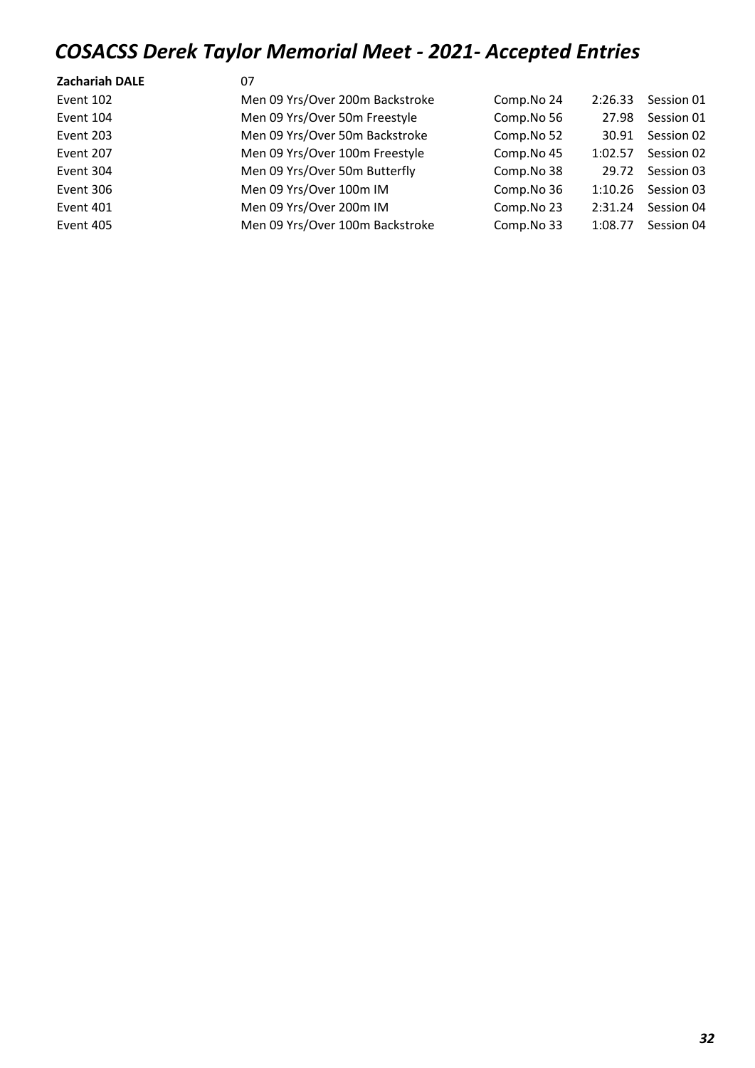# *COSACSS Derek Taylor Memorial Meet - 2021- Accepted Entries*

| **Zachariah DALE** | 07 | | | |
|---|---|---|---|---|
| Event 102 | Men 09 Yrs/Over 200m Backstroke | Comp.No 24 | 2:26.33 | Session 01 |
| Event 104 | Men 09 Yrs/Over 50m Freestyle | Comp.No 56 | 27.98 | Session 01 |
| Event 203 | Men 09 Yrs/Over 50m Backstroke | Comp.No 52 | 30.91 | Session 02 |
| Event 207 | Men 09 Yrs/Over 100m Freestyle | Comp.No 45 | 1:02.57 | Session 02 |
| Event 304 | Men 09 Yrs/Over 50m Butterfly | Comp.No 38 | 29.72 | Session 03 |
| Event 306 | Men 09 Yrs/Over 100m IM | Comp.No 36 | 1:10.26 | Session 03 |
| Event 401 | Men 09 Yrs/Over 200m IM | Comp.No 23 | 2:31.24 | Session 04 |
| Event 405 | Men 09 Yrs/Over 100m Backstroke | Comp.No 33 | 1:08.77 | Session 04 |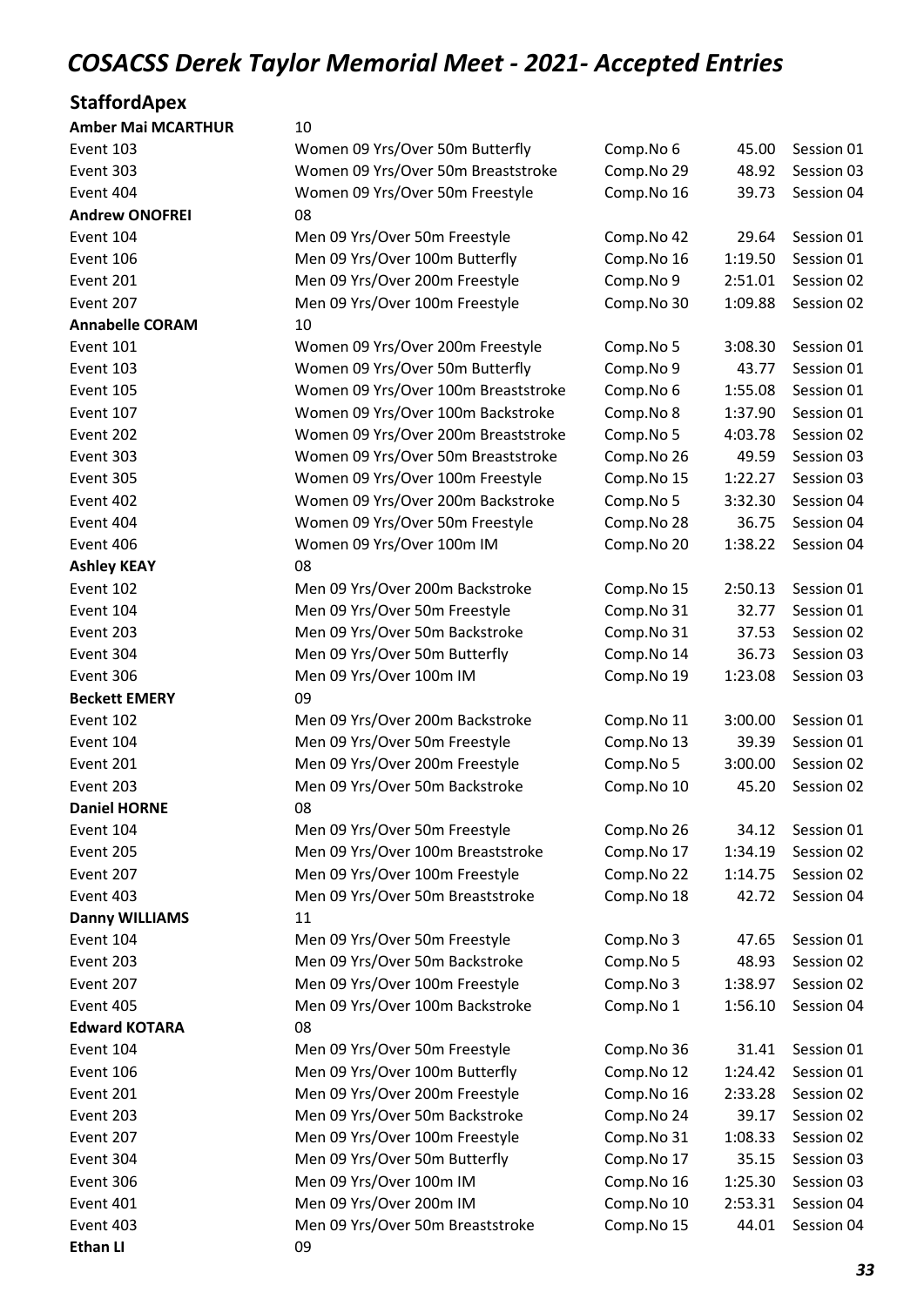# COSACSS Derek Taylor Memorial Meet - 2021- Accepted Entries

## StaffordApex

| | | | | |
|---|---|---|---|---|
| **Amber Mai MCARTHUR** | 10 | | | |
| Event 103 | Women 09 Yrs/Over 50m Butterfly | Comp.No 6 | 45.00 | Session 01 |
| Event 303 | Women 09 Yrs/Over 50m Breaststroke | Comp.No 29 | 48.92 | Session 03 |
| Event 404 | Women 09 Yrs/Over 50m Freestyle | Comp.No 16 | 39.73 | Session 04 |
| **Andrew ONOFREI** | 08 | | | |
| Event 104 | Men 09 Yrs/Over 50m Freestyle | Comp.No 42 | 29.64 | Session 01 |
| Event 106 | Men 09 Yrs/Over 100m Butterfly | Comp.No 16 | 1:19.50 | Session 01 |
| Event 201 | Men 09 Yrs/Over 200m Freestyle | Comp.No 9 | 2:51.01 | Session 02 |
| Event 207 | Men 09 Yrs/Over 100m Freestyle | Comp.No 30 | 1:09.88 | Session 02 |
| **Annabelle CORAM** | 10 | | | |
| Event 101 | Women 09 Yrs/Over 200m Freestyle | Comp.No 5 | 3:08.30 | Session 01 |
| Event 103 | Women 09 Yrs/Over 50m Butterfly | Comp.No 9 | 43.77 | Session 01 |
| Event 105 | Women 09 Yrs/Over 100m Breaststroke | Comp.No 6 | 1:55.08 | Session 01 |
| Event 107 | Women 09 Yrs/Over 100m Backstroke | Comp.No 8 | 1:37.90 | Session 01 |
| Event 202 | Women 09 Yrs/Over 200m Breaststroke | Comp.No 5 | 4:03.78 | Session 02 |
| Event 303 | Women 09 Yrs/Over 50m Breaststroke | Comp.No 26 | 49.59 | Session 03 |
| Event 305 | Women 09 Yrs/Over 100m Freestyle | Comp.No 15 | 1:22.27 | Session 03 |
| Event 402 | Women 09 Yrs/Over 200m Backstroke | Comp.No 5 | 3:32.30 | Session 04 |
| Event 404 | Women 09 Yrs/Over 50m Freestyle | Comp.No 28 | 36.75 | Session 04 |
| Event 406 | Women 09 Yrs/Over 100m IM | Comp.No 20 | 1:38.22 | Session 04 |
| **Ashley KEAY** | 08 | | | |
| Event 102 | Men 09 Yrs/Over 200m Backstroke | Comp.No 15 | 2:50.13 | Session 01 |
| Event 104 | Men 09 Yrs/Over 50m Freestyle | Comp.No 31 | 32.77 | Session 01 |
| Event 203 | Men 09 Yrs/Over 50m Backstroke | Comp.No 31 | 37.53 | Session 02 |
| Event 304 | Men 09 Yrs/Over 50m Butterfly | Comp.No 14 | 36.73 | Session 03 |
| Event 306 | Men 09 Yrs/Over 100m IM | Comp.No 19 | 1:23.08 | Session 03 |
| **Beckett EMERY** | 09 | | | |
| Event 102 | Men 09 Yrs/Over 200m Backstroke | Comp.No 11 | 3:00.00 | Session 01 |
| Event 104 | Men 09 Yrs/Over 50m Freestyle | Comp.No 13 | 39.39 | Session 01 |
| Event 201 | Men 09 Yrs/Over 200m Freestyle | Comp.No 5 | 3:00.00 | Session 02 |
| Event 203 | Men 09 Yrs/Over 50m Backstroke | Comp.No 10 | 45.20 | Session 02 |
| **Daniel HORNE** | 08 | | | |
| Event 104 | Men 09 Yrs/Over 50m Freestyle | Comp.No 26 | 34.12 | Session 01 |
| Event 205 | Men 09 Yrs/Over 100m Breaststroke | Comp.No 17 | 1:34.19 | Session 02 |
| Event 207 | Men 09 Yrs/Over 100m Freestyle | Comp.No 22 | 1:14.75 | Session 02 |
| Event 403 | Men 09 Yrs/Over 50m Breaststroke | Comp.No 18 | 42.72 | Session 04 |
| **Danny WILLIAMS** | 11 | | | |
| Event 104 | Men 09 Yrs/Over 50m Freestyle | Comp.No 3 | 47.65 | Session 01 |
| Event 203 | Men 09 Yrs/Over 50m Backstroke | Comp.No 5 | 48.93 | Session 02 |
| Event 207 | Men 09 Yrs/Over 100m Freestyle | Comp.No 3 | 1:38.97 | Session 02 |
| Event 405 | Men 09 Yrs/Over 100m Backstroke | Comp.No 1 | 1:56.10 | Session 04 |
| **Edward KOTARA** | 08 | | | |
| Event 104 | Men 09 Yrs/Over 50m Freestyle | Comp.No 36 | 31.41 | Session 01 |
| Event 106 | Men 09 Yrs/Over 100m Butterfly | Comp.No 12 | 1:24.42 | Session 01 |
| Event 201 | Men 09 Yrs/Over 200m Freestyle | Comp.No 16 | 2:33.28 | Session 02 |
| Event 203 | Men 09 Yrs/Over 50m Backstroke | Comp.No 24 | 39.17 | Session 02 |
| Event 207 | Men 09 Yrs/Over 100m Freestyle | Comp.No 31 | 1:08.33 | Session 02 |
| Event 304 | Men 09 Yrs/Over 50m Butterfly | Comp.No 17 | 35.15 | Session 03 |
| Event 306 | Men 09 Yrs/Over 100m IM | Comp.No 16 | 1:25.30 | Session 03 |
| Event 401 | Men 09 Yrs/Over 200m IM | Comp.No 10 | 2:53.31 | Session 04 |
| Event 403 | Men 09 Yrs/Over 50m Breaststroke | Comp.No 15 | 44.01 | Session 04 |
| **Ethan LI** | 09 | | | |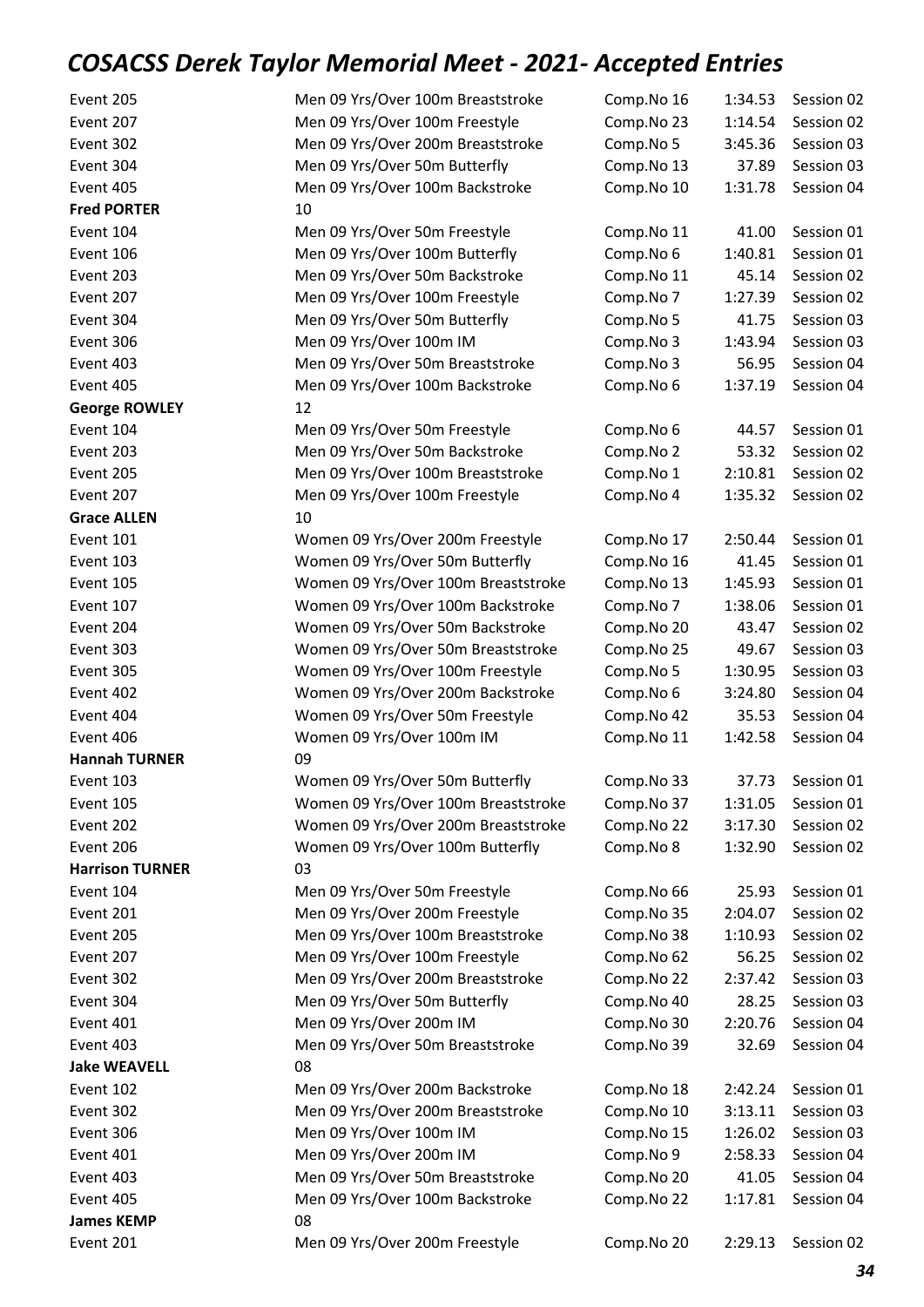# COSACSS Derek Taylor Memorial Meet - 2021- Accepted Entries

| | | | | |
|---|---|---|---|---|
| Event 205 | Men 09 Yrs/Over 100m Breaststroke | Comp.No 16 | 1:34.53 | Session 02 |
| Event 207 | Men 09 Yrs/Over 100m Freestyle | Comp.No 23 | 1:14.54 | Session 02 |
| Event 302 | Men 09 Yrs/Over 200m Breaststroke | Comp.No 5 | 3:45.36 | Session 03 |
| Event 304 | Men 09 Yrs/Over 50m Butterfly | Comp.No 13 | 37.89 | Session 03 |
| Event 405 | Men 09 Yrs/Over 100m Backstroke | Comp.No 10 | 1:31.78 | Session 04 |
| **Fred PORTER** | 10 | | | |
| Event 104 | Men 09 Yrs/Over 50m Freestyle | Comp.No 11 | 41.00 | Session 01 |
| Event 106 | Men 09 Yrs/Over 100m Butterfly | Comp.No 6 | 1:40.81 | Session 01 |
| Event 203 | Men 09 Yrs/Over 50m Backstroke | Comp.No 11 | 45.14 | Session 02 |
| Event 207 | Men 09 Yrs/Over 100m Freestyle | Comp.No 7 | 1:27.39 | Session 02 |
| Event 304 | Men 09 Yrs/Over 50m Butterfly | Comp.No 5 | 41.75 | Session 03 |
| Event 306 | Men 09 Yrs/Over 100m IM | Comp.No 3 | 1:43.94 | Session 03 |
| Event 403 | Men 09 Yrs/Over 50m Breaststroke | Comp.No 3 | 56.95 | Session 04 |
| Event 405 | Men 09 Yrs/Over 100m Backstroke | Comp.No 6 | 1:37.19 | Session 04 |
| **George ROWLEY** | 12 | | | |
| Event 104 | Men 09 Yrs/Over 50m Freestyle | Comp.No 6 | 44.57 | Session 01 |
| Event 203 | Men 09 Yrs/Over 50m Backstroke | Comp.No 2 | 53.32 | Session 02 |
| Event 205 | Men 09 Yrs/Over 100m Breaststroke | Comp.No 1 | 2:10.81 | Session 02 |
| Event 207 | Men 09 Yrs/Over 100m Freestyle | Comp.No 4 | 1:35.32 | Session 02 |
| **Grace ALLEN** | 10 | | | |
| Event 101 | Women 09 Yrs/Over 200m Freestyle | Comp.No 17 | 2:50.44 | Session 01 |
| Event 103 | Women 09 Yrs/Over 50m Butterfly | Comp.No 16 | 41.45 | Session 01 |
| Event 105 | Women 09 Yrs/Over 100m Breaststroke | Comp.No 13 | 1:45.93 | Session 01 |
| Event 107 | Women 09 Yrs/Over 100m Backstroke | Comp.No 7 | 1:38.06 | Session 01 |
| Event 204 | Women 09 Yrs/Over 50m Backstroke | Comp.No 20 | 43.47 | Session 02 |
| Event 303 | Women 09 Yrs/Over 50m Breaststroke | Comp.No 25 | 49.67 | Session 03 |
| Event 305 | Women 09 Yrs/Over 100m Freestyle | Comp.No 5 | 1:30.95 | Session 03 |
| Event 402 | Women 09 Yrs/Over 200m Backstroke | Comp.No 6 | 3:24.80 | Session 04 |
| Event 404 | Women 09 Yrs/Over 50m Freestyle | Comp.No 42 | 35.53 | Session 04 |
| Event 406 | Women 09 Yrs/Over 100m IM | Comp.No 11 | 1:42.58 | Session 04 |
| **Hannah TURNER** | 09 | | | |
| Event 103 | Women 09 Yrs/Over 50m Butterfly | Comp.No 33 | 37.73 | Session 01 |
| Event 105 | Women 09 Yrs/Over 100m Breaststroke | Comp.No 37 | 1:31.05 | Session 01 |
| Event 202 | Women 09 Yrs/Over 200m Breaststroke | Comp.No 22 | 3:17.30 | Session 02 |
| Event 206 | Women 09 Yrs/Over 100m Butterfly | Comp.No 8 | 1:32.90 | Session 02 |
| **Harrison TURNER** | 03 | | | |
| Event 104 | Men 09 Yrs/Over 50m Freestyle | Comp.No 66 | 25.93 | Session 01 |
| Event 201 | Men 09 Yrs/Over 200m Freestyle | Comp.No 35 | 2:04.07 | Session 02 |
| Event 205 | Men 09 Yrs/Over 100m Breaststroke | Comp.No 38 | 1:10.93 | Session 02 |
| Event 207 | Men 09 Yrs/Over 100m Freestyle | Comp.No 62 | 56.25 | Session 02 |
| Event 302 | Men 09 Yrs/Over 200m Breaststroke | Comp.No 22 | 2:37.42 | Session 03 |
| Event 304 | Men 09 Yrs/Over 50m Butterfly | Comp.No 40 | 28.25 | Session 03 |
| Event 401 | Men 09 Yrs/Over 200m IM | Comp.No 30 | 2:20.76 | Session 04 |
| Event 403 | Men 09 Yrs/Over 50m Breaststroke | Comp.No 39 | 32.69 | Session 04 |
| **Jake WEAVELL** | 08 | | | |
| Event 102 | Men 09 Yrs/Over 200m Backstroke | Comp.No 18 | 2:42.24 | Session 01 |
| Event 302 | Men 09 Yrs/Over 200m Breaststroke | Comp.No 10 | 3:13.11 | Session 03 |
| Event 306 | Men 09 Yrs/Over 100m IM | Comp.No 15 | 1:26.02 | Session 03 |
| Event 401 | Men 09 Yrs/Over 200m IM | Comp.No 9 | 2:58.33 | Session 04 |
| Event 403 | Men 09 Yrs/Over 50m Breaststroke | Comp.No 20 | 41.05 | Session 04 |
| Event 405 | Men 09 Yrs/Over 100m Backstroke | Comp.No 22 | 1:17.81 | Session 04 |
| **James KEMP** | 08 | | | |
| Event 201 | Men 09 Yrs/Over 200m Freestyle | Comp.No 20 | 2:29.13 | Session 02 |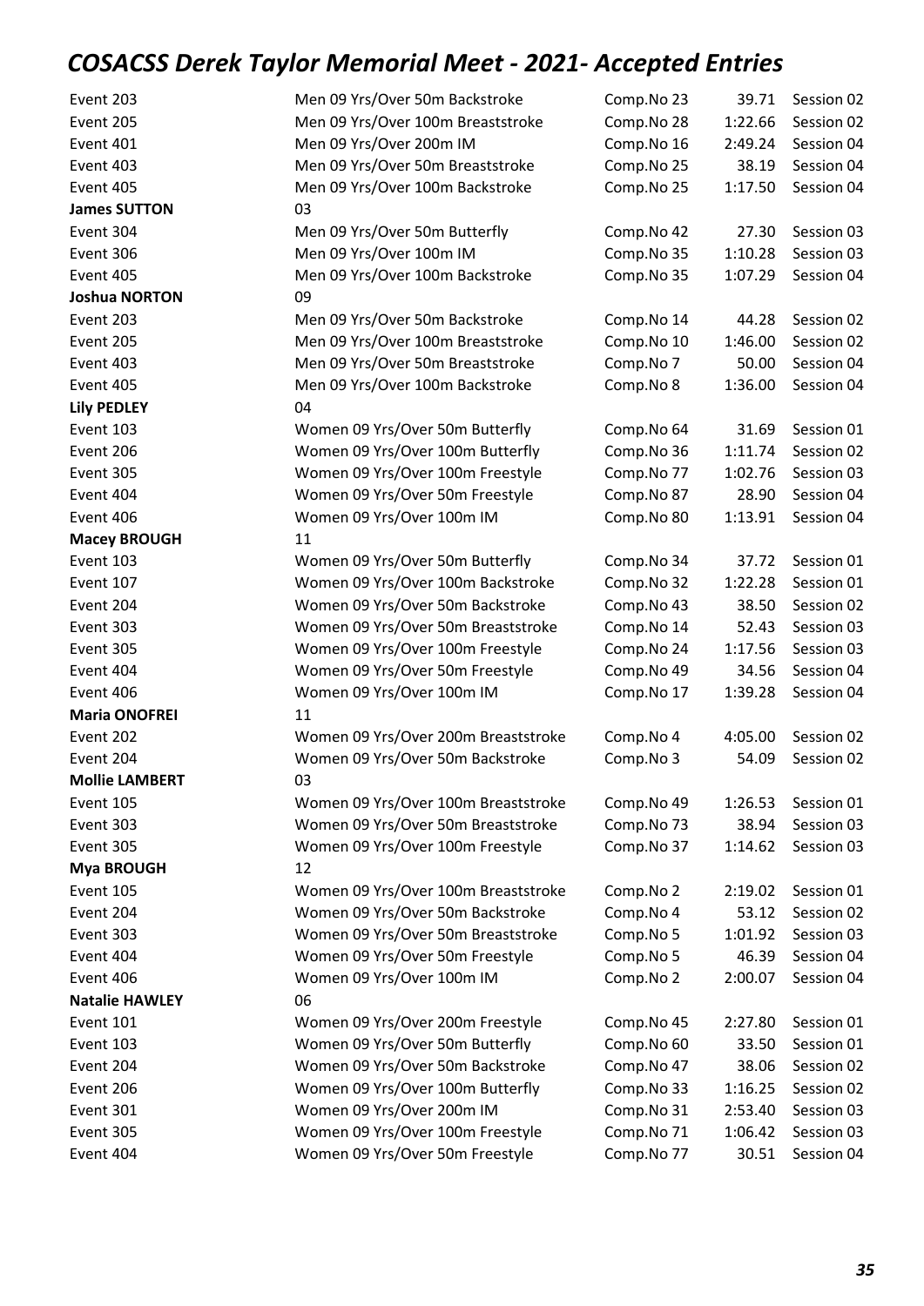# *COSACSS Derek Taylor Memorial Meet - 2021- Accepted Entries*

| | | | | |
|---|---|---|---|---|
| Event 203 | Men 09 Yrs/Over 50m Backstroke | Comp.No 23 | 39.71 | Session 02 |
| Event 205 | Men 09 Yrs/Over 100m Breaststroke | Comp.No 28 | 1:22.66 | Session 02 |
| Event 401 | Men 09 Yrs/Over 200m IM | Comp.No 16 | 2:49.24 | Session 04 |
| Event 403 | Men 09 Yrs/Over 50m Breaststroke | Comp.No 25 | 38.19 | Session 04 |
| Event 405 | Men 09 Yrs/Over 100m Backstroke | Comp.No 25 | 1:17.50 | Session 04 |
| **James SUTTON** | 03 | | | |
| Event 304 | Men 09 Yrs/Over 50m Butterfly | Comp.No 42 | 27.30 | Session 03 |
| Event 306 | Men 09 Yrs/Over 100m IM | Comp.No 35 | 1:10.28 | Session 03 |
| Event 405 | Men 09 Yrs/Over 100m Backstroke | Comp.No 35 | 1:07.29 | Session 04 |
| **Joshua NORTON** | 09 | | | |
| Event 203 | Men 09 Yrs/Over 50m Backstroke | Comp.No 14 | 44.28 | Session 02 |
| Event 205 | Men 09 Yrs/Over 100m Breaststroke | Comp.No 10 | 1:46.00 | Session 02 |
| Event 403 | Men 09 Yrs/Over 50m Breaststroke | Comp.No 7 | 50.00 | Session 04 |
| Event 405 | Men 09 Yrs/Over 100m Backstroke | Comp.No 8 | 1:36.00 | Session 04 |
| **Lily PEDLEY** | 04 | | | |
| Event 103 | Women 09 Yrs/Over 50m Butterfly | Comp.No 64 | 31.69 | Session 01 |
| Event 206 | Women 09 Yrs/Over 100m Butterfly | Comp.No 36 | 1:11.74 | Session 02 |
| Event 305 | Women 09 Yrs/Over 100m Freestyle | Comp.No 77 | 1:02.76 | Session 03 |
| Event 404 | Women 09 Yrs/Over 50m Freestyle | Comp.No 87 | 28.90 | Session 04 |
| Event 406 | Women 09 Yrs/Over 100m IM | Comp.No 80 | 1:13.91 | Session 04 |
| **Macey BROUGH** | 11 | | | |
| Event 103 | Women 09 Yrs/Over 50m Butterfly | Comp.No 34 | 37.72 | Session 01 |
| Event 107 | Women 09 Yrs/Over 100m Backstroke | Comp.No 32 | 1:22.28 | Session 01 |
| Event 204 | Women 09 Yrs/Over 50m Backstroke | Comp.No 43 | 38.50 | Session 02 |
| Event 303 | Women 09 Yrs/Over 50m Breaststroke | Comp.No 14 | 52.43 | Session 03 |
| Event 305 | Women 09 Yrs/Over 100m Freestyle | Comp.No 24 | 1:17.56 | Session 03 |
| Event 404 | Women 09 Yrs/Over 50m Freestyle | Comp.No 49 | 34.56 | Session 04 |
| Event 406 | Women 09 Yrs/Over 100m IM | Comp.No 17 | 1:39.28 | Session 04 |
| **Maria ONOFREI** | 11 | | | |
| Event 202 | Women 09 Yrs/Over 200m Breaststroke | Comp.No 4 | 4:05.00 | Session 02 |
| Event 204 | Women 09 Yrs/Over 50m Backstroke | Comp.No 3 | 54.09 | Session 02 |
| **Mollie LAMBERT** | 03 | | | |
| Event 105 | Women 09 Yrs/Over 100m Breaststroke | Comp.No 49 | 1:26.53 | Session 01 |
| Event 303 | Women 09 Yrs/Over 50m Breaststroke | Comp.No 73 | 38.94 | Session 03 |
| Event 305 | Women 09 Yrs/Over 100m Freestyle | Comp.No 37 | 1:14.62 | Session 03 |
| **Mya BROUGH** | 12 | | | |
| Event 105 | Women 09 Yrs/Over 100m Breaststroke | Comp.No 2 | 2:19.02 | Session 01 |
| Event 204 | Women 09 Yrs/Over 50m Backstroke | Comp.No 4 | 53.12 | Session 02 |
| Event 303 | Women 09 Yrs/Over 50m Breaststroke | Comp.No 5 | 1:01.92 | Session 03 |
| Event 404 | Women 09 Yrs/Over 50m Freestyle | Comp.No 5 | 46.39 | Session 04 |
| Event 406 | Women 09 Yrs/Over 100m IM | Comp.No 2 | 2:00.07 | Session 04 |
| **Natalie HAWLEY** | 06 | | | |
| Event 101 | Women 09 Yrs/Over 200m Freestyle | Comp.No 45 | 2:27.80 | Session 01 |
| Event 103 | Women 09 Yrs/Over 50m Butterfly | Comp.No 60 | 33.50 | Session 01 |
| Event 204 | Women 09 Yrs/Over 50m Backstroke | Comp.No 47 | 38.06 | Session 02 |
| Event 206 | Women 09 Yrs/Over 100m Butterfly | Comp.No 33 | 1:16.25 | Session 02 |
| Event 301 | Women 09 Yrs/Over 200m IM | Comp.No 31 | 2:53.40 | Session 03 |
| Event 305 | Women 09 Yrs/Over 100m Freestyle | Comp.No 71 | 1:06.42 | Session 03 |
| Event 404 | Women 09 Yrs/Over 50m Freestyle | Comp.No 77 | 30.51 | Session 04 |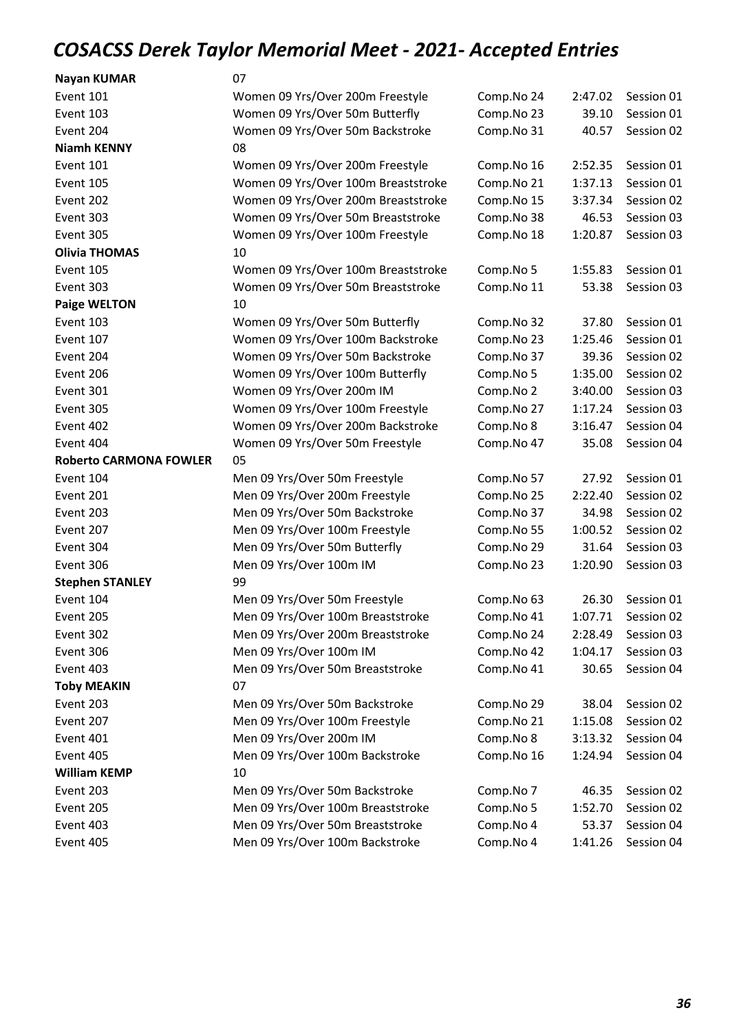# COSACSS Derek Taylor Memorial Meet - 2021- Accepted Entries

| | | | | |
|---|---|---|---|---|
| **Nayan KUMAR** | 07 | | | |
| Event 101 | Women 09 Yrs/Over 200m Freestyle | Comp.No 24 | 2:47.02 | Session 01 |
| Event 103 | Women 09 Yrs/Over 50m Butterfly | Comp.No 23 | 39.10 | Session 01 |
| Event 204 | Women 09 Yrs/Over 50m Backstroke | Comp.No 31 | 40.57 | Session 02 |
| **Niamh KENNY** | 08 | | | |
| Event 101 | Women 09 Yrs/Over 200m Freestyle | Comp.No 16 | 2:52.35 | Session 01 |
| Event 105 | Women 09 Yrs/Over 100m Breaststroke | Comp.No 21 | 1:37.13 | Session 01 |
| Event 202 | Women 09 Yrs/Over 200m Breaststroke | Comp.No 15 | 3:37.34 | Session 02 |
| Event 303 | Women 09 Yrs/Over 50m Breaststroke | Comp.No 38 | 46.53 | Session 03 |
| Event 305 | Women 09 Yrs/Over 100m Freestyle | Comp.No 18 | 1:20.87 | Session 03 |
| **Olivia THOMAS** | 10 | | | |
| Event 105 | Women 09 Yrs/Over 100m Breaststroke | Comp.No 5 | 1:55.83 | Session 01 |
| Event 303 | Women 09 Yrs/Over 50m Breaststroke | Comp.No 11 | 53.38 | Session 03 |
| **Paige WELTON** | 10 | | | |
| Event 103 | Women 09 Yrs/Over 50m Butterfly | Comp.No 32 | 37.80 | Session 01 |
| Event 107 | Women 09 Yrs/Over 100m Backstroke | Comp.No 23 | 1:25.46 | Session 01 |
| Event 204 | Women 09 Yrs/Over 50m Backstroke | Comp.No 37 | 39.36 | Session 02 |
| Event 206 | Women 09 Yrs/Over 100m Butterfly | Comp.No 5 | 1:35.00 | Session 02 |
| Event 301 | Women 09 Yrs/Over 200m IM | Comp.No 2 | 3:40.00 | Session 03 |
| Event 305 | Women 09 Yrs/Over 100m Freestyle | Comp.No 27 | 1:17.24 | Session 03 |
| Event 402 | Women 09 Yrs/Over 200m Backstroke | Comp.No 8 | 3:16.47 | Session 04 |
| Event 404 | Women 09 Yrs/Over 50m Freestyle | Comp.No 47 | 35.08 | Session 04 |
| **Roberto CARMONA FOWLER** | 05 | | | |
| Event 104 | Men 09 Yrs/Over 50m Freestyle | Comp.No 57 | 27.92 | Session 01 |
| Event 201 | Men 09 Yrs/Over 200m Freestyle | Comp.No 25 | 2:22.40 | Session 02 |
| Event 203 | Men 09 Yrs/Over 50m Backstroke | Comp.No 37 | 34.98 | Session 02 |
| Event 207 | Men 09 Yrs/Over 100m Freestyle | Comp.No 55 | 1:00.52 | Session 02 |
| Event 304 | Men 09 Yrs/Over 50m Butterfly | Comp.No 29 | 31.64 | Session 03 |
| Event 306 | Men 09 Yrs/Over 100m IM | Comp.No 23 | 1:20.90 | Session 03 |
| **Stephen STANLEY** | 99 | | | |
| Event 104 | Men 09 Yrs/Over 50m Freestyle | Comp.No 63 | 26.30 | Session 01 |
| Event 205 | Men 09 Yrs/Over 100m Breaststroke | Comp.No 41 | 1:07.71 | Session 02 |
| Event 302 | Men 09 Yrs/Over 200m Breaststroke | Comp.No 24 | 2:28.49 | Session 03 |
| Event 306 | Men 09 Yrs/Over 100m IM | Comp.No 42 | 1:04.17 | Session 03 |
| Event 403 | Men 09 Yrs/Over 50m Breaststroke | Comp.No 41 | 30.65 | Session 04 |
| **Toby MEAKIN** | 07 | | | |
| Event 203 | Men 09 Yrs/Over 50m Backstroke | Comp.No 29 | 38.04 | Session 02 |
| Event 207 | Men 09 Yrs/Over 100m Freestyle | Comp.No 21 | 1:15.08 | Session 02 |
| Event 401 | Men 09 Yrs/Over 200m IM | Comp.No 8 | 3:13.32 | Session 04 |
| Event 405 | Men 09 Yrs/Over 100m Backstroke | Comp.No 16 | 1:24.94 | Session 04 |
| **William KEMP** | 10 | | | |
| Event 203 | Men 09 Yrs/Over 50m Backstroke | Comp.No 7 | 46.35 | Session 02 |
| Event 205 | Men 09 Yrs/Over 100m Breaststroke | Comp.No 5 | 1:52.70 | Session 02 |
| Event 403 | Men 09 Yrs/Over 50m Breaststroke | Comp.No 4 | 53.37 | Session 04 |
| Event 405 | Men 09 Yrs/Over 100m Backstroke | Comp.No 4 | 1:41.26 | Session 04 |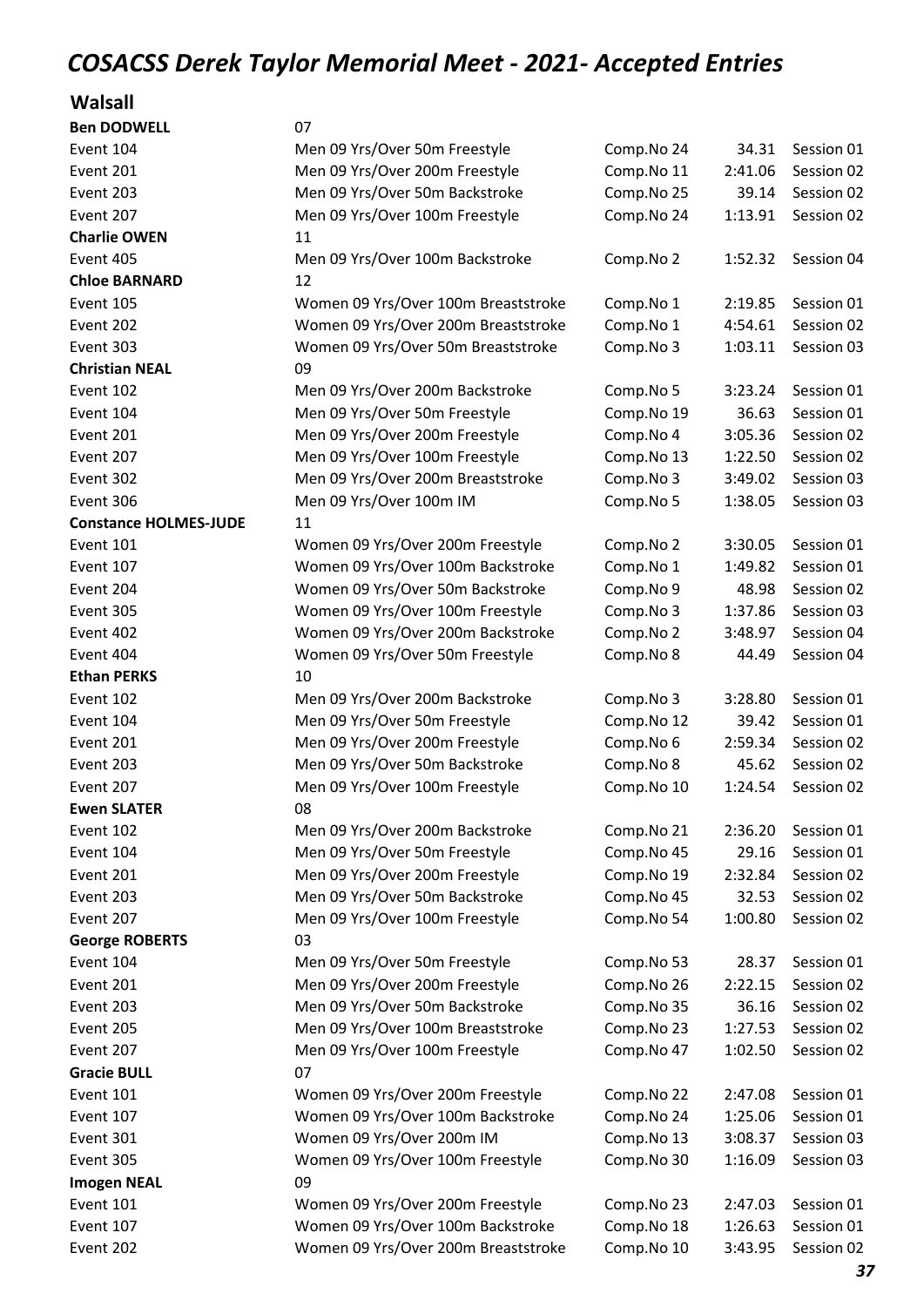# COSACSS Derek Taylor Memorial Meet - 2021- Accepted Entries

## Walsall

| | | | | |
|---|---|---|---|---|
| **Ben DODWELL** | 07 | | | |
| Event 104 | Men 09 Yrs/Over 50m Freestyle | Comp.No 24 | 34.31 | Session 01 |
| Event 201 | Men 09 Yrs/Over 200m Freestyle | Comp.No 11 | 2:41.06 | Session 02 |
| Event 203 | Men 09 Yrs/Over 50m Backstroke | Comp.No 25 | 39.14 | Session 02 |
| Event 207 | Men 09 Yrs/Over 100m Freestyle | Comp.No 24 | 1:13.91 | Session 02 |
| **Charlie OWEN** | 11 | | | |
| Event 405 | Men 09 Yrs/Over 100m Backstroke | Comp.No 2 | 1:52.32 | Session 04 |
| **Chloe BARNARD** | 12 | | | |
| Event 105 | Women 09 Yrs/Over 100m Breaststroke | Comp.No 1 | 2:19.85 | Session 01 |
| Event 202 | Women 09 Yrs/Over 200m Breaststroke | Comp.No 1 | 4:54.61 | Session 02 |
| Event 303 | Women 09 Yrs/Over 50m Breaststroke | Comp.No 3 | 1:03.11 | Session 03 |
| **Christian NEAL** | 09 | | | |
| Event 102 | Men 09 Yrs/Over 200m Backstroke | Comp.No 5 | 3:23.24 | Session 01 |
| Event 104 | Men 09 Yrs/Over 50m Freestyle | Comp.No 19 | 36.63 | Session 01 |
| Event 201 | Men 09 Yrs/Over 200m Freestyle | Comp.No 4 | 3:05.36 | Session 02 |
| Event 207 | Men 09 Yrs/Over 100m Freestyle | Comp.No 13 | 1:22.50 | Session 02 |
| Event 302 | Men 09 Yrs/Over 200m Breaststroke | Comp.No 3 | 3:49.02 | Session 03 |
| Event 306 | Men 09 Yrs/Over 100m IM | Comp.No 5 | 1:38.05 | Session 03 |
| **Constance HOLMES-JUDE** | 11 | | | |
| Event 101 | Women 09 Yrs/Over 200m Freestyle | Comp.No 2 | 3:30.05 | Session 01 |
| Event 107 | Women 09 Yrs/Over 100m Backstroke | Comp.No 1 | 1:49.82 | Session 01 |
| Event 204 | Women 09 Yrs/Over 50m Backstroke | Comp.No 9 | 48.98 | Session 02 |
| Event 305 | Women 09 Yrs/Over 100m Freestyle | Comp.No 3 | 1:37.86 | Session 03 |
| Event 402 | Women 09 Yrs/Over 200m Backstroke | Comp.No 2 | 3:48.97 | Session 04 |
| Event 404 | Women 09 Yrs/Over 50m Freestyle | Comp.No 8 | 44.49 | Session 04 |
| **Ethan PERKS** | 10 | | | |
| Event 102 | Men 09 Yrs/Over 200m Backstroke | Comp.No 3 | 3:28.80 | Session 01 |
| Event 104 | Men 09 Yrs/Over 50m Freestyle | Comp.No 12 | 39.42 | Session 01 |
| Event 201 | Men 09 Yrs/Over 200m Freestyle | Comp.No 6 | 2:59.34 | Session 02 |
| Event 203 | Men 09 Yrs/Over 50m Backstroke | Comp.No 8 | 45.62 | Session 02 |
| Event 207 | Men 09 Yrs/Over 100m Freestyle | Comp.No 10 | 1:24.54 | Session 02 |
| **Ewen SLATER** | 08 | | | |
| Event 102 | Men 09 Yrs/Over 200m Backstroke | Comp.No 21 | 2:36.20 | Session 01 |
| Event 104 | Men 09 Yrs/Over 50m Freestyle | Comp.No 45 | 29.16 | Session 01 |
| Event 201 | Men 09 Yrs/Over 200m Freestyle | Comp.No 19 | 2:32.84 | Session 02 |
| Event 203 | Men 09 Yrs/Over 50m Backstroke | Comp.No 45 | 32.53 | Session 02 |
| Event 207 | Men 09 Yrs/Over 100m Freestyle | Comp.No 54 | 1:00.80 | Session 02 |
| **George ROBERTS** | 03 | | | |
| Event 104 | Men 09 Yrs/Over 50m Freestyle | Comp.No 53 | 28.37 | Session 01 |
| Event 201 | Men 09 Yrs/Over 200m Freestyle | Comp.No 26 | 2:22.15 | Session 02 |
| Event 203 | Men 09 Yrs/Over 50m Backstroke | Comp.No 35 | 36.16 | Session 02 |
| Event 205 | Men 09 Yrs/Over 100m Breaststroke | Comp.No 23 | 1:27.53 | Session 02 |
| Event 207 | Men 09 Yrs/Over 100m Freestyle | Comp.No 47 | 1:02.50 | Session 02 |
| **Gracie BULL** | 07 | | | |
| Event 101 | Women 09 Yrs/Over 200m Freestyle | Comp.No 22 | 2:47.08 | Session 01 |
| Event 107 | Women 09 Yrs/Over 100m Backstroke | Comp.No 24 | 1:25.06 | Session 01 |
| Event 301 | Women 09 Yrs/Over 200m IM | Comp.No 13 | 3:08.37 | Session 03 |
| Event 305 | Women 09 Yrs/Over 100m Freestyle | Comp.No 30 | 1:16.09 | Session 03 |
| **Imogen NEAL** | 09 | | | |
| Event 101 | Women 09 Yrs/Over 200m Freestyle | Comp.No 23 | 2:47.03 | Session 01 |
| Event 107 | Women 09 Yrs/Over 100m Backstroke | Comp.No 18 | 1:26.63 | Session 01 |
| Event 202 | Women 09 Yrs/Over 200m Breaststroke | Comp.No 10 | 3:43.95 | Session 02 |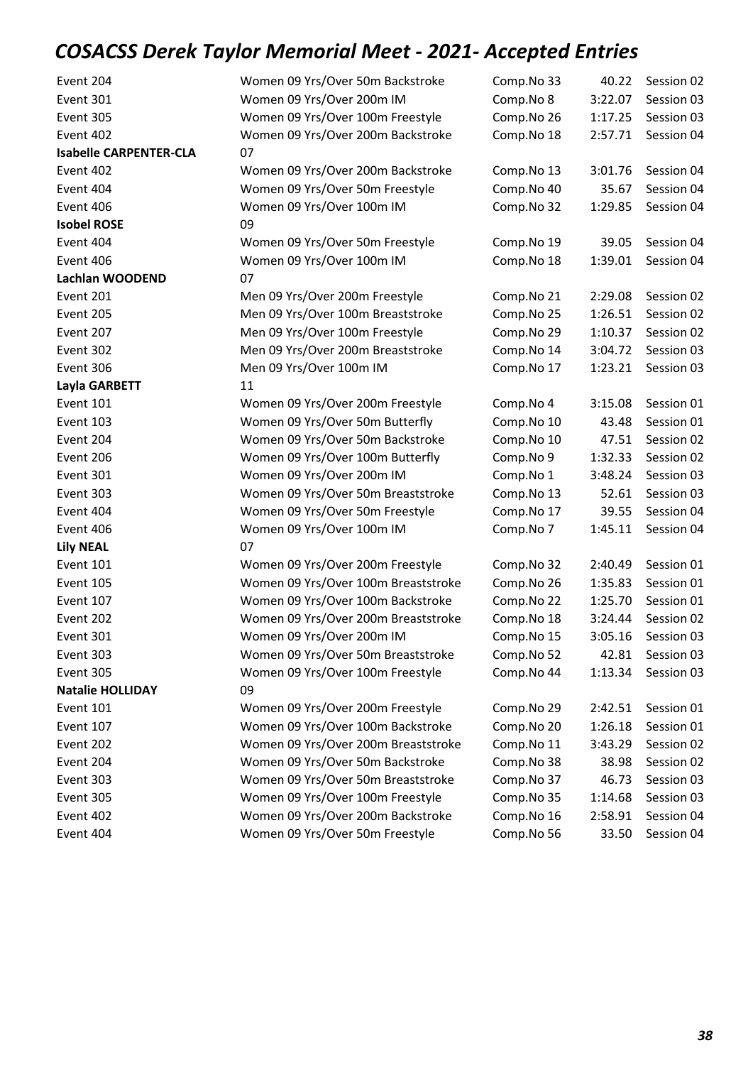# COSACSS Derek Taylor Memorial Meet - 2021- Accepted Entries

| | | | | |
|---|---|---|---|---|
| Event 204 | Women 09 Yrs/Over 50m Backstroke | Comp.No 33 | 40.22 | Session 02 |
| Event 301 | Women 09 Yrs/Over 200m IM | Comp.No 8 | 3:22.07 | Session 03 |
| Event 305 | Women 09 Yrs/Over 100m Freestyle | Comp.No 26 | 1:17.25 | Session 03 |
| Event 402 | Women 09 Yrs/Over 200m Backstroke | Comp.No 18 | 2:57.71 | Session 04 |
| **Isabelle CARPENTER-CLA** | 07 | | | |
| Event 402 | Women 09 Yrs/Over 200m Backstroke | Comp.No 13 | 3:01.76 | Session 04 |
| Event 404 | Women 09 Yrs/Over 50m Freestyle | Comp.No 40 | 35.67 | Session 04 |
| Event 406 | Women 09 Yrs/Over 100m IM | Comp.No 32 | 1:29.85 | Session 04 |
| **Isobel ROSE** | 09 | | | |
| Event 404 | Women 09 Yrs/Over 50m Freestyle | Comp.No 19 | 39.05 | Session 04 |
| Event 406 | Women 09 Yrs/Over 100m IM | Comp.No 18 | 1:39.01 | Session 04 |
| **Lachlan WOODEND** | 07 | | | |
| Event 201 | Men 09 Yrs/Over 200m Freestyle | Comp.No 21 | 2:29.08 | Session 02 |
| Event 205 | Men 09 Yrs/Over 100m Breaststroke | Comp.No 25 | 1:26.51 | Session 02 |
| Event 207 | Men 09 Yrs/Over 100m Freestyle | Comp.No 29 | 1:10.37 | Session 02 |
| Event 302 | Men 09 Yrs/Over 200m Breaststroke | Comp.No 14 | 3:04.72 | Session 03 |
| Event 306 | Men 09 Yrs/Over 100m IM | Comp.No 17 | 1:23.21 | Session 03 |
| **Layla GARBETT** | 11 | | | |
| Event 101 | Women 09 Yrs/Over 200m Freestyle | Comp.No 4 | 3:15.08 | Session 01 |
| Event 103 | Women 09 Yrs/Over 50m Butterfly | Comp.No 10 | 43.48 | Session 01 |
| Event 204 | Women 09 Yrs/Over 50m Backstroke | Comp.No 10 | 47.51 | Session 02 |
| Event 206 | Women 09 Yrs/Over 100m Butterfly | Comp.No 9 | 1:32.33 | Session 02 |
| Event 301 | Women 09 Yrs/Over 200m IM | Comp.No 1 | 3:48.24 | Session 03 |
| Event 303 | Women 09 Yrs/Over 50m Breaststroke | Comp.No 13 | 52.61 | Session 03 |
| Event 404 | Women 09 Yrs/Over 50m Freestyle | Comp.No 17 | 39.55 | Session 04 |
| Event 406 | Women 09 Yrs/Over 100m IM | Comp.No 7 | 1:45.11 | Session 04 |
| **Lily NEAL** | 07 | | | |
| Event 101 | Women 09 Yrs/Over 200m Freestyle | Comp.No 32 | 2:40.49 | Session 01 |
| Event 105 | Women 09 Yrs/Over 100m Breaststroke | Comp.No 26 | 1:35.83 | Session 01 |
| Event 107 | Women 09 Yrs/Over 100m Backstroke | Comp.No 22 | 1:25.70 | Session 01 |
| Event 202 | Women 09 Yrs/Over 200m Breaststroke | Comp.No 18 | 3:24.44 | Session 02 |
| Event 301 | Women 09 Yrs/Over 200m IM | Comp.No 15 | 3:05.16 | Session 03 |
| Event 303 | Women 09 Yrs/Over 50m Breaststroke | Comp.No 52 | 42.81 | Session 03 |
| Event 305 | Women 09 Yrs/Over 100m Freestyle | Comp.No 44 | 1:13.34 | Session 03 |
| **Natalie HOLLIDAY** | 09 | | | |
| Event 101 | Women 09 Yrs/Over 200m Freestyle | Comp.No 29 | 2:42.51 | Session 01 |
| Event 107 | Women 09 Yrs/Over 100m Backstroke | Comp.No 20 | 1:26.18 | Session 01 |
| Event 202 | Women 09 Yrs/Over 200m Breaststroke | Comp.No 11 | 3:43.29 | Session 02 |
| Event 204 | Women 09 Yrs/Over 50m Backstroke | Comp.No 38 | 38.98 | Session 02 |
| Event 303 | Women 09 Yrs/Over 50m Breaststroke | Comp.No 37 | 46.73 | Session 03 |
| Event 305 | Women 09 Yrs/Over 100m Freestyle | Comp.No 35 | 1:14.68 | Session 03 |
| Event 402 | Women 09 Yrs/Over 200m Backstroke | Comp.No 16 | 2:58.91 | Session 04 |
| Event 404 | Women 09 Yrs/Over 50m Freestyle | Comp.No 56 | 33.50 | Session 04 |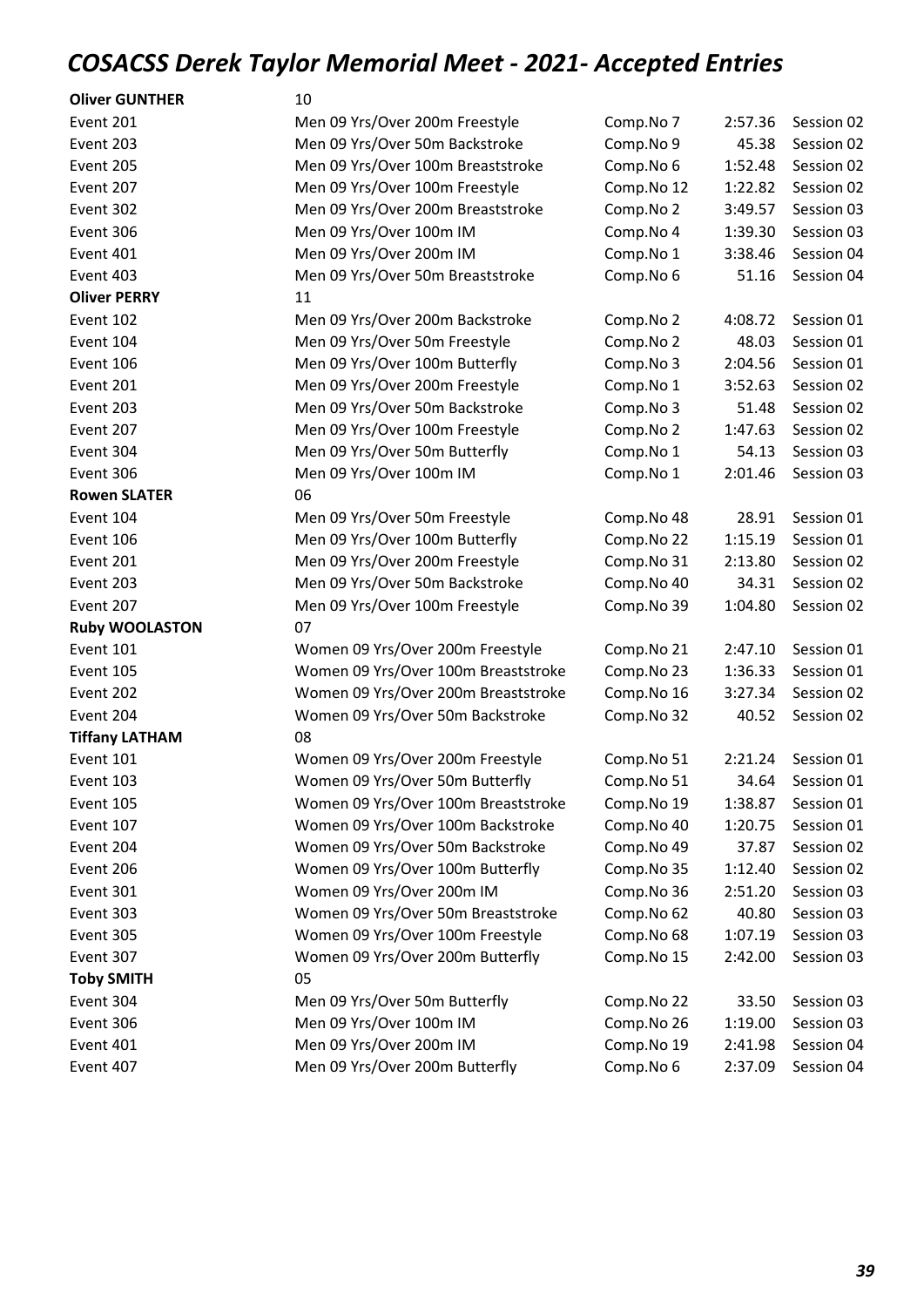# COSACSS Derek Taylor Memorial Meet - 2021- Accepted Entries

| | | | | |
|---|---|---|---|---|
| **Oliver GUNTHER** | 10 | | | |
| Event 201 | Men 09 Yrs/Over 200m Freestyle | Comp.No 7 | 2:57.36 | Session 02 |
| Event 203 | Men 09 Yrs/Over 50m Backstroke | Comp.No 9 | 45.38 | Session 02 |
| Event 205 | Men 09 Yrs/Over 100m Breaststroke | Comp.No 6 | 1:52.48 | Session 02 |
| Event 207 | Men 09 Yrs/Over 100m Freestyle | Comp.No 12 | 1:22.82 | Session 02 |
| Event 302 | Men 09 Yrs/Over 200m Breaststroke | Comp.No 2 | 3:49.57 | Session 03 |
| Event 306 | Men 09 Yrs/Over 100m IM | Comp.No 4 | 1:39.30 | Session 03 |
| Event 401 | Men 09 Yrs/Over 200m IM | Comp.No 1 | 3:38.46 | Session 04 |
| Event 403 | Men 09 Yrs/Over 50m Breaststroke | Comp.No 6 | 51.16 | Session 04 |
| **Oliver PERRY** | 11 | | | |
| Event 102 | Men 09 Yrs/Over 200m Backstroke | Comp.No 2 | 4:08.72 | Session 01 |
| Event 104 | Men 09 Yrs/Over 50m Freestyle | Comp.No 2 | 48.03 | Session 01 |
| Event 106 | Men 09 Yrs/Over 100m Butterfly | Comp.No 3 | 2:04.56 | Session 01 |
| Event 201 | Men 09 Yrs/Over 200m Freestyle | Comp.No 1 | 3:52.63 | Session 02 |
| Event 203 | Men 09 Yrs/Over 50m Backstroke | Comp.No 3 | 51.48 | Session 02 |
| Event 207 | Men 09 Yrs/Over 100m Freestyle | Comp.No 2 | 1:47.63 | Session 02 |
| Event 304 | Men 09 Yrs/Over 50m Butterfly | Comp.No 1 | 54.13 | Session 03 |
| Event 306 | Men 09 Yrs/Over 100m IM | Comp.No 1 | 2:01.46 | Session 03 |
| **Rowen SLATER** | 06 | | | |
| Event 104 | Men 09 Yrs/Over 50m Freestyle | Comp.No 48 | 28.91 | Session 01 |
| Event 106 | Men 09 Yrs/Over 100m Butterfly | Comp.No 22 | 1:15.19 | Session 01 |
| Event 201 | Men 09 Yrs/Over 200m Freestyle | Comp.No 31 | 2:13.80 | Session 02 |
| Event 203 | Men 09 Yrs/Over 50m Backstroke | Comp.No 40 | 34.31 | Session 02 |
| Event 207 | Men 09 Yrs/Over 100m Freestyle | Comp.No 39 | 1:04.80 | Session 02 |
| **Ruby WOOLASTON** | 07 | | | |
| Event 101 | Women 09 Yrs/Over 200m Freestyle | Comp.No 21 | 2:47.10 | Session 01 |
| Event 105 | Women 09 Yrs/Over 100m Breaststroke | Comp.No 23 | 1:36.33 | Session 01 |
| Event 202 | Women 09 Yrs/Over 200m Breaststroke | Comp.No 16 | 3:27.34 | Session 02 |
| Event 204 | Women 09 Yrs/Over 50m Backstroke | Comp.No 32 | 40.52 | Session 02 |
| **Tiffany LATHAM** | 08 | | | |
| Event 101 | Women 09 Yrs/Over 200m Freestyle | Comp.No 51 | 2:21.24 | Session 01 |
| Event 103 | Women 09 Yrs/Over 50m Butterfly | Comp.No 51 | 34.64 | Session 01 |
| Event 105 | Women 09 Yrs/Over 100m Breaststroke | Comp.No 19 | 1:38.87 | Session 01 |
| Event 107 | Women 09 Yrs/Over 100m Backstroke | Comp.No 40 | 1:20.75 | Session 01 |
| Event 204 | Women 09 Yrs/Over 50m Backstroke | Comp.No 49 | 37.87 | Session 02 |
| Event 206 | Women 09 Yrs/Over 100m Butterfly | Comp.No 35 | 1:12.40 | Session 02 |
| Event 301 | Women 09 Yrs/Over 200m IM | Comp.No 36 | 2:51.20 | Session 03 |
| Event 303 | Women 09 Yrs/Over 50m Breaststroke | Comp.No 62 | 40.80 | Session 03 |
| Event 305 | Women 09 Yrs/Over 100m Freestyle | Comp.No 68 | 1:07.19 | Session 03 |
| Event 307 | Women 09 Yrs/Over 200m Butterfly | Comp.No 15 | 2:42.00 | Session 03 |
| **Toby SMITH** | 05 | | | |
| Event 304 | Men 09 Yrs/Over 50m Butterfly | Comp.No 22 | 33.50 | Session 03 |
| Event 306 | Men 09 Yrs/Over 100m IM | Comp.No 26 | 1:19.00 | Session 03 |
| Event 401 | Men 09 Yrs/Over 200m IM | Comp.No 19 | 2:41.98 | Session 04 |
| Event 407 | Men 09 Yrs/Over 200m Butterfly | Comp.No 6 | 2:37.09 | Session 04 |